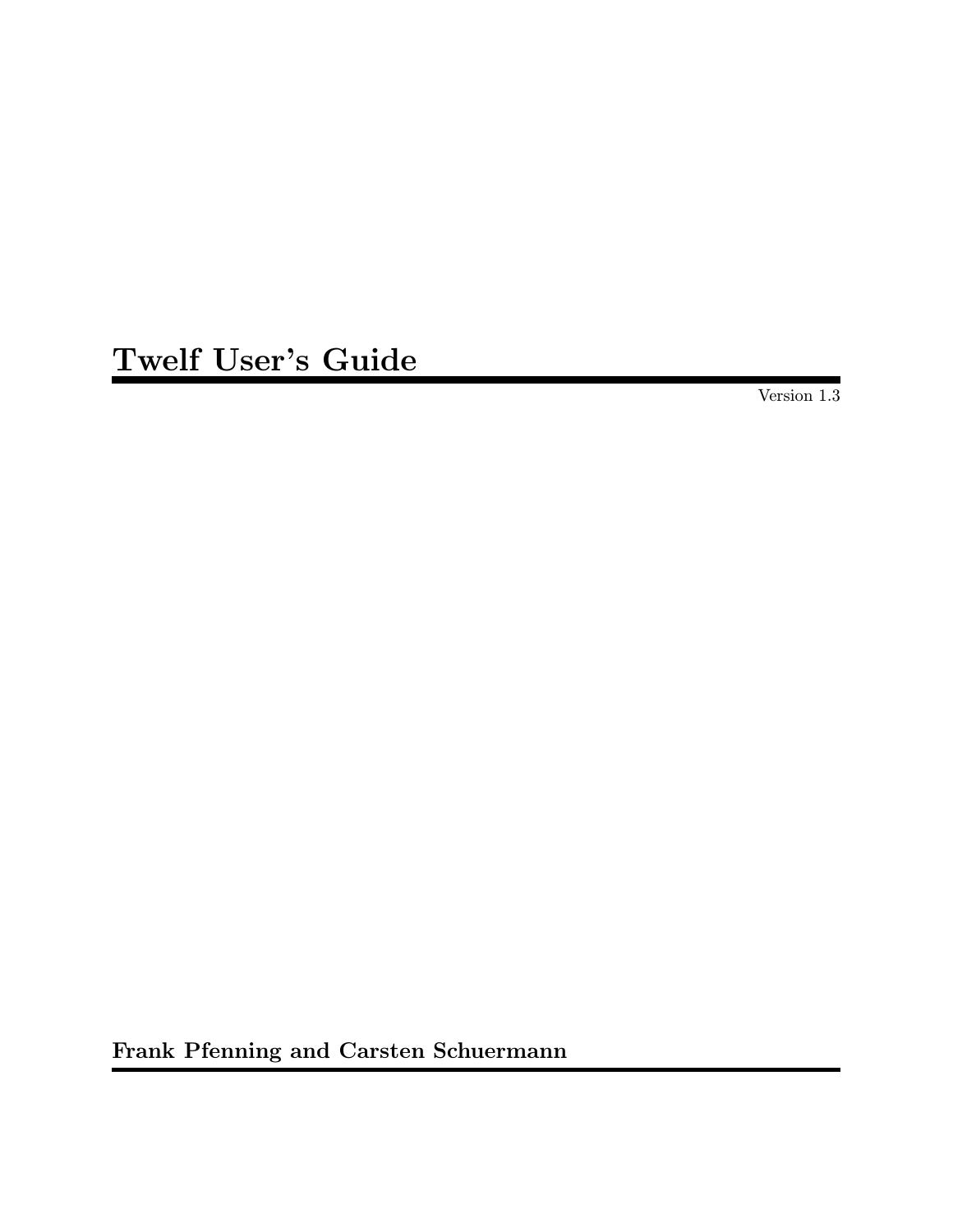# Twelf User's Guide

Version 1.3

**Frank Pfenning and Carsten Schuermann**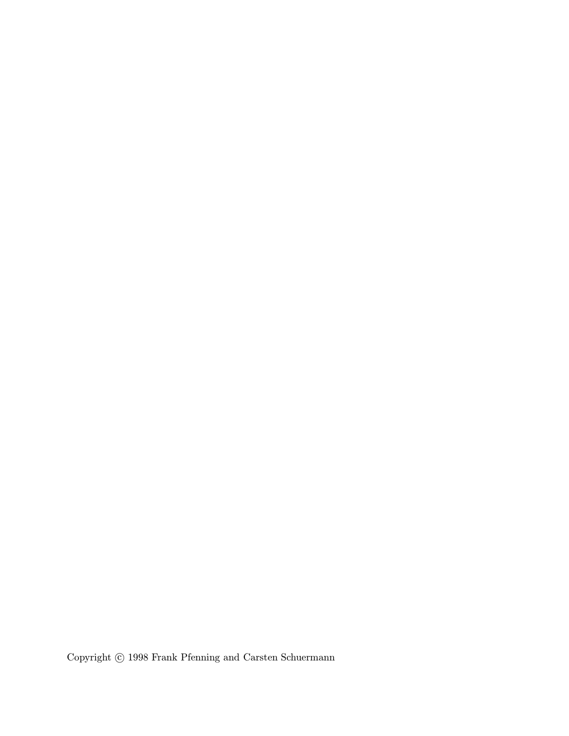Copyright © 1998 Frank Pfenning and Carsten Schuermann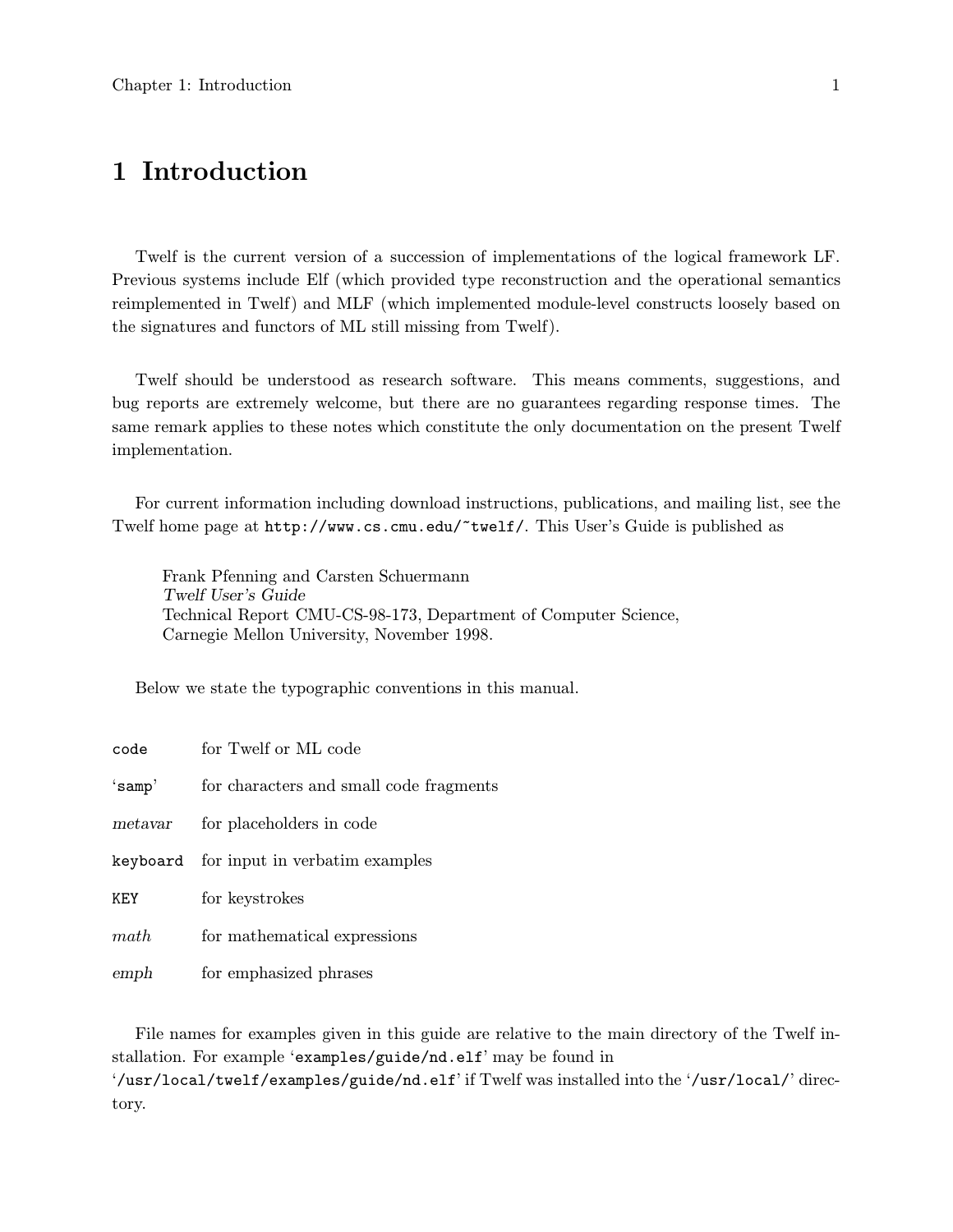# 1 Introduction

Twelf is the current version of a succession of implementations of the logical framework LF. Previous systems include Elf (which provided type reconstruction and the operational semantics reimplemented in Twelf) and MLF (which implemented module-level constructs loosely based on the signatures and functors of ML still missing from Twelf).

Twelf should be understood as research software. This means comments, suggestions, and bug reports are extremely welcome, but there are no guarantees regarding response times. The same remark applies to these notes which constitute the only documentation on the present Twelf implementation.

For current information including download instructions, publications, and mailing list, see the Twelf home page at `http://www.cs.cmu.edu/~twelf/`. This User's Guide is published as

> Frank Pfenning and Carsten Schuermann
> *Twelf User's Guide*
> Technical Report CMU-CS-98-173, Department of Computer Science,
> Carnegie Mellon University, November 1998.

Below we state the typographic conventions in this manual.

| | |
|---|---|
| `code` | for Twelf or ML code |
| '`samp`' | for characters and small code fragments |
| *metavar* | for placeholders in code |
| `keyboard` | for input in verbatim examples |
| `KEY` | for keystrokes |
| *math* | for mathematical expressions |
| *emph* | for emphasized phrases |

File names for examples given in this guide are relative to the main directory of the Twelf installation. For example '`examples/guide/nd.elf`' may be found in '`/usr/local/twelf/examples/guide/nd.elf`' if Twelf was installed into the '`/usr/local/`' directory.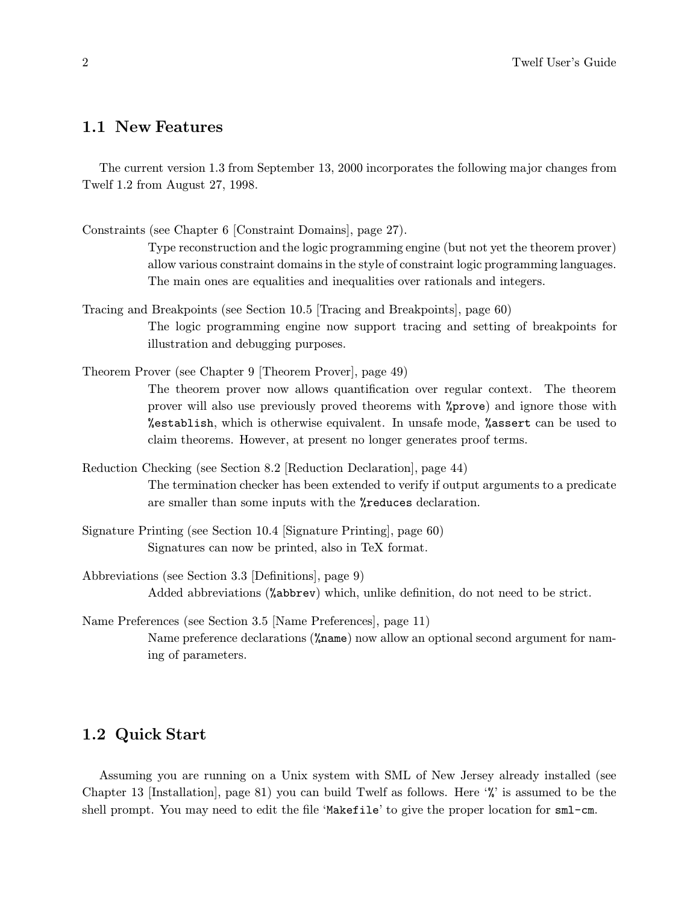## 1.1 New Features

The current version 1.3 from September 13, 2000 incorporates the following major changes from Twelf 1.2 from August 27, 1998.

Constraints (see Chapter 6 [Constraint Domains], page 27).
: Type reconstruction and the logic programming engine (but not yet the theorem prover) allow various constraint domains in the style of constraint logic programming languages. The main ones are equalities and inequalities over rationals and integers.

Tracing and Breakpoints (see Section 10.5 [Tracing and Breakpoints], page 60)
: The logic programming engine now support tracing and setting of breakpoints for illustration and debugging purposes.

Theorem Prover (see Chapter 9 [Theorem Prover], page 49)
: The theorem prover now allows quantification over regular context. The theorem prover will also use previously proved theorems with `%prove`) and ignore those with `%establish`, which is otherwise equivalent. In unsafe mode, `%assert` can be used to claim theorems. However, at present no longer generates proof terms.

Reduction Checking (see Section 8.2 [Reduction Declaration], page 44)
: The termination checker has been extended to verify if output arguments to a predicate are smaller than some inputs with the `%reduces` declaration.

Signature Printing (see Section 10.4 [Signature Printing], page 60)
: Signatures can now be printed, also in TeX format.

Abbreviations (see Section 3.3 [Definitions], page 9)
: Added abbreviations (`%abbrev`) which, unlike definition, do not need to be strict.

Name Preferences (see Section 3.5 [Name Preferences], page 11)
: Name preference declarations (`%name`) now allow an optional second argument for naming of parameters.

## 1.2 Quick Start

Assuming you are running on a Unix system with SML of New Jersey already installed (see Chapter 13 [Installation], page 81) you can build Twelf as follows. Here '`%`' is assumed to be the shell prompt. You may need to edit the file '`Makefile`' to give the proper location for `sml-cm`.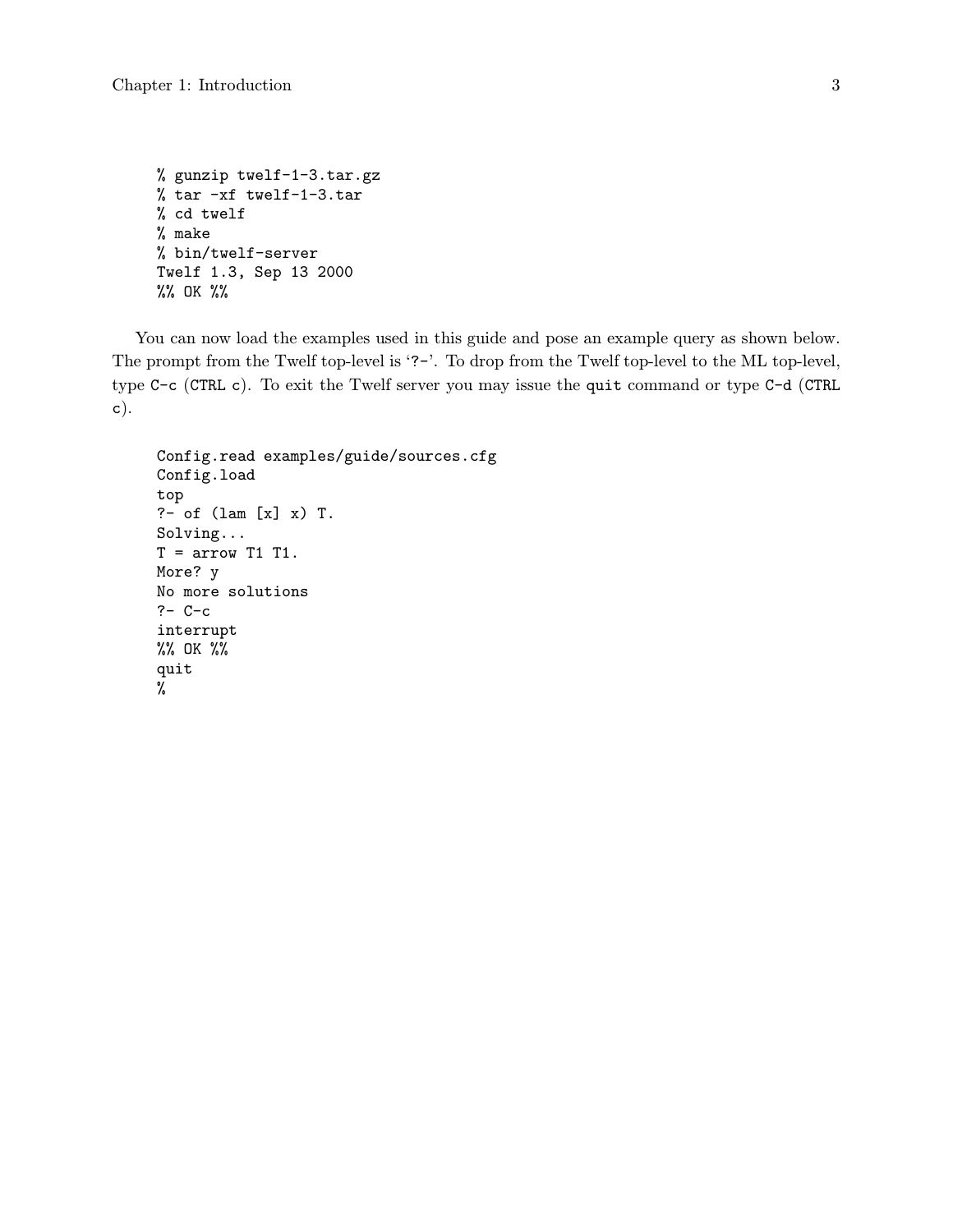```
% gunzip twelf-1-3.tar.gz
% tar -xf twelf-1-3.tar
% cd twelf
% make
% bin/twelf-server
Twelf 1.3, Sep 13 2000
%% OK %%
```

You can now load the examples used in this guide and pose an example query as shown below. The prompt from the Twelf top-level is '?-'. To drop from the Twelf top-level to the ML top-level, type `C-c` (`CTRL c`). To exit the Twelf server you may issue the `quit` command or type `C-d` (`CTRL c`).

```
Config.read examples/guide/sources.cfg
Config.load
top
?- of (lam [x] x) T.
Solving...
T = arrow T1 T1.
More? y
No more solutions
?- C-c
interrupt
%% OK %%
quit
%
```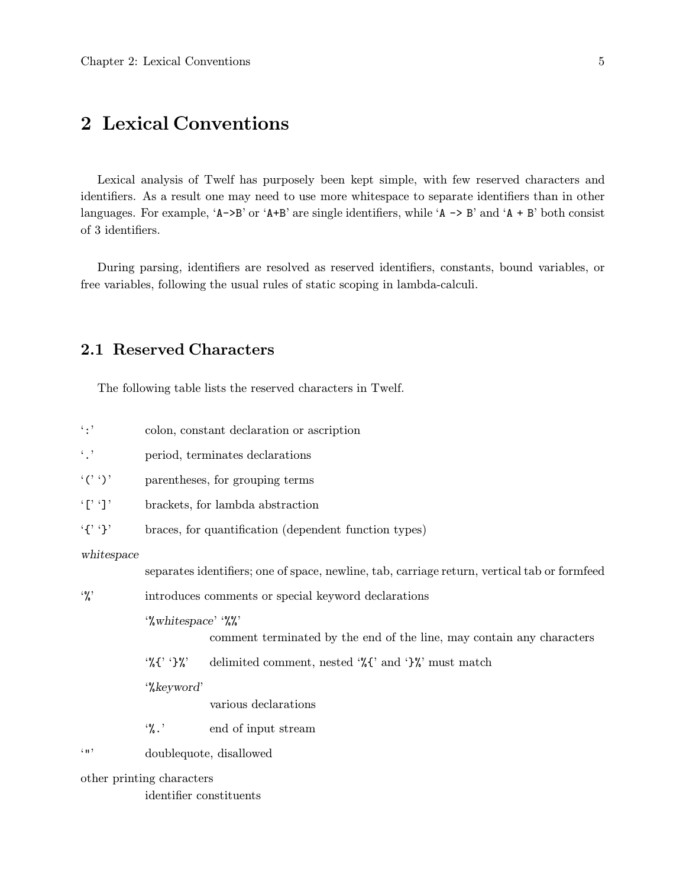# 2 Lexical Conventions

Lexical analysis of Twelf has purposely been kept simple, with few reserved characters and identifiers. As a result one may need to use more whitespace to separate identifiers than in other languages. For example, '`A->B`' or '`A+B`' are single identifiers, while '`A -> B`' and '`A + B`' both consist of 3 identifiers.

During parsing, identifiers are resolved as reserved identifiers, constants, bound variables, or free variables, following the usual rules of static scoping in lambda-calculi.

## 2.1 Reserved Characters

The following table lists the reserved characters in Twelf.

'`:`'
: colon, constant declaration or ascription

'`.`'
: period, terminates declarations

'`(`' '`)`'
: parentheses, for grouping terms

'`[`' '`]`'
: brackets, for lambda abstraction

'`{`' '`}`'
: braces, for quantification (dependent function types)

*whitespace*
: separates identifiers; one of space, newline, tab, carriage return, vertical tab or formfeed

'`%`'
: introduces comments or special keyword declarations

  '`%`*whitespace*' '`%%`'
  : comment terminated by the end of the line, may contain any characters

  '`%{`' '`}%`'
  : delimited comment, nested '`%{`' and '`}%`' must match

  '`%`*keyword*'
  : various declarations

  '`%.`'
  : end of input stream

'`"`'
: doublequote, disallowed

other printing characters
: identifier constituents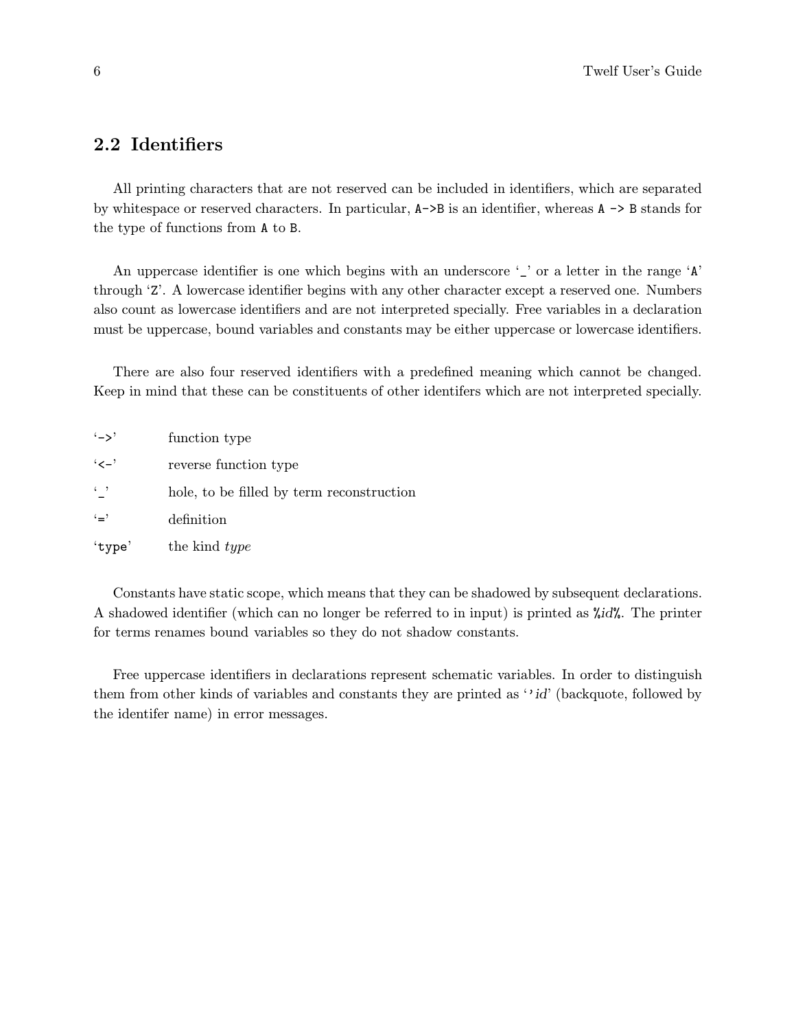## 2.2 Identifiers

All printing characters that are not reserved can be included in identifiers, which are separated by whitespace or reserved characters. In particular, `A->B` is an identifier, whereas `A -> B` stands for the type of functions from `A` to `B`.

An uppercase identifier is one which begins with an underscore '`_`' or a letter in the range '`A`' through '`Z`'. A lowercase identifier begins with any other character except a reserved one. Numbers also count as lowercase identifiers and are not interpreted specially. Free variables in a declaration must be uppercase, bound variables and constants may be either uppercase or lowercase identifiers.

There are also four reserved identifiers with a predefined meaning which cannot be changed. Keep in mind that these can be constituents of other identifers which are not interpreted specially.

'`->`' function type

'`<-`' reverse function type

'`_`' hole, to be filled by term reconstruction

'`=`' definition

'`type`' the kind *type*

Constants have static scope, which means that they can be shadowed by subsequent declarations. A shadowed identifier (which can no longer be referred to in input) is printed as `%`*id*`%`. The printer for terms renames bound variables so they do not shadow constants.

Free uppercase identifiers in declarations represent schematic variables. In order to distinguish them from other kinds of variables and constants they are printed as '`'`*id*' (backquote, followed by the identifer name) in error messages.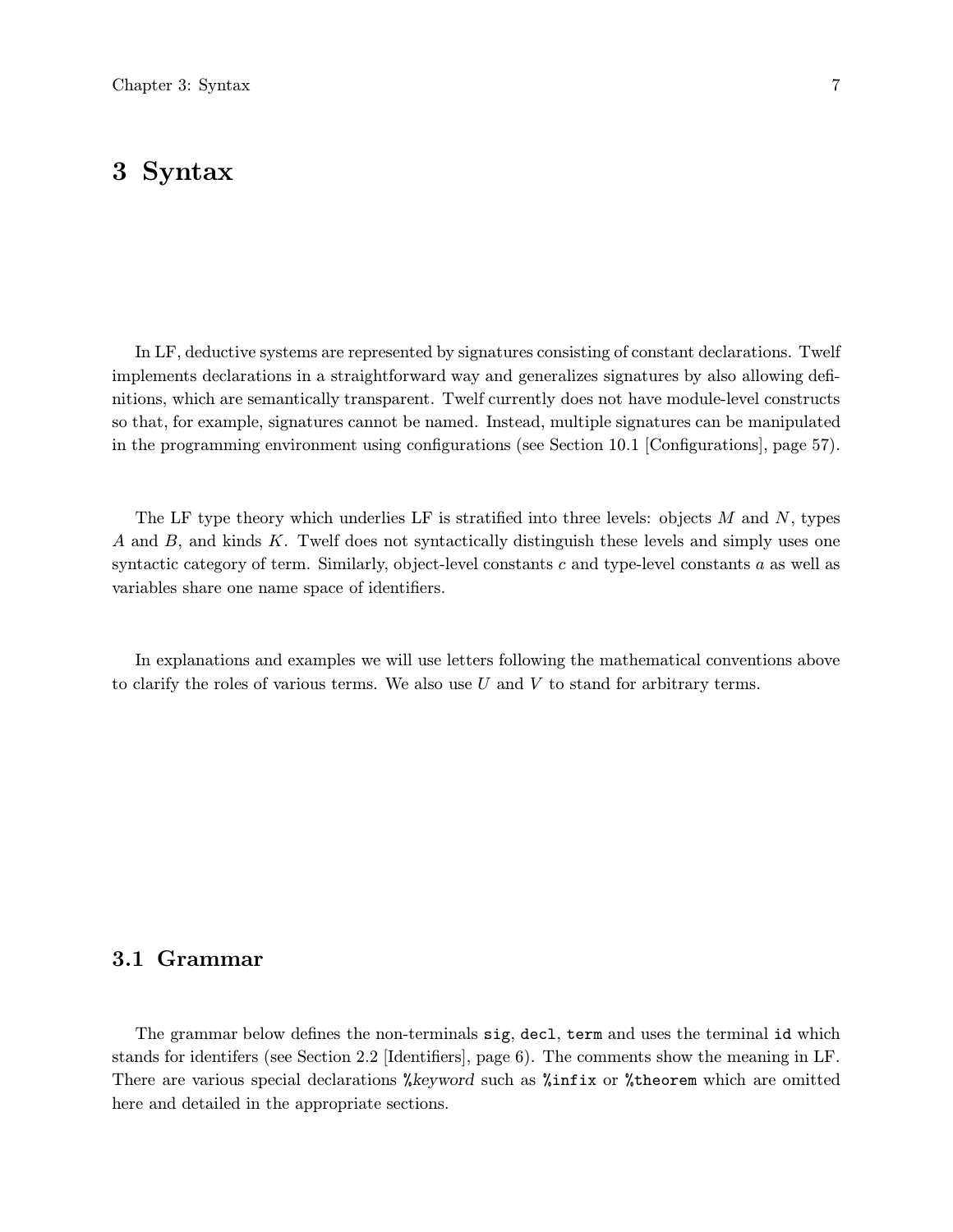# 3 Syntax

In LF, deductive systems are represented by signatures consisting of constant declarations. Twelf implements declarations in a straightforward way and generalizes signatures by also allowing definitions, which are semantically transparent. Twelf currently does not have module-level constructs so that, for example, signatures cannot be named. Instead, multiple signatures can be manipulated in the programming environment using configurations (see Section 10.1 [Configurations], page 57).

The LF type theory which underlies LF is stratified into three levels: objects $M$ and $N$, types $A$ and $B$, and kinds $K$. Twelf does not syntactically distinguish these levels and simply uses one syntactic category of term. Similarly, object-level constants $c$ and type-level constants $a$ as well as variables share one name space of identifiers.

In explanations and examples we will use letters following the mathematical conventions above to clarify the roles of various terms. We also use $U$ and $V$ to stand for arbitrary terms.

## 3.1 Grammar

The grammar below defines the non-terminals `sig`, `decl`, `term` and uses the terminal `id` which stands for identifers (see Section 2.2 [Identifiers], page 6). The comments show the meaning in LF. There are various special declarations `%`*keyword* such as `%infix` or `%theorem` which are omitted here and detailed in the appropriate sections.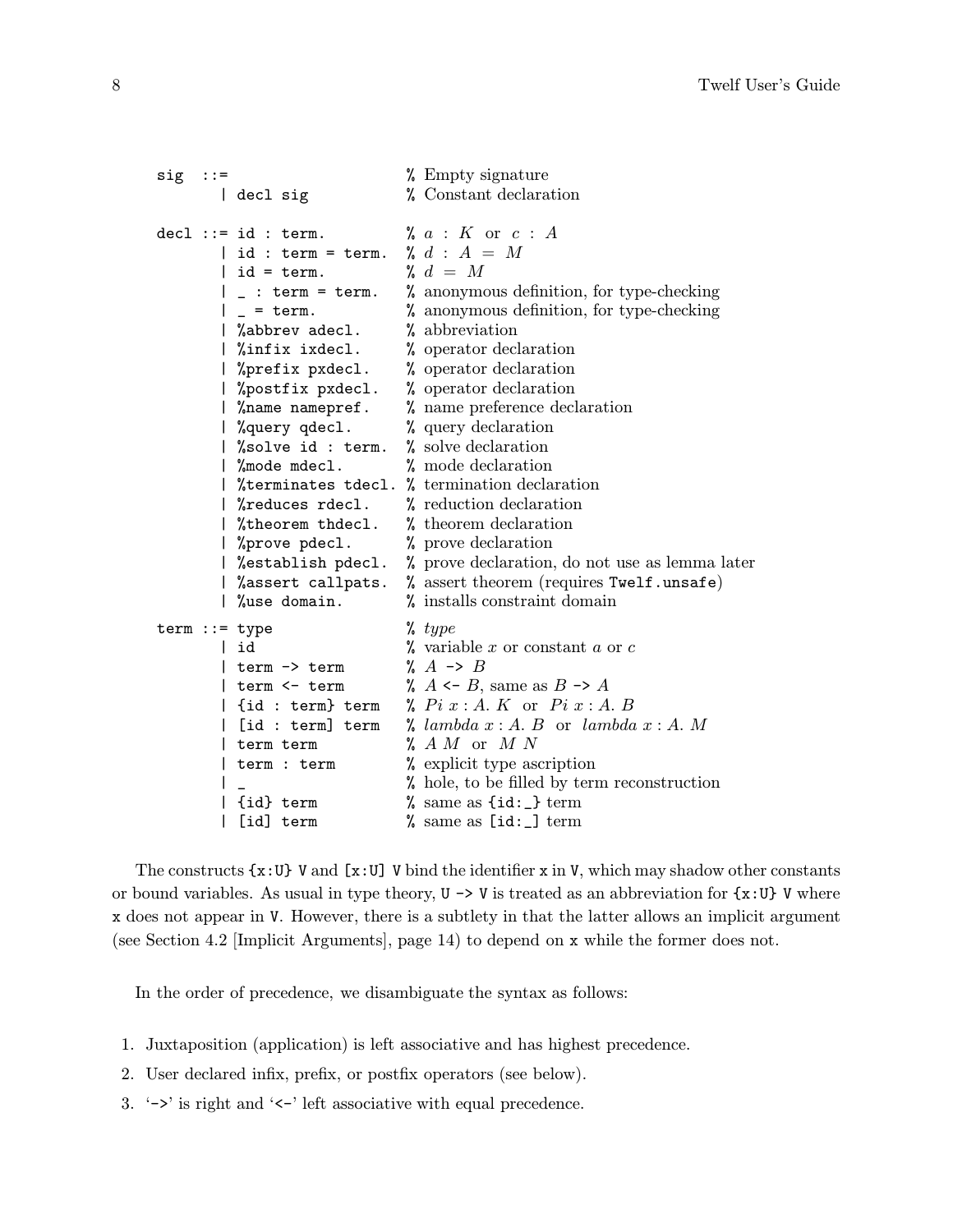```
sig  ::=                          % Empty signature
      | decl sig                  % Constant declaration

decl ::= id : term.               % a : K  or  c : A
      | id : term = term.         % d : A = M
      | id = term.                % d = M
      | _ : term = term.          % anonymous definition, for type-checking
      | _ = term.                 % anonymous definition, for type-checking
      | %abbrev adecl.            % abbreviation
      | %infix ixdecl.            % operator declaration
      | %prefix pxdecl.           % operator declaration
      | %postfix pxdecl.          % operator declaration
      | %name namepref.           % name preference declaration
      | %query qdecl.             % query declaration
      | %solve id : term.         % solve declaration
      | %mode mdecl.              % mode declaration
      | %terminates tdecl.        % termination declaration
      | %reduces rdecl.           % reduction declaration
      | %theorem thdecl.          % theorem declaration
      | %prove pdecl.             % prove declaration
      | %establish pdecl.         % prove declaration, do not use as lemma later
      | %assert callpats.         % assert theorem (requires Twelf.unsafe)
      | %use domain.              % installs constraint domain

term ::= type                     % type
      | id                        % variable x or constant a or c
      | term -> term              % A -> B
      | term <- term              % A <- B, same as B -> A
      | {id : term} term          % Pi x:A. K  or  Pi x:A. B
      | [id : term] term          % lambda x:A. B  or  lambda x:A. M
      | term term                 % A M  or  M N
      | term : term               % explicit type ascription
      | _                         % hole, to be filled by term reconstruction
      | {id} term                 % same as {id:_} term
      | [id] term                 % same as [id:_] term
```

The constructs `{x:U} V` and `[x:U] V` bind the identifier `x` in `V`, which may shadow other constants or bound variables. As usual in type theory, `U -> V` is treated as an abbreviation for `{x:U} V` where `x` does not appear in `V`. However, there is a subtlety in that the latter allows an implicit argument (see Section 4.2 [Implicit Arguments], page 14) to depend on `x` while the former does not.

In the order of precedence, we disambiguate the syntax as follows:

1. Juxtaposition (application) is left associative and has highest precedence.
2. User declared infix, prefix, or postfix operators (see below).
3. '`->`' is right and '`<-`' left associative with equal precedence.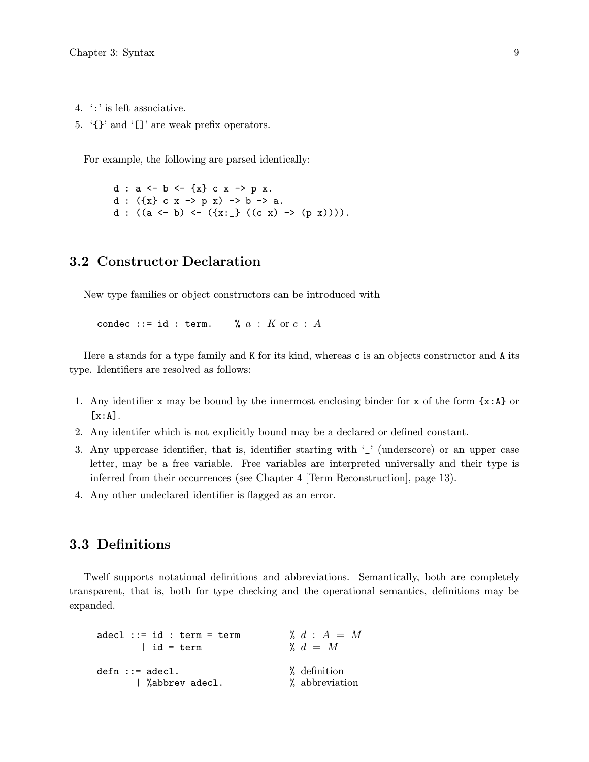4. ':' is left associative.
5. '{}' and '[]' are weak prefix operators.

For example, the following are parsed identically:

```
d : a <- b <- {x} c x -> p x.
d : ({x} c x -> p x) -> b -> a.
d : ((a <- b) <- ({x:_} ((c x) -> (p x)))).
```

## 3.2 Constructor Declaration

New type families or object constructors can be introduced with

```
condec ::= id : term.     % a : K or c : A
```

Here a stands for a type family and K for its kind, whereas c is an objects constructor and A its type. Identifiers are resolved as follows:

1. Any identifier x may be bound by the innermost enclosing binder for x of the form {x:A} or [x:A].
2. Any identifer which is not explicitly bound may be a declared or defined constant.
3. Any uppercase identifier, that is, identifier starting with '_' (underscore) or an upper case letter, may be a free variable. Free variables are interpreted universally and their type is inferred from their occurrences (see Chapter 4 [Term Reconstruction], page 13).
4. Any other undeclared identifier is flagged as an error.

## 3.3 Definitions

Twelf supports notational definitions and abbreviations. Semantically, both are completely transparent, that is, both for type checking and the operational semantics, definitions may be expanded.

```
adecl ::= id : term = term        % d : A = M
        | id = term               % d = M

defn ::= adecl.                   % definition
       | %abbrev adecl.           % abbreviation
```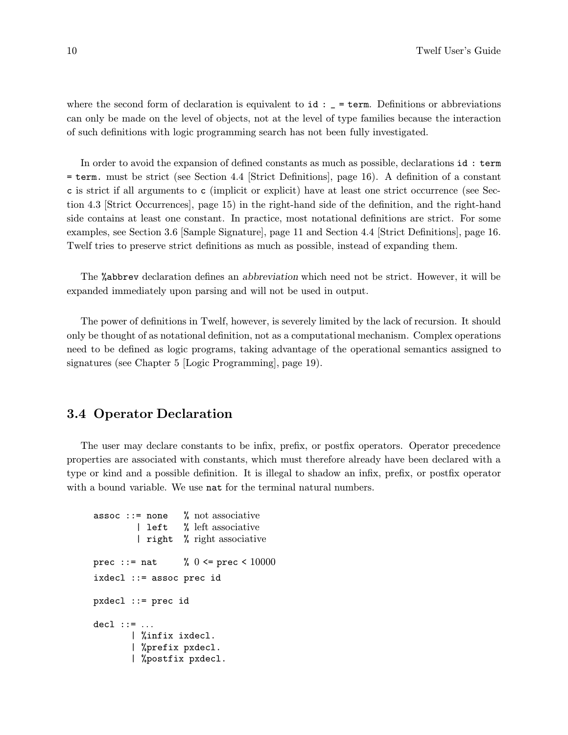where the second form of declaration is equivalent to `id : _ = term`. Definitions or abbreviations can only be made on the level of objects, not at the level of type families because the interaction of such definitions with logic programming search has not been fully investigated.

In order to avoid the expansion of defined constants as much as possible, declarations `id : term = term.` must be strict (see Section 4.4 [Strict Definitions], page 16). A definition of a constant `c` is strict if all arguments to `c` (implicit or explicit) have at least one strict occurrence (see Section 4.3 [Strict Occurrences], page 15) in the right-hand side of the definition, and the right-hand side contains at least one constant. In practice, most notational definitions are strict. For some examples, see Section 3.6 [Sample Signature], page 11 and Section 4.4 [Strict Definitions], page 16. Twelf tries to preserve strict definitions as much as possible, instead of expanding them.

The `%abbrev` declaration defines an *abbreviation* which need not be strict. However, it will be expanded immediately upon parsing and will not be used in output.

The power of definitions in Twelf, however, is severely limited by the lack of recursion. It should only be thought of as notational definition, not as a computational mechanism. Complex operations need to be defined as logic programs, taking advantage of the operational semantics assigned to signatures (see Chapter 5 [Logic Programming], page 19).

## 3.4 Operator Declaration

The user may declare constants to be infix, prefix, or postfix operators. Operator precedence properties are associated with constants, which must therefore already have been declared with a type or kind and a possible definition. It is illegal to shadow an infix, prefix, or postfix operator with a bound variable. We use `nat` for the terminal natural numbers.

```
assoc ::= none    % not associative
        | left    % left associative
        | right   % right associative

prec ::= nat      % 0 <= prec < 10000

ixdecl ::= assoc prec id

pxdecl ::= prec id

decl ::= ...
       | %infix ixdecl.
       | %prefix pxdecl.
       | %postfix pxdecl.
```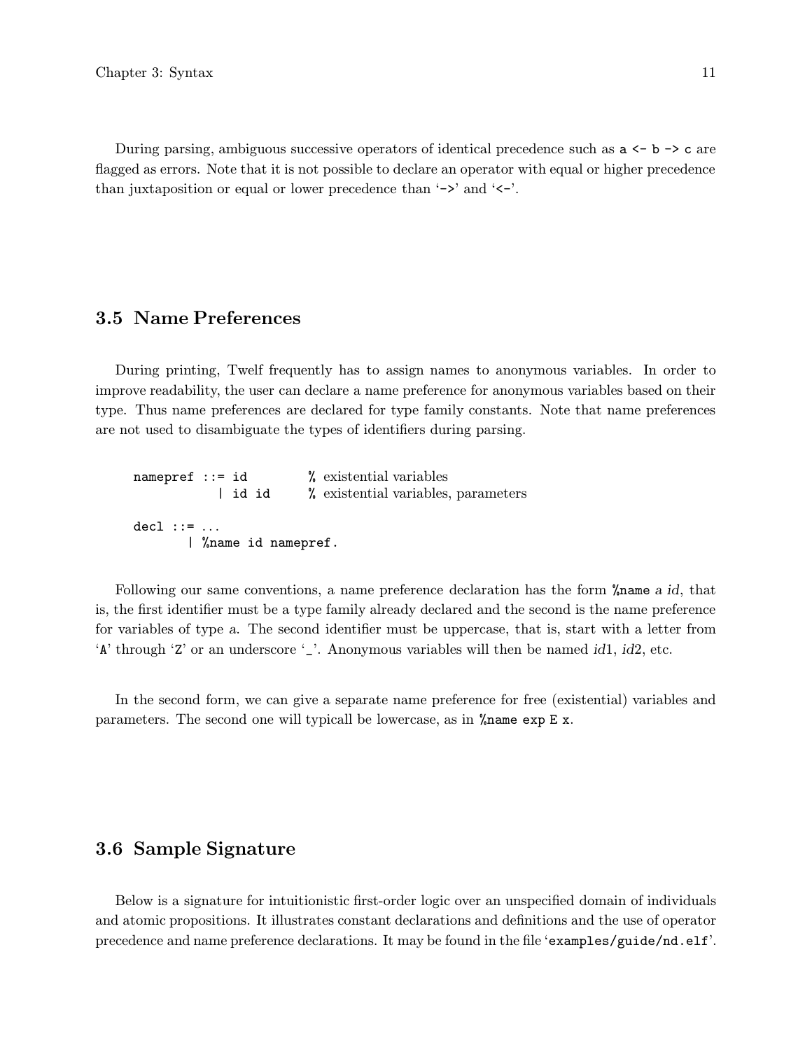During parsing, ambiguous successive operators of identical precedence such as `a <- b -> c` are flagged as errors. Note that it is not possible to declare an operator with equal or higher precedence than juxtaposition or equal or lower precedence than '`->`' and '`<-`'.

## 3.5 Name Preferences

During printing, Twelf frequently has to assign names to anonymous variables. In order to improve readability, the user can declare a name preference for anonymous variables based on their type. Thus name preferences are declared for type family constants. Note that name preferences are not used to disambiguate the types of identifiers during parsing.

```
namepref ::= id          % existential variables
           | id id       % existential variables, parameters

decl ::= ...
       | %name id namepref.
```

Following our same conventions, a name preference declaration has the form `%name` *a id*, that is, the first identifier must be a type family already declared and the second is the name preference for variables of type *a*. The second identifier must be uppercase, that is, start with a letter from '`A`' through '`Z`' or an underscore '`_`'. Anonymous variables will then be named *id*1, *id*2, etc.

In the second form, we can give a separate name preference for free (existential) variables and parameters. The second one will typicall be lowercase, as in `%name exp E x`.

## 3.6 Sample Signature

Below is a signature for intuitionistic first-order logic over an unspecified domain of individuals and atomic propositions. It illustrates constant declarations and definitions and the use of operator precedence and name preference declarations. It may be found in the file '`examples/guide/nd.elf`'.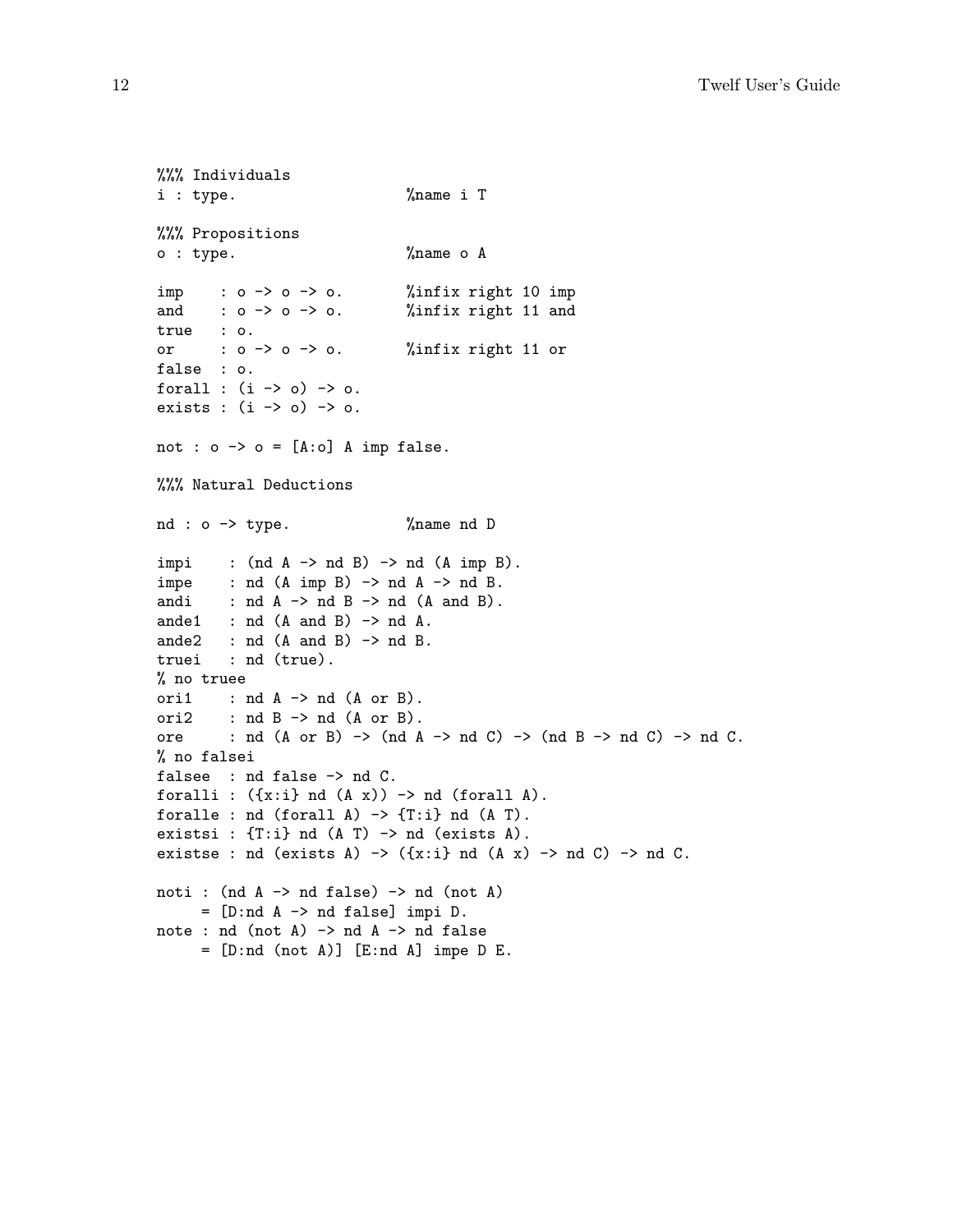```
%%% Individuals
i : type.                   %name i T

%%% Propositions
o : type.                   %name o A

imp    : o -> o -> o.       %infix right 10 imp
and    : o -> o -> o.       %infix right 11 and
true   : o.
or     : o -> o -> o.       %infix right 11 or
false  : o.
forall : (i -> o) -> o.
exists : (i -> o) -> o.

not : o -> o = [A:o] A imp false.

%%% Natural Deductions

nd : o -> type.             %name nd D

impi    : (nd A -> nd B) -> nd (A imp B).
impe    : nd (A imp B) -> nd A -> nd B.
andi    : nd A -> nd B -> nd (A and B).
ande1   : nd (A and B) -> nd A.
ande2   : nd (A and B) -> nd B.
truei   : nd (true).
% no truee
ori1    : nd A -> nd (A or B).
ori2    : nd B -> nd (A or B).
ore     : nd (A or B) -> (nd A -> nd C) -> (nd B -> nd C) -> nd C.
% no falsei
falsee  : nd false -> nd C.
foralli : ({x:i} nd (A x)) -> nd (forall A).
foralle : nd (forall A) -> {T:i} nd (A T).
existsi : {T:i} nd (A T) -> nd (exists A).
existse : nd (exists A) -> ({x:i} nd (A x) -> nd C) -> nd C.

noti : (nd A -> nd false) -> nd (not A)
     = [D:nd A -> nd false] impi D.
note : nd (not A) -> nd A -> nd false
     = [D:nd (not A)] [E:nd A] impe D E.
```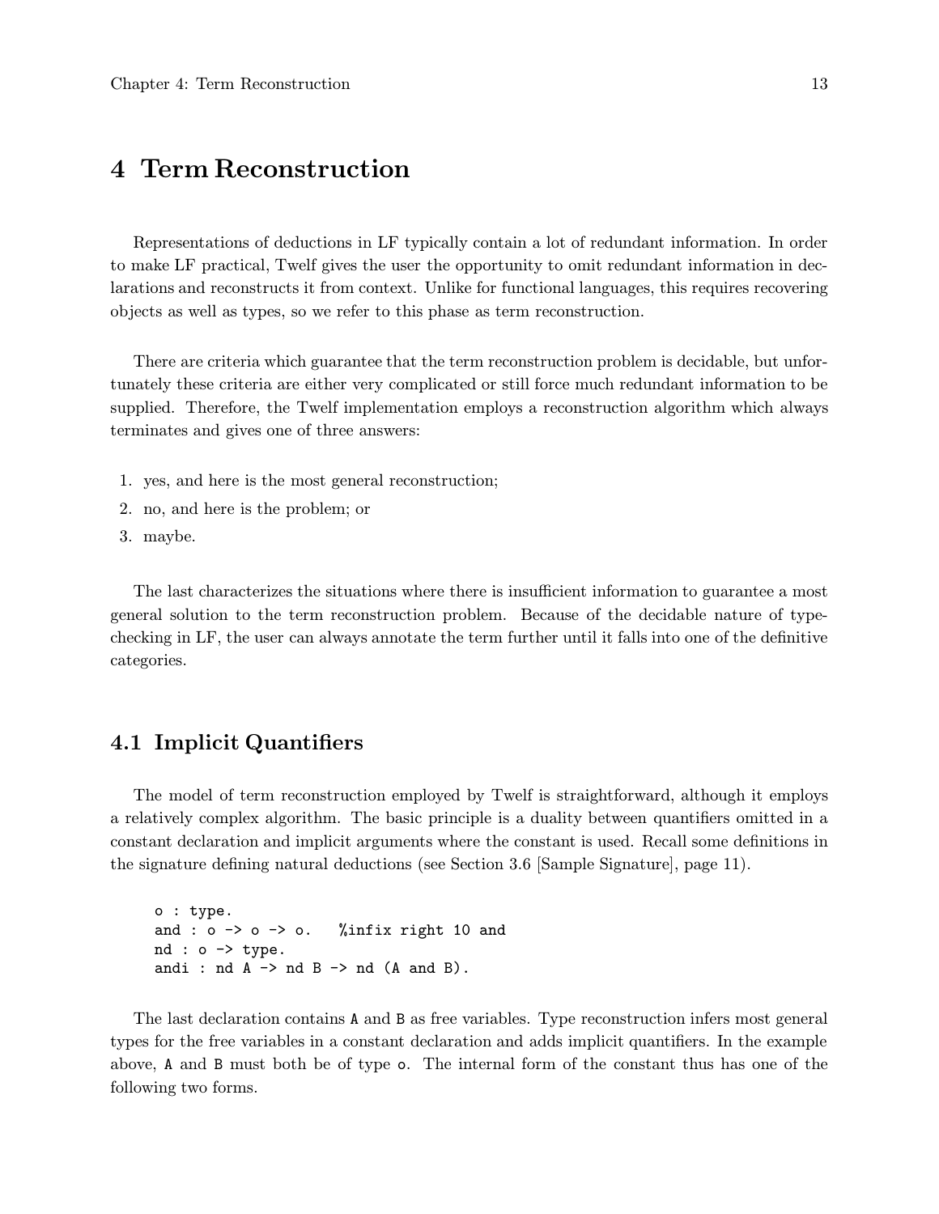# 4 Term Reconstruction

Representations of deductions in LF typically contain a lot of redundant information. In order to make LF practical, Twelf gives the user the opportunity to omit redundant information in declarations and reconstructs it from context. Unlike for functional languages, this requires recovering objects as well as types, so we refer to this phase as term reconstruction.

There are criteria which guarantee that the term reconstruction problem is decidable, but unfortunately these criteria are either very complicated or still force much redundant information to be supplied. Therefore, the Twelf implementation employs a reconstruction algorithm which always terminates and gives one of three answers:

1. yes, and here is the most general reconstruction;
2. no, and here is the problem; or
3. maybe.

The last characterizes the situations where there is insufficient information to guarantee a most general solution to the term reconstruction problem. Because of the decidable nature of type-checking in LF, the user can always annotate the term further until it falls into one of the definitive categories.

## 4.1 Implicit Quantifiers

The model of term reconstruction employed by Twelf is straightforward, although it employs a relatively complex algorithm. The basic principle is a duality between quantifiers omitted in a constant declaration and implicit arguments where the constant is used. Recall some definitions in the signature defining natural deductions (see Section 3.6 [Sample Signature], page 11).

```
o : type.
and : o -> o -> o.   %infix right 10 and
nd : o -> type.
andi : nd A -> nd B -> nd (A and B).
```

The last declaration contains `A` and `B` as free variables. Type reconstruction infers most general types for the free variables in a constant declaration and adds implicit quantifiers. In the example above, `A` and `B` must both be of type `o`. The internal form of the constant thus has one of the following two forms.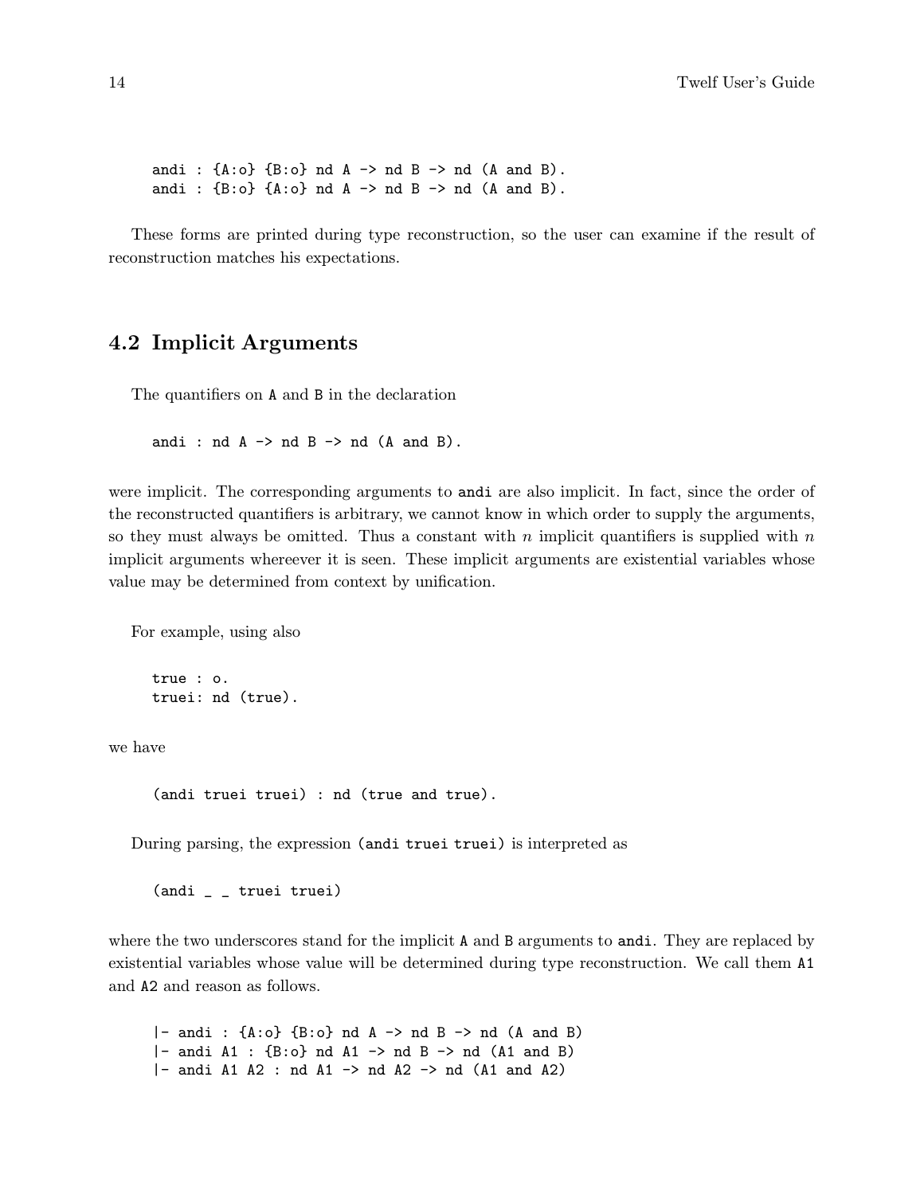```
andi : {A:o} {B:o} nd A -> nd B -> nd (A and B).
andi : {B:o} {A:o} nd A -> nd B -> nd (A and B).
```

These forms are printed during type reconstruction, so the user can examine if the result of reconstruction matches his expectations.

## 4.2 Implicit Arguments

The quantifiers on `A` and `B` in the declaration

```
andi : nd A -> nd B -> nd (A and B).
```

were implicit. The corresponding arguments to `andi` are also implicit. In fact, since the order of the reconstructed quantifiers is arbitrary, we cannot know in which order to supply the arguments, so they must always be omitted. Thus a constant with $n$ implicit quantifiers is supplied with $n$ implicit arguments whereever it is seen. These implicit arguments are existential variables whose value may be determined from context by unification.

For example, using also

```
true : o.
truei: nd (true).
```

we have

```
(andi truei truei) : nd (true and true).
```

During parsing, the expression `(andi truei truei)` is interpreted as

```
(andi _ _ truei truei)
```

where the two underscores stand for the implicit `A` and `B` arguments to `andi`. They are replaced by existential variables whose value will be determined during type reconstruction. We call them `A1` and `A2` and reason as follows.

```
|- andi : {A:o} {B:o} nd A -> nd B -> nd (A and B)
|- andi A1 : {B:o} nd A1 -> nd B -> nd (A1 and B)
|- andi A1 A2 : nd A1 -> nd A2 -> nd (A1 and A2)
```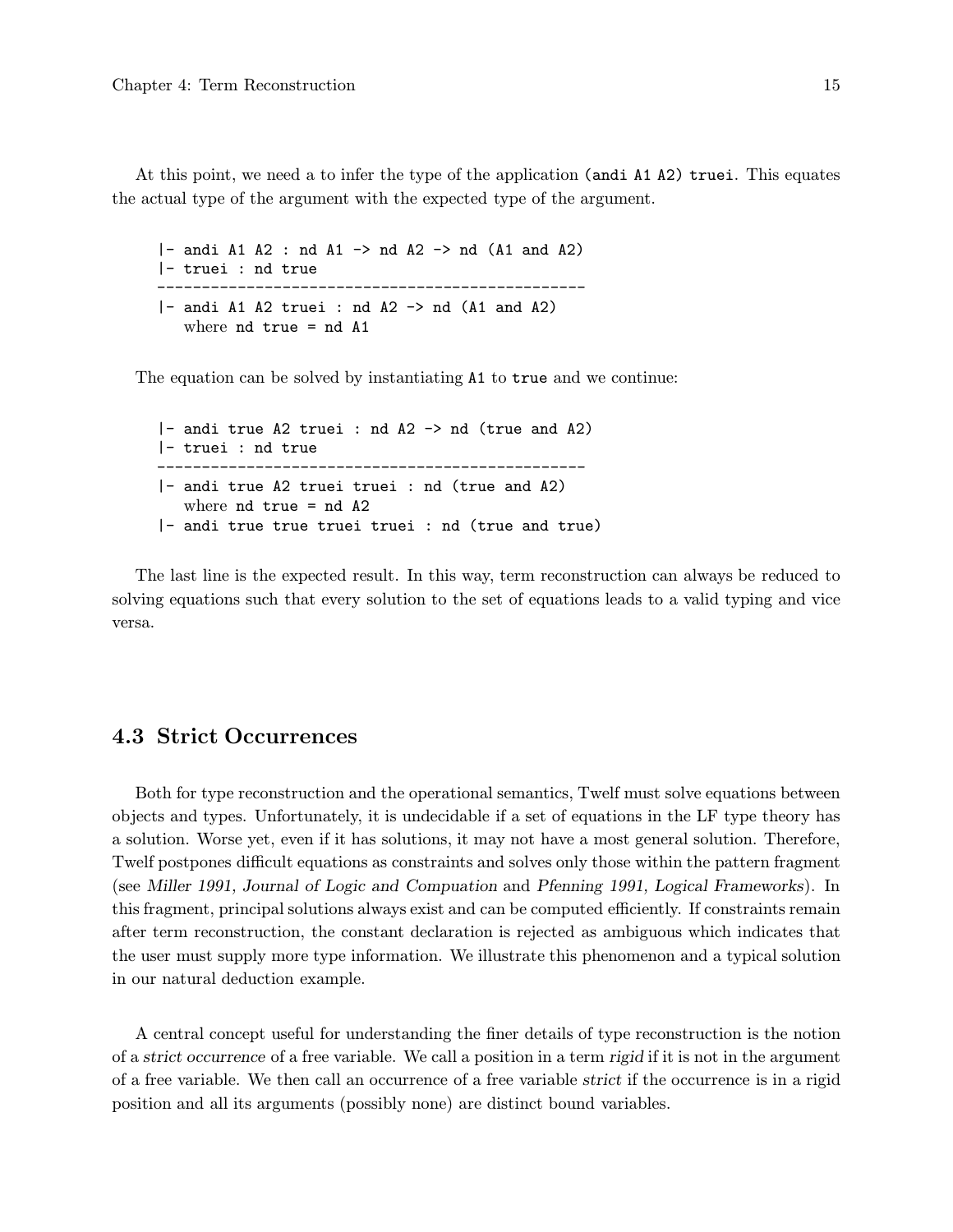At this point, we need a to infer the type of the application `(andi A1 A2) truei`. This equates the actual type of the argument with the expected type of the argument.

```
|- andi A1 A2 : nd A1 -> nd A2 -> nd (A1 and A2)
|- truei : nd true
-----------------------------------------------
|- andi A1 A2 truei : nd A2 -> nd (A1 and A2)
   where nd true = nd A1
```

The equation can be solved by instantiating `A1` to `true` and we continue:

```
|- andi true A2 truei : nd A2 -> nd (true and A2)
|- truei : nd true
-----------------------------------------------
|- andi true A2 truei truei : nd (true and A2)
   where nd true = nd A2
|- andi true true truei truei : nd (true and true)
```

The last line is the expected result. In this way, term reconstruction can always be reduced to solving equations such that every solution to the set of equations leads to a valid typing and vice versa.

## 4.3 Strict Occurrences

Both for type reconstruction and the operational semantics, Twelf must solve equations between objects and types. Unfortunately, it is undecidable if a set of equations in the LF type theory has a solution. Worse yet, even if it has solutions, it may not have a most general solution. Therefore, Twelf postpones difficult equations as constraints and solves only those within the pattern fragment (see *Miller 1991, Journal of Logic and Compuation* and *Pfenning 1991, Logical Frameworks*). In this fragment, principal solutions always exist and can be computed efficiently. If constraints remain after term reconstruction, the constant declaration is rejected as ambiguous which indicates that the user must supply more type information. We illustrate this phenomenon and a typical solution in our natural deduction example.

A central concept useful for understanding the finer details of type reconstruction is the notion of a *strict occurrence* of a free variable. We call a position in a term *rigid* if it is not in the argument of a free variable. We then call an occurrence of a free variable *strict* if the occurrence is in a rigid position and all its arguments (possibly none) are distinct bound variables.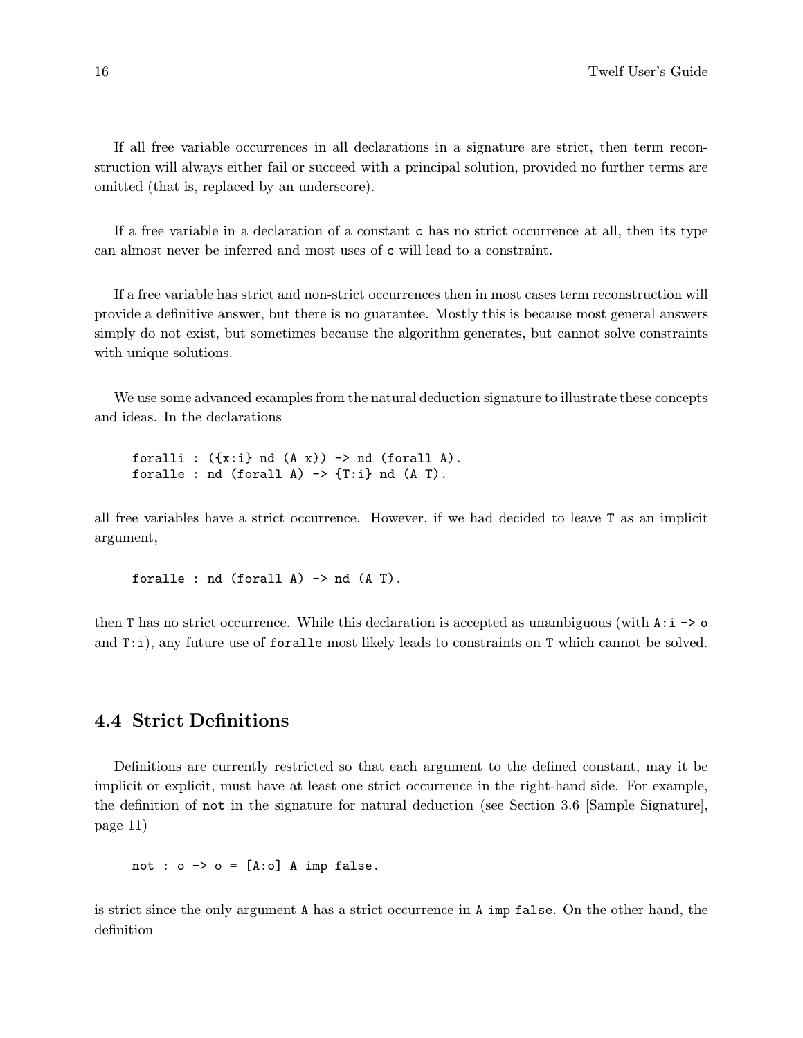If all free variable occurrences in all declarations in a signature are strict, then term reconstruction will always either fail or succeed with a principal solution, provided no further terms are omitted (that is, replaced by an underscore).

If a free variable in a declaration of a constant `c` has no strict occurrence at all, then its type can almost never be inferred and most uses of `c` will lead to a constraint.

If a free variable has strict and non-strict occurrences then in most cases term reconstruction will provide a definitive answer, but there is no guarantee. Mostly this is because most general answers simply do not exist, but sometimes because the algorithm generates, but cannot solve constraints with unique solutions.

We use some advanced examples from the natural deduction signature to illustrate these concepts and ideas. In the declarations

```
foralli : ({x:i} nd (A x)) -> nd (forall A).
foralle : nd (forall A) -> {T:i} nd (A T).
```

all free variables have a strict occurrence. However, if we had decided to leave `T` as an implicit argument,

```
foralle : nd (forall A) -> nd (A T).
```

then `T` has no strict occurrence. While this declaration is accepted as unambiguous (with `A:i -> o` and `T:i`), any future use of `foralle` most likely leads to constraints on `T` which cannot be solved.

## 4.4 Strict Definitions

Definitions are currently restricted so that each argument to the defined constant, may it be implicit or explicit, must have at least one strict occurrence in the right-hand side. For example, the definition of `not` in the signature for natural deduction (see Section 3.6 [Sample Signature], page 11)

```
not : o -> o = [A:o] A imp false.
```

is strict since the only argument `A` has a strict occurrence in `A imp false`. On the other hand, the definition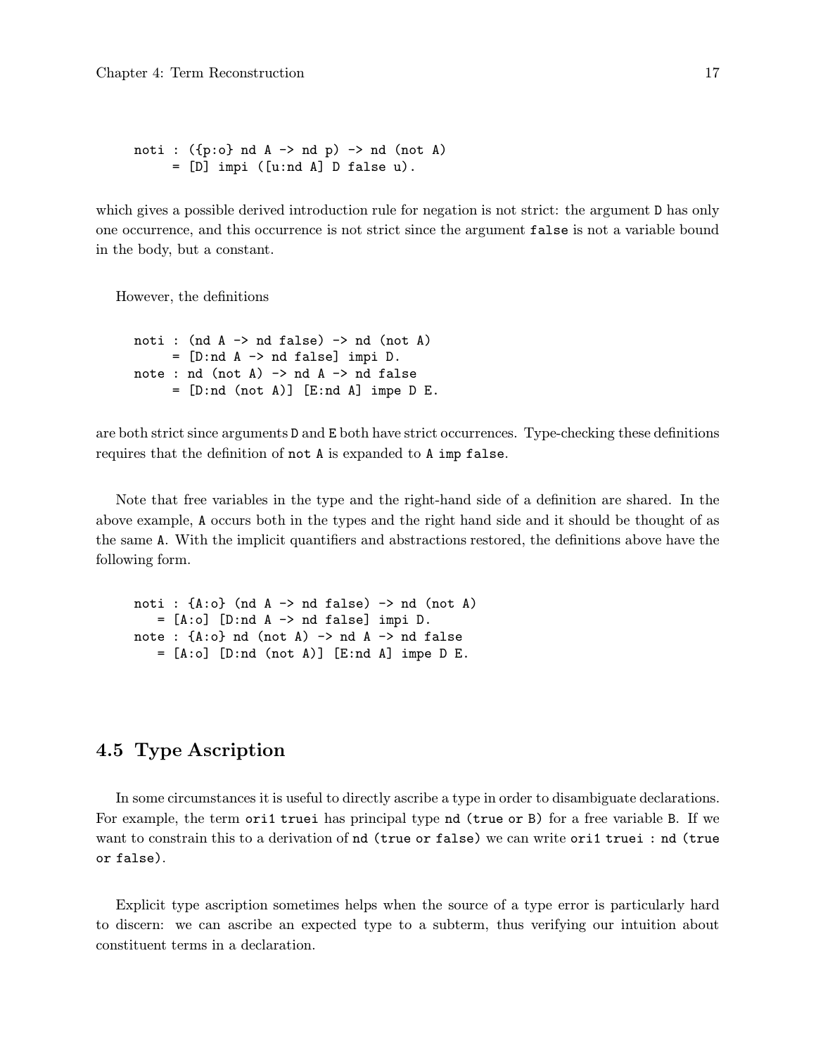```
noti : ({p:o} nd A -> nd p) -> nd (not A)
     = [D] impi ([u:nd A] D false u).
```

which gives a possible derived introduction rule for negation is not strict: the argument `D` has only one occurrence, and this occurrence is not strict since the argument `false` is not a variable bound in the body, but a constant.

However, the definitions

```
noti : (nd A -> nd false) -> nd (not A)
     = [D:nd A -> nd false] impi D.
note : nd (not A) -> nd A -> nd false
     = [D:nd (not A)] [E:nd A] impe D E.
```

are both strict since arguments `D` and `E` both have strict occurrences. Type-checking these definitions requires that the definition of `not A` is expanded to `A imp false`.

Note that free variables in the type and the right-hand side of a definition are shared. In the above example, `A` occurs both in the types and the right hand side and it should be thought of as the same `A`. With the implicit quantifiers and abstractions restored, the definitions above have the following form.

```
noti : {A:o} (nd A -> nd false) -> nd (not A)
   = [A:o] [D:nd A -> nd false] impi D.
note : {A:o} nd (not A) -> nd A -> nd false
   = [A:o] [D:nd (not A)] [E:nd A] impe D E.
```

## 4.5 Type Ascription

In some circumstances it is useful to directly ascribe a type in order to disambiguate declarations. For example, the term `ori1 truei` has principal type `nd (true or B)` for a free variable `B`. If we want to constrain this to a derivation of `nd (true or false)` we can write `ori1 truei : nd (true or false)`.

Explicit type ascription sometimes helps when the source of a type error is particularly hard to discern: we can ascribe an expected type to a subterm, thus verifying our intuition about constituent terms in a declaration.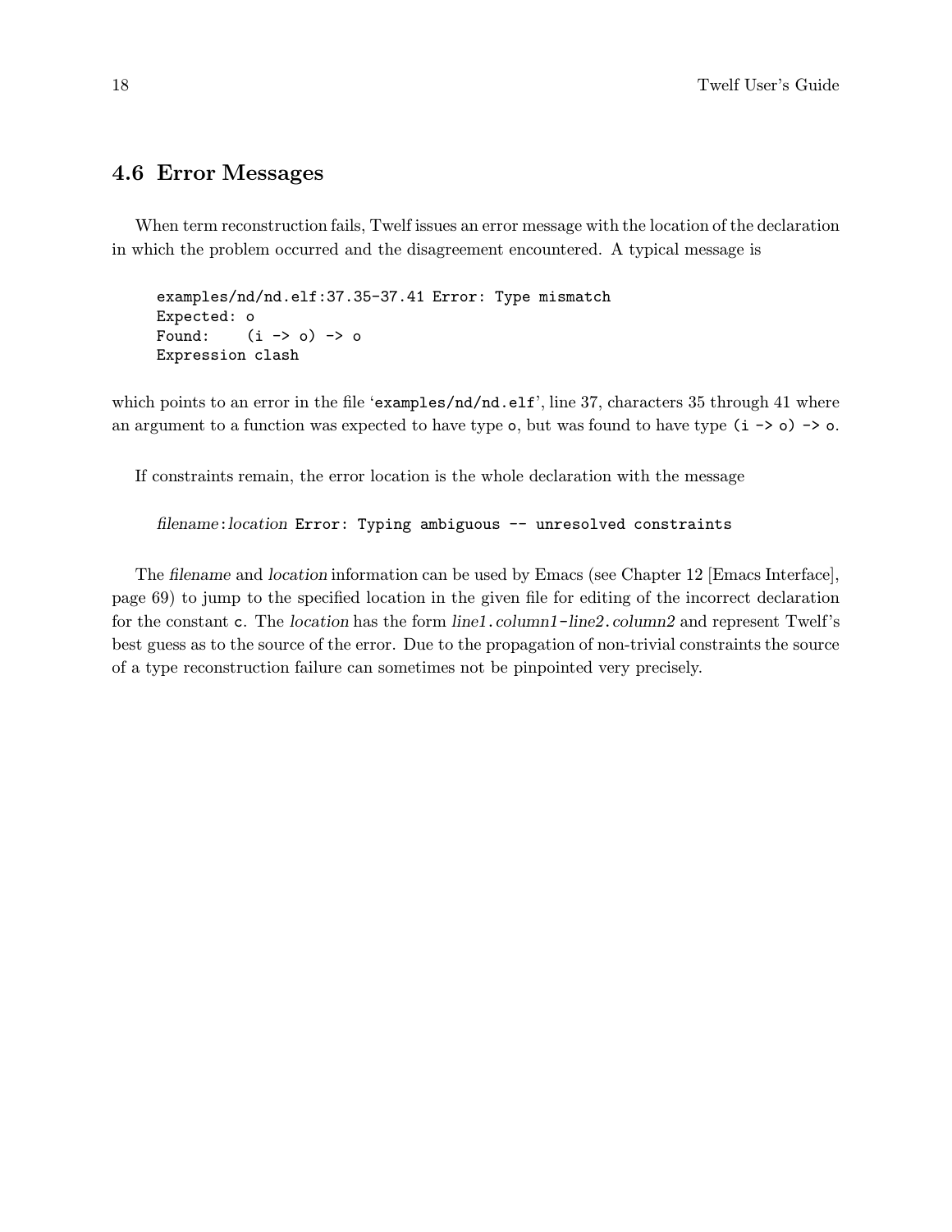## 4.6 Error Messages

When term reconstruction fails, Twelf issues an error message with the location of the declaration in which the problem occurred and the disagreement encountered. A typical message is

```
examples/nd/nd.elf:37.35-37.41 Error: Type mismatch
Expected: o
Found:    (i -> o) -> o
Expression clash
```

which points to an error in the file '`examples/nd/nd.elf`', line 37, characters 35 through 41 where an argument to a function was expected to have type `o`, but was found to have type `(i -> o) -> o`.

If constraints remain, the error location is the whole declaration with the message

```
filename:location Error: Typing ambiguous -- unresolved constraints
```

The *filename* and *location* information can be used by Emacs (see Chapter 12 [Emacs Interface], page 69) to jump to the specified location in the given file for editing of the incorrect declaration for the constant `c`. The *location* has the form *line1*`.`*column1*`-`*line2*`.`*column2* and represent Twelf's best guess as to the source of the error. Due to the propagation of non-trivial constraints the source of a type reconstruction failure can sometimes not be pinpointed very precisely.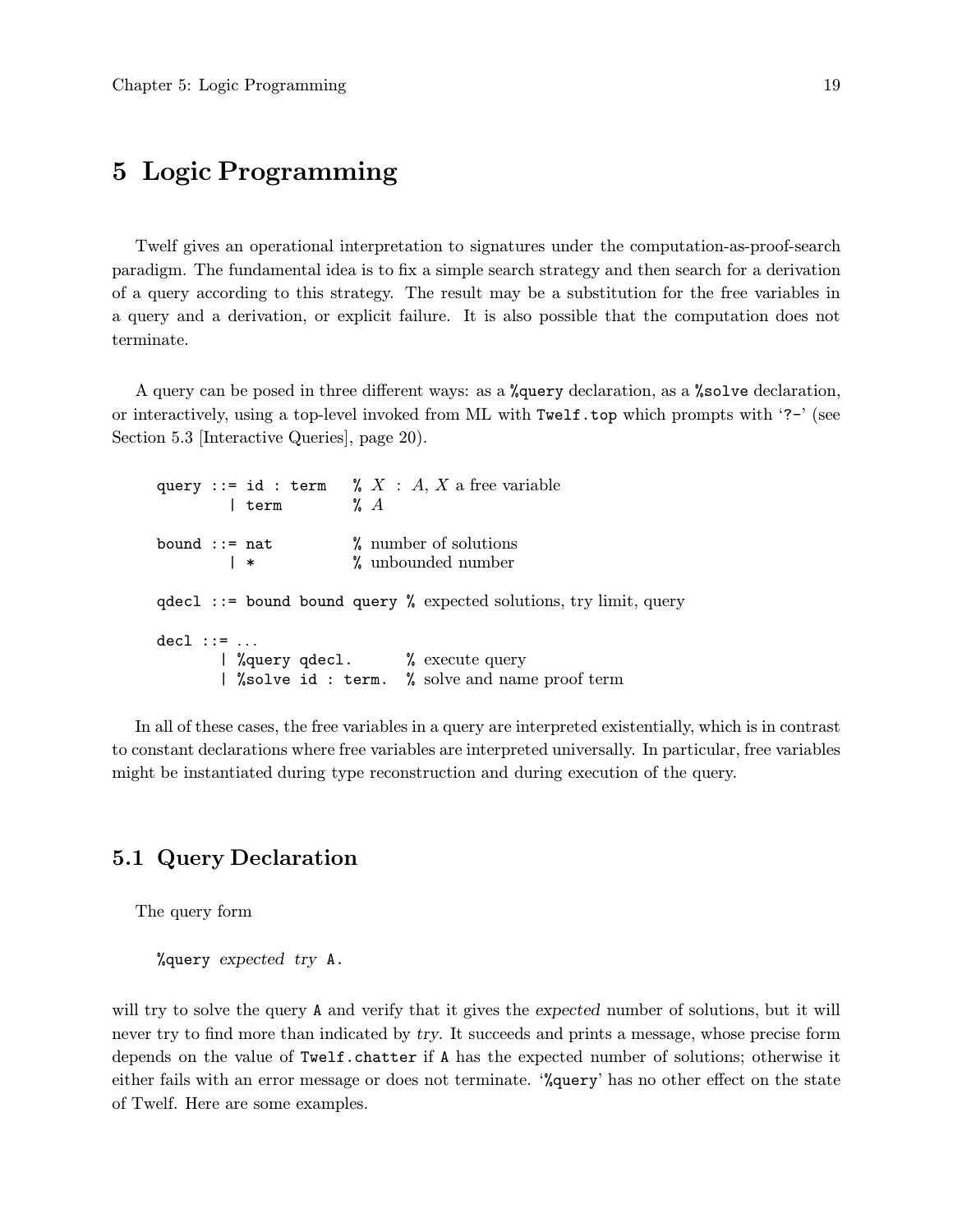# 5 Logic Programming

Twelf gives an operational interpretation to signatures under the computation-as-proof-search paradigm. The fundamental idea is to fix a simple search strategy and then search for a derivation of a query according to this strategy. The result may be a substitution for the free variables in a query and a derivation, or explicit failure. It is also possible that the computation does not terminate.

A query can be posed in three different ways: as a `%query` declaration, as a `%solve` declaration, or interactively, using a top-level invoked from ML with `Twelf.top` which prompts with '`?-`' (see Section 5.3 [Interactive Queries], page 20).

```
query ::= id : term    % X : A, X a free variable
        | term         % A

bound ::= nat          % number of solutions
        | *            % unbounded number

qdecl ::= bound bound query % expected solutions, try limit, query

decl ::= ...
       | %query qdecl.       % execute query
       | %solve id : term.   % solve and name proof term
```

In all of these cases, the free variables in a query are interpreted existentially, which is in contrast to constant declarations where free variables are interpreted universally. In particular, free variables might be instantiated during type reconstruction and during execution of the query.

## 5.1 Query Declaration

The query form

```
%query expected try A.
```

will try to solve the query `A` and verify that it gives the *expected* number of solutions, but it will never try to find more than indicated by *try*. It succeeds and prints a message, whose precise form depends on the value of `Twelf.chatter` if `A` has the expected number of solutions; otherwise it either fails with an error message or does not terminate. '`%query`' has no other effect on the state of Twelf. Here are some examples.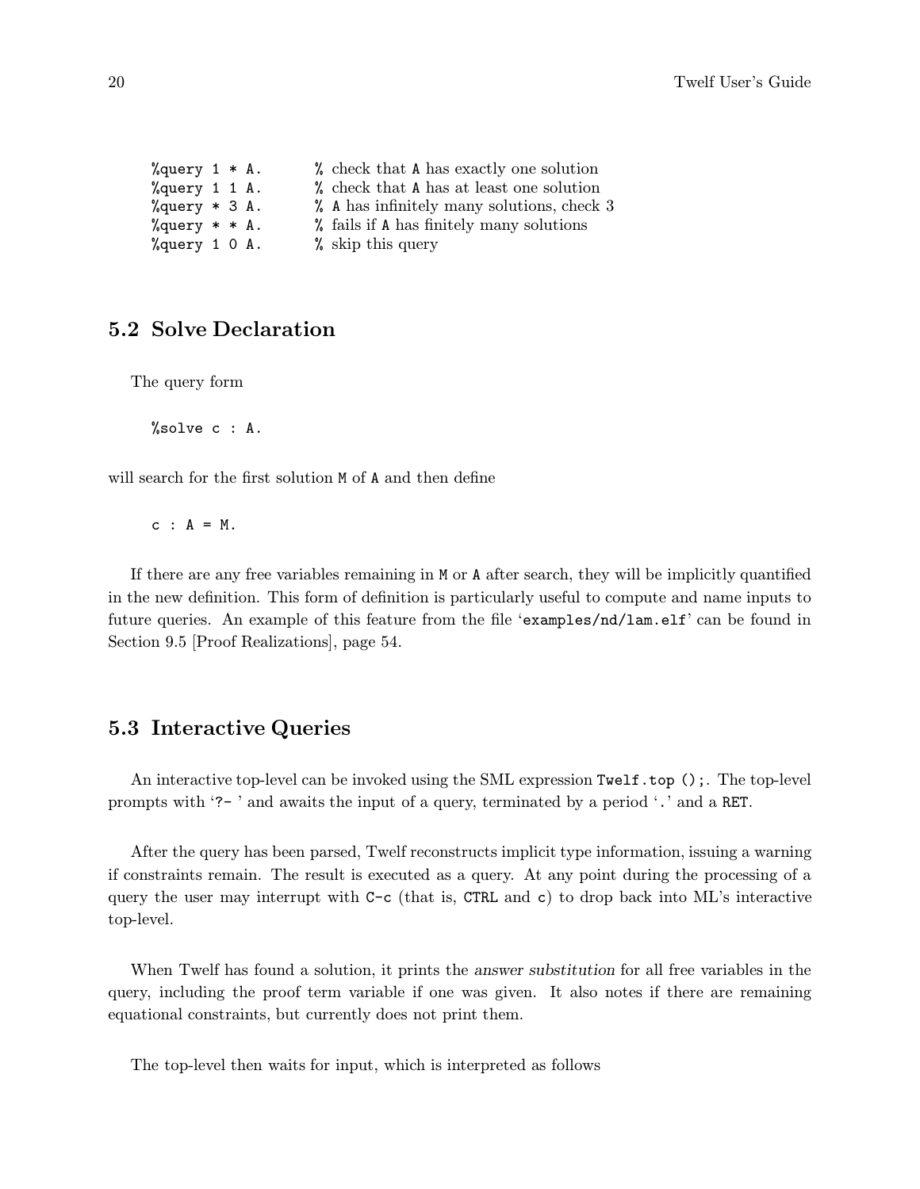```
%query 1 * A.      % check that A has exactly one solution
%query 1 1 A.      % check that A has at least one solution
%query * 3 A.      % A has infinitely many solutions, check 3
%query * * A.      % fails if A has finitely many solutions
%query 1 0 A.      % skip this query
```

## 5.2 Solve Declaration

The query form

```
%solve c : A.
```

will search for the first solution `M` of `A` and then define

```
c : A = M.
```

If there are any free variables remaining in `M` or `A` after search, they will be implicitly quantified in the new definition. This form of definition is particularly useful to compute and name inputs to future queries. An example of this feature from the file '`examples/nd/lam.elf`' can be found in Section 9.5 [Proof Realizations], page 54.

## 5.3 Interactive Queries

An interactive top-level can be invoked using the SML expression `Twelf.top ();`. The top-level prompts with '`?- `' and awaits the input of a query, terminated by a period '`.`' and a `RET`.

After the query has been parsed, Twelf reconstructs implicit type information, issuing a warning if constraints remain. The result is executed as a query. At any point during the processing of a query the user may interrupt with `C-c` (that is, `CTRL` and `c`) to drop back into ML's interactive top-level.

When Twelf has found a solution, it prints the *answer substitution* for all free variables in the query, including the proof term variable if one was given. It also notes if there are remaining equational constraints, but currently does not print them.

The top-level then waits for input, which is interpreted as follows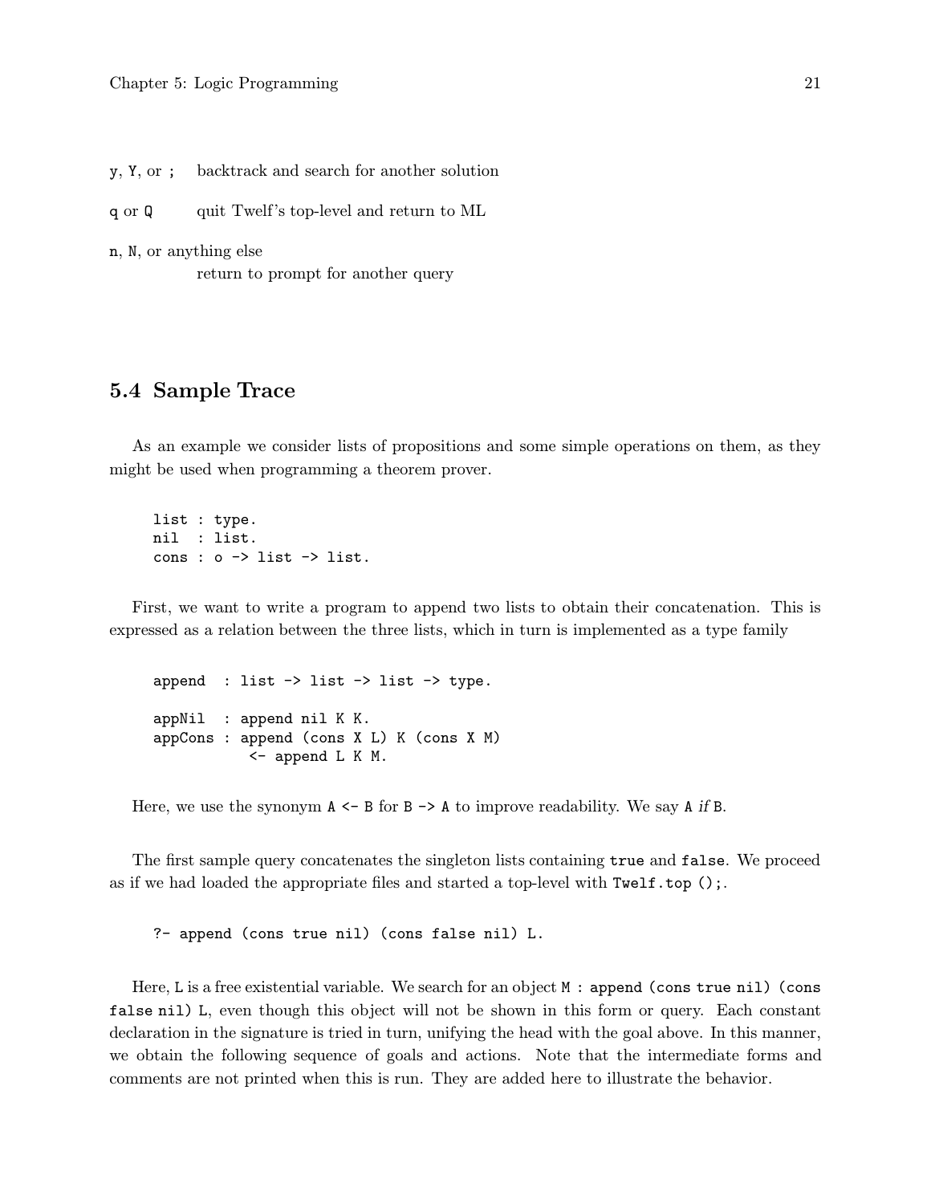`y`, `Y`, or `;` backtrack and search for another solution

`q` or `Q` quit Twelf's top-level and return to ML

`n`, `N`, or anything else
return to prompt for another query

## 5.4 Sample Trace

As an example we consider lists of propositions and some simple operations on them, as they might be used when programming a theorem prover.

```
list : type.
nil  : list.
cons : o -> list -> list.
```

First, we want to write a program to append two lists to obtain their concatenation. This is expressed as a relation between the three lists, which in turn is implemented as a type family

```
append  : list -> list -> list -> type.

appNil  : append nil K K.
appCons : append (cons X L) K (cons X M)
           <- append L K M.
```

Here, we use the synonym `A <- B` for `B -> A` to improve readability. We say `A` *if* `B`.

The first sample query concatenates the singleton lists containing `true` and `false`. We proceed as if we had loaded the appropriate files and started a top-level with `Twelf.top ();`.

```
?- append (cons true nil) (cons false nil) L.
```

Here, `L` is a free existential variable. We search for an object `M : append (cons true nil) (cons false nil) L`, even though this object will not be shown in this form or query. Each constant declaration in the signature is tried in turn, unifying the head with the goal above. In this manner, we obtain the following sequence of goals and actions. Note that the intermediate forms and comments are not printed when this is run. They are added here to illustrate the behavior.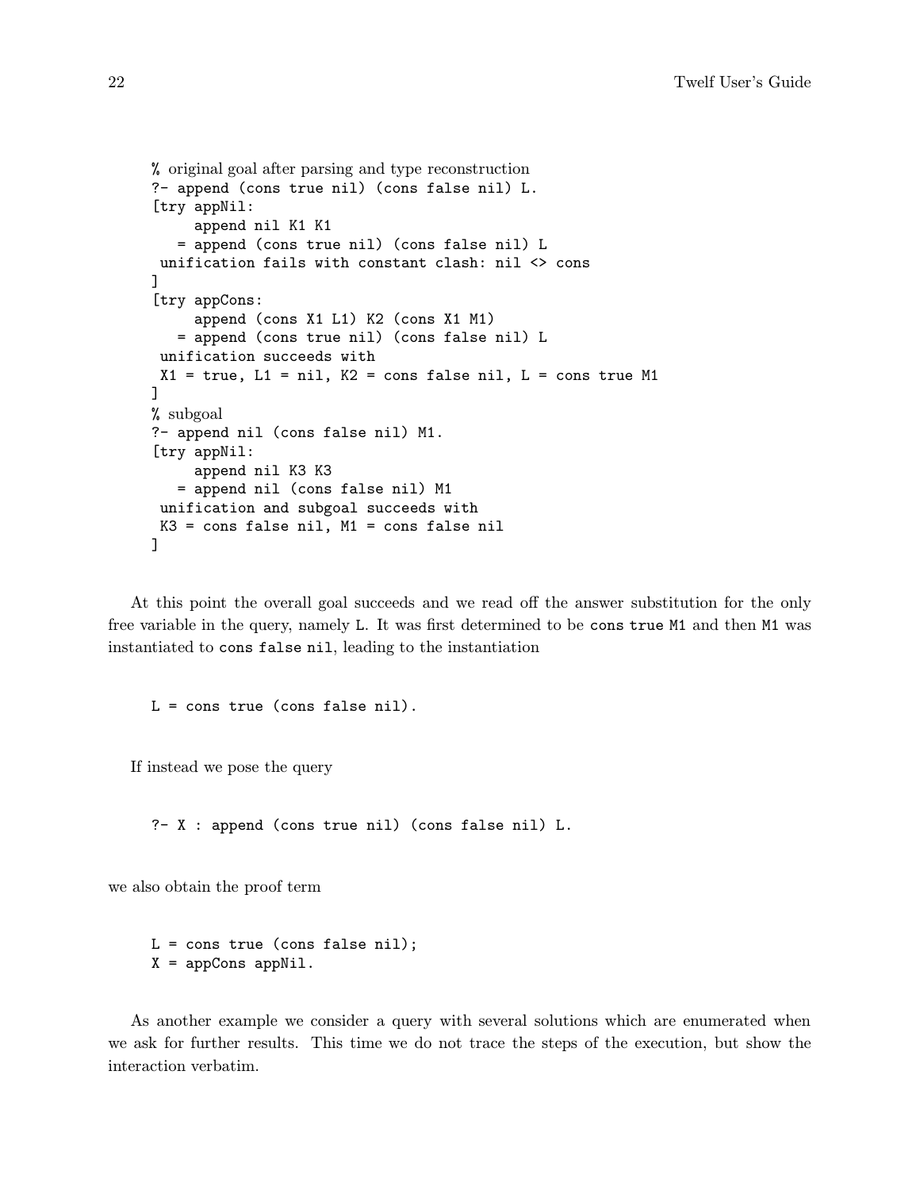```
% original goal after parsing and type reconstruction
?- append (cons true nil) (cons false nil) L.
[try appNil:
     append nil K1 K1
   = append (cons true nil) (cons false nil) L
 unification fails with constant clash: nil <> cons
]
[try appCons:
     append (cons X1 L1) K2 (cons X1 M1)
   = append (cons true nil) (cons false nil) L
 unification succeeds with
 X1 = true, L1 = nil, K2 = cons false nil, L = cons true M1
]
% subgoal
?- append nil (cons false nil) M1.
[try appNil:
     append nil K3 K3
   = append nil (cons false nil) M1
 unification and subgoal succeeds with
 K3 = cons false nil, M1 = cons false nil
]
```

At this point the overall goal succeeds and we read off the answer substitution for the only free variable in the query, namely `L`. It was first determined to be `cons true M1` and then `M1` was instantiated to `cons false nil`, leading to the instantiation

```
L = cons true (cons false nil).
```

If instead we pose the query

```
?- X : append (cons true nil) (cons false nil) L.
```

we also obtain the proof term

```
L = cons true (cons false nil);
X = appCons appNil.
```

As another example we consider a query with several solutions which are enumerated when we ask for further results. This time we do not trace the steps of the execution, but show the interaction verbatim.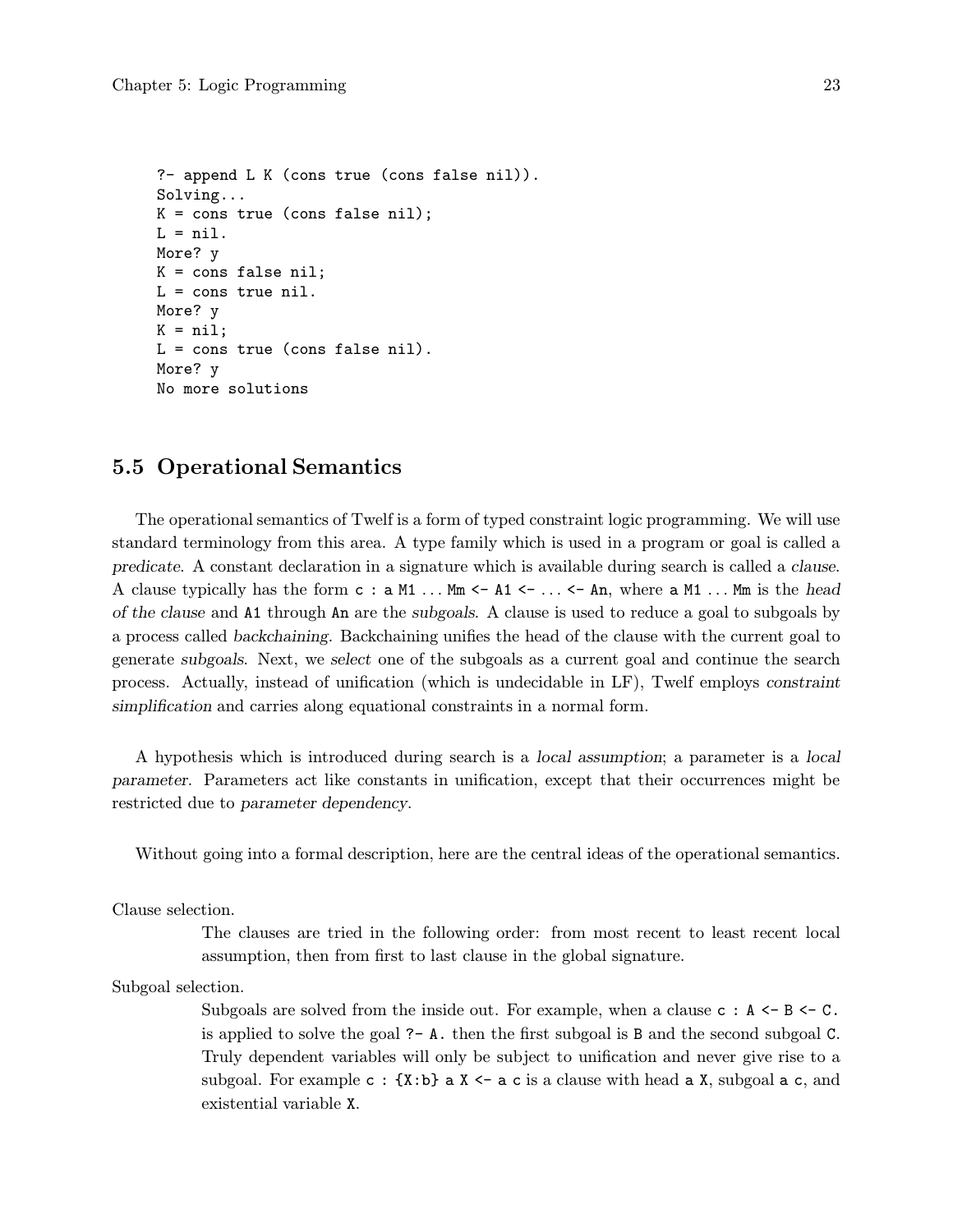```
?- append L K (cons true (cons false nil)).
Solving...
K = cons true (cons false nil);
L = nil.
More? y
K = cons false nil;
L = cons true nil.
More? y
K = nil;
L = cons true (cons false nil).
More? y
No more solutions
```

## 5.5 Operational Semantics

The operational semantics of Twelf is a form of typed constraint logic programming. We will use standard terminology from this area. A type family which is used in a program or goal is called a *predicate*. A constant declaration in a signature which is available during search is called a *clause*. A clause typically has the form `c : a M1 ... Mm <- A1 <- ... <- An`, where `a M1 ... Mm` is the *head of the clause* and `A1` through `An` are the *subgoals*. A clause is used to reduce a goal to subgoals by a process called *backchaining*. Backchaining unifies the head of the clause with the current goal to generate *subgoals*. Next, we *select* one of the subgoals as a current goal and continue the search process. Actually, instead of unification (which is undecidable in LF), Twelf employs *constraint simplification* and carries along equational constraints in a normal form.

A hypothesis which is introduced during search is a *local assumption*; a parameter is a *local parameter*. Parameters act like constants in unification, except that their occurrences might be restricted due to *parameter dependency*.

Without going into a formal description, here are the central ideas of the operational semantics.

Clause selection.
: The clauses are tried in the following order: from most recent to least recent local assumption, then from first to last clause in the global signature.

Subgoal selection.
: Subgoals are solved from the inside out. For example, when a clause `c : A <- B <- C.` is applied to solve the goal `?- A.` then the first subgoal is `B` and the second subgoal `C`. Truly dependent variables will only be subject to unification and never give rise to a subgoal. For example `c : {X:b} a X <- a c` is a clause with head `a X`, subgoal `a c`, and existential variable `X`.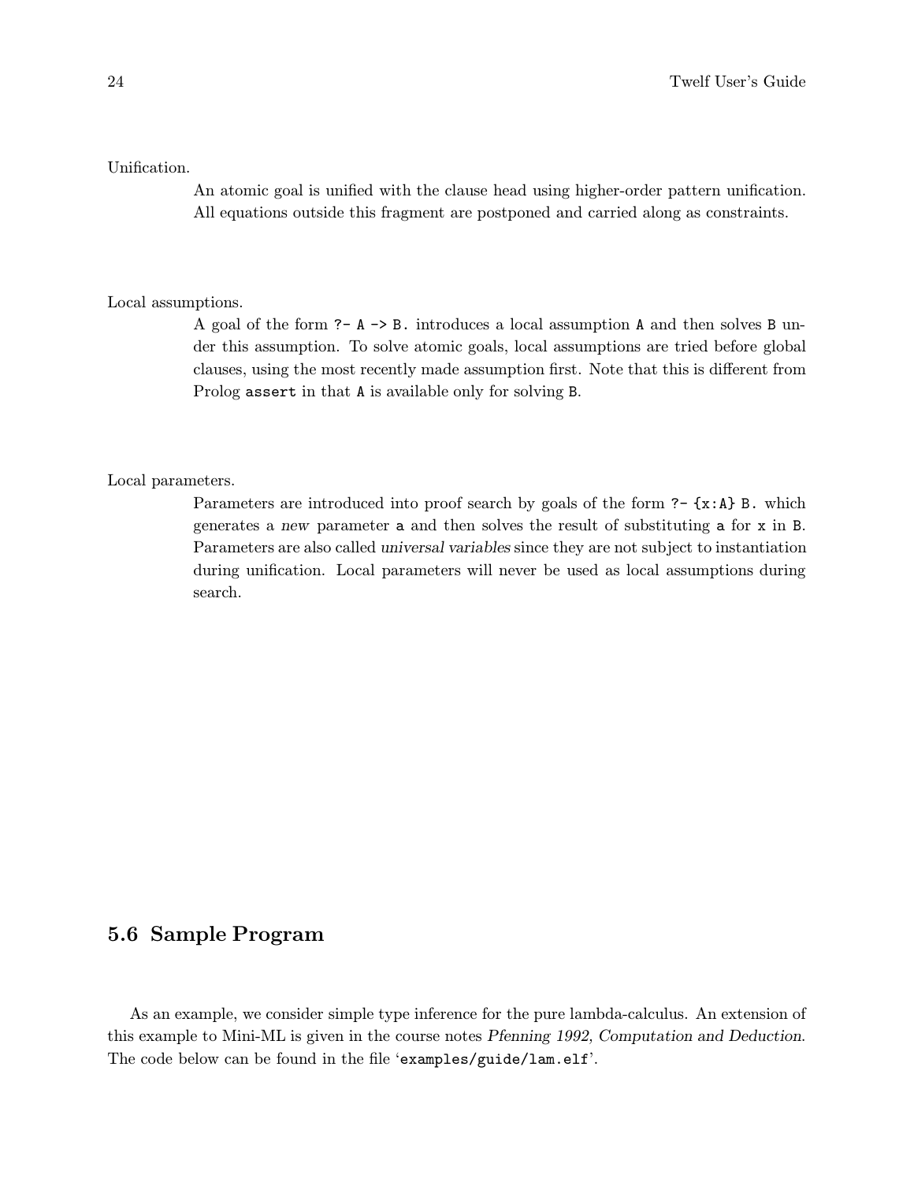Unification.

An atomic goal is unified with the clause head using higher-order pattern unification. All equations outside this fragment are postponed and carried along as constraints.

Local assumptions.

A goal of the form `?- A -> B.` introduces a local assumption `A` and then solves `B` under this assumption. To solve atomic goals, local assumptions are tried before global clauses, using the most recently made assumption first. Note that this is different from Prolog `assert` in that `A` is available only for solving `B`.

Local parameters.

Parameters are introduced into proof search by goals of the form `?- {x:A} B.` which generates a *new* parameter `a` and then solves the result of substituting `a` for `x` in `B`. Parameters are also called *universal variables* since they are not subject to instantiation during unification. Local parameters will never be used as local assumptions during search.

## 5.6 Sample Program

As an example, we consider simple type inference for the pure lambda-calculus. An extension of this example to Mini-ML is given in the course notes *Pfenning 1992, Computation and Deduction*. The code below can be found in the file '`examples/guide/lam.elf`'.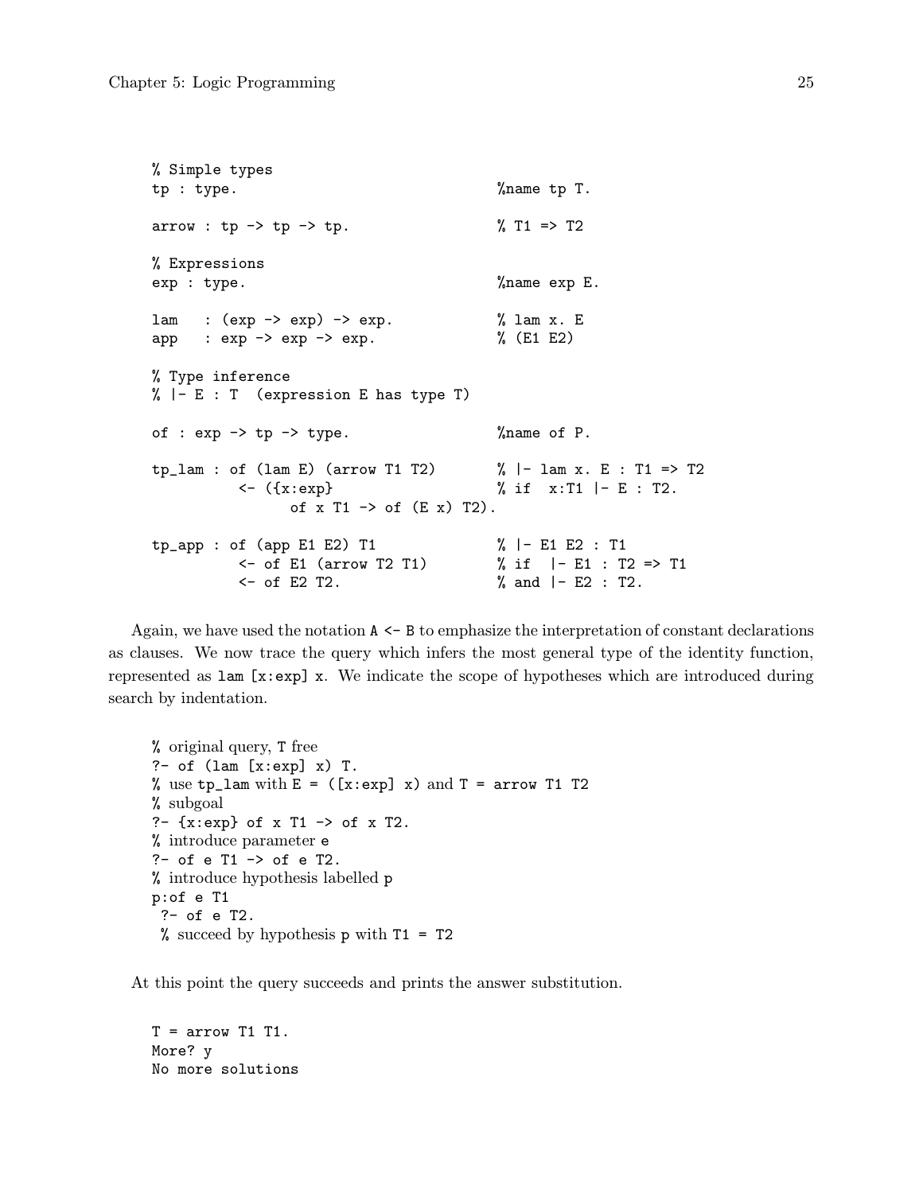```
% Simple types
tp : type.                              %name tp T.

arrow : tp -> tp -> tp.                 % T1 => T2

% Expressions
exp : type.                             %name exp E.

lam   : (exp -> exp) -> exp.            % lam x. E
app   : exp -> exp -> exp.              % (E1 E2)

% Type inference
% |- E : T  (expression E has type T)

of : exp -> tp -> type.                 %name of P.

tp_lam : of (lam E) (arrow T1 T2)       % |- lam x. E : T1 => T2
          <- ({x:exp}                   % if  x:T1 |- E : T2.
                of x T1 -> of (E x) T2).

tp_app : of (app E1 E2) T1              % |- E1 E2 : T1
          <- of E1 (arrow T2 T1)        % if  |- E1 : T2 => T1
          <- of E2 T2.                  % and |- E2 : T2.
```

Again, we have used the notation `A <- B` to emphasize the interpretation of constant declarations as clauses. We now trace the query which infers the most general type of the identity function, represented as `lam [x:exp] x`. We indicate the scope of hypotheses which are introduced during search by indentation.

```
% original query, T free
?- of (lam [x:exp] x) T.
% use tp_lam with E = ([x:exp] x) and T = arrow T1 T2
% subgoal
?- {x:exp} of x T1 -> of x T2.
% introduce parameter e
?- of e T1 -> of e T2.
% introduce hypothesis labelled p
p:of e T1
 ?- of e T2.
 % succeed by hypothesis p with T1 = T2
```

At this point the query succeeds and prints the answer substitution.

```
T = arrow T1 T1.
More? y
No more solutions
```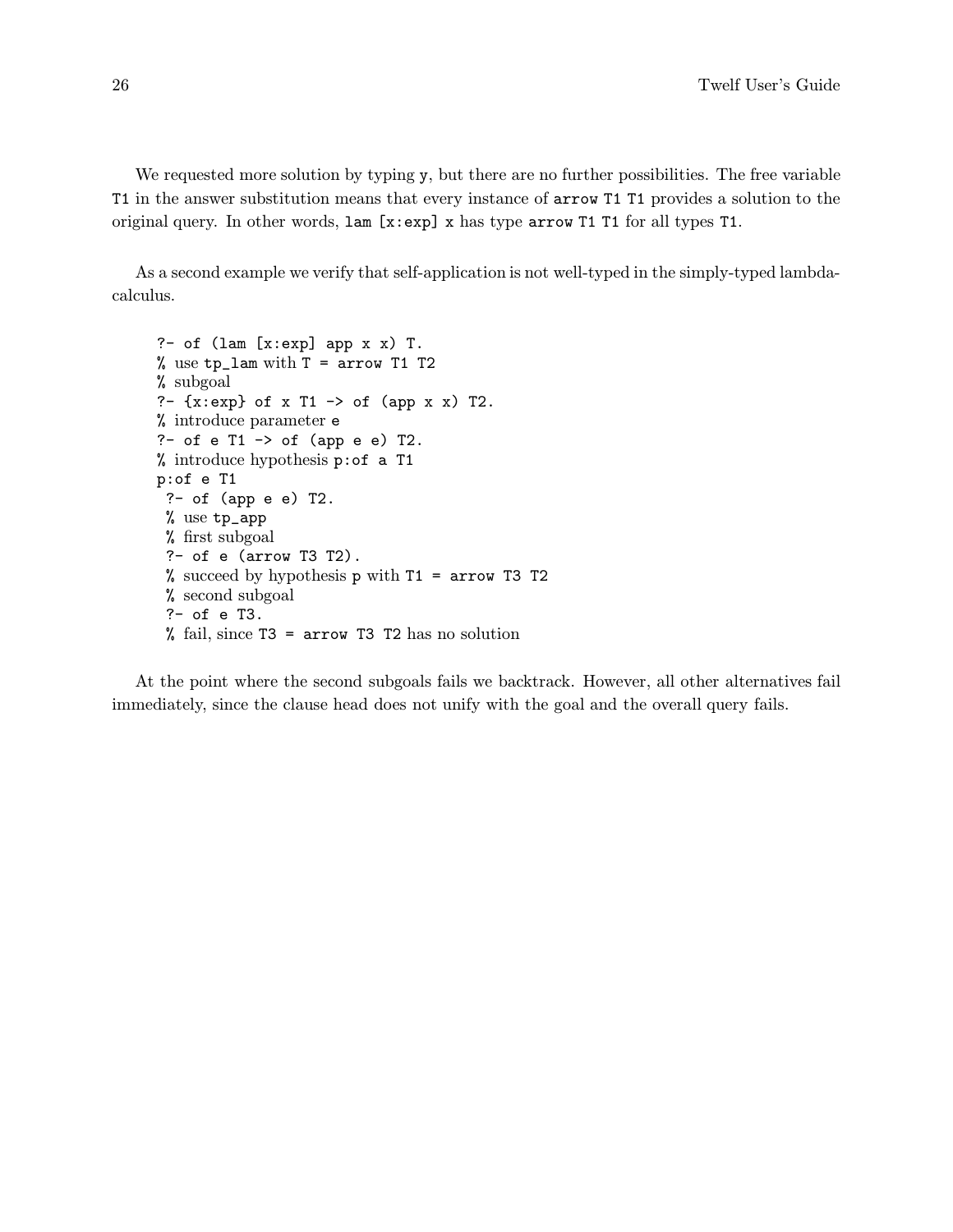We requested more solution by typing `y`, but there are no further possibilities. The free variable `T1` in the answer substitution means that every instance of `arrow T1 T1` provides a solution to the original query. In other words, `lam [x:exp] x` has type `arrow T1 T1` for all types `T1`.

As a second example we verify that self-application is not well-typed in the simply-typed lambda-calculus.

```
?- of (lam [x:exp] app x x) T.
% use tp_lam with T = arrow T1 T2
% subgoal
?- {x:exp} of x T1 -> of (app x x) T2.
% introduce parameter e
?- of e T1 -> of (app e e) T2.
% introduce hypothesis p:of a T1
p:of e T1
 ?- of (app e e) T2.
 % use tp_app
 % first subgoal
 ?- of e (arrow T3 T2).
 % succeed by hypothesis p with T1 = arrow T3 T2
 % second subgoal
 ?- of e T3.
 % fail, since T3 = arrow T3 T2 has no solution
```

At the point where the second subgoals fails we backtrack. However, all other alternatives fail immediately, since the clause head does not unify with the goal and the overall query fails.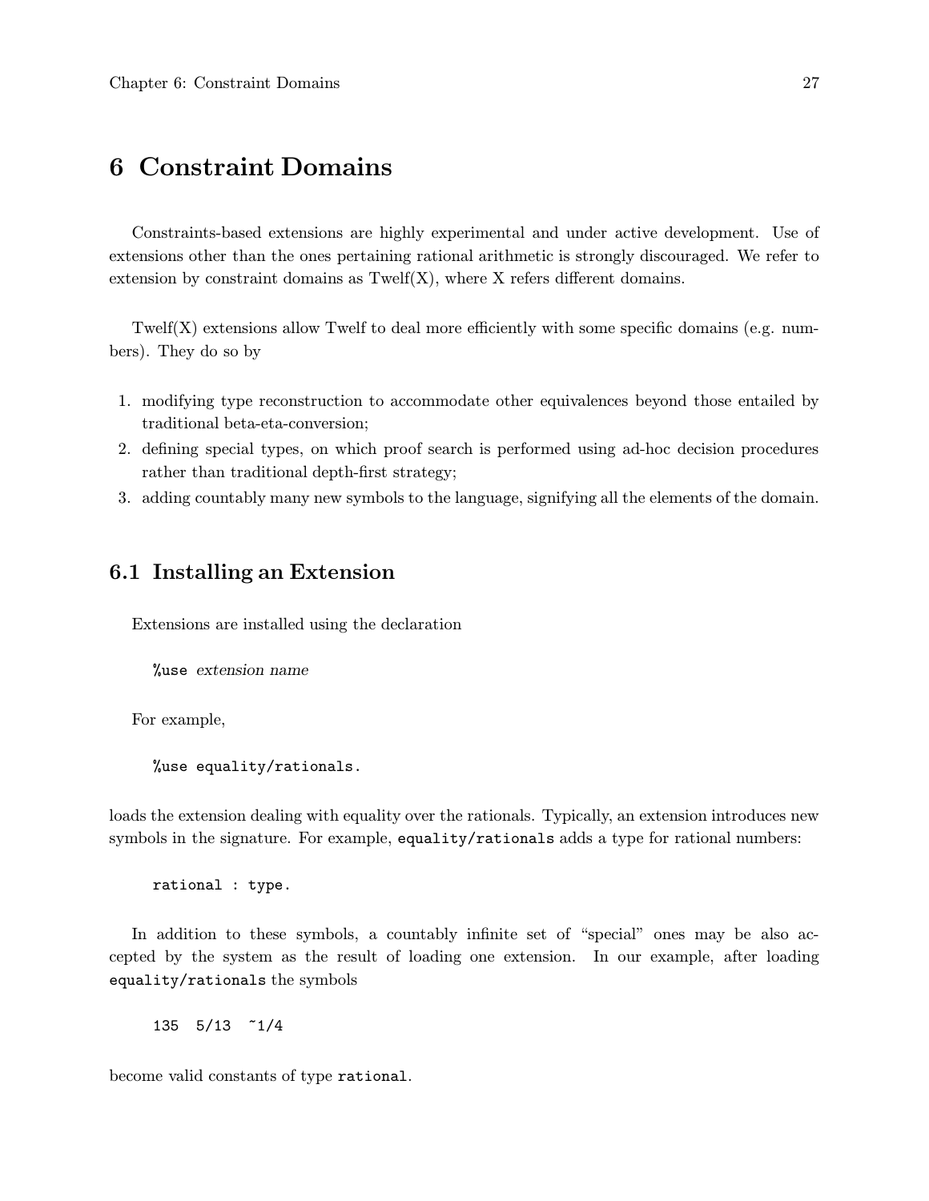# 6 Constraint Domains

Constraints-based extensions are highly experimental and under active development. Use of extensions other than the ones pertaining rational arithmetic is strongly discouraged. We refer to extension by constraint domains as Twelf(X), where X refers different domains.

Twelf(X) extensions allow Twelf to deal more efficiently with some specific domains (e.g. numbers). They do so by

1. modifying type reconstruction to accommodate other equivalences beyond those entailed by traditional beta-eta-conversion;
2. defining special types, on which proof search is performed using ad-hoc decision procedures rather than traditional depth-first strategy;
3. adding countably many new symbols to the language, signifying all the elements of the domain.

## 6.1 Installing an Extension

Extensions are installed using the declaration

`%use` *extension name*

For example,

```
%use equality/rationals.
```

loads the extension dealing with equality over the rationals. Typically, an extension introduces new symbols in the signature. For example, `equality/rationals` adds a type for rational numbers:

```
rational : type.
```

In addition to these symbols, a countably infinite set of "special" ones may be also accepted by the system as the result of loading one extension. In our example, after loading `equality/rationals` the symbols

```
135  5/13  ~1/4
```

become valid constants of type `rational`.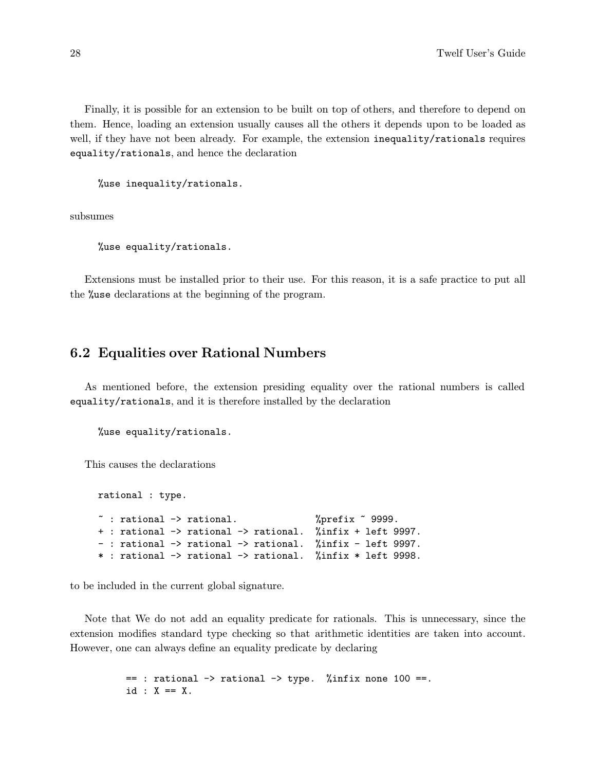Finally, it is possible for an extension to be built on top of others, and therefore to depend on them. Hence, loading an extension usually causes all the others it depends upon to be loaded as well, if they have not been already. For example, the extension `inequality/rationals` requires `equality/rationals`, and hence the declaration

```
%use inequality/rationals.
```

subsumes

```
%use equality/rationals.
```

Extensions must be installed prior to their use. For this reason, it is a safe practice to put all the `%use` declarations at the beginning of the program.

## 6.2 Equalities over Rational Numbers

As mentioned before, the extension presiding equality over the rational numbers is called `equality/rationals`, and it is therefore installed by the declaration

```
%use equality/rationals.
```

This causes the declarations

```
rational : type.

~ : rational -> rational.             %prefix ~ 9999.
+ : rational -> rational -> rational.  %infix + left 9997.
- : rational -> rational -> rational.  %infix - left 9997.
* : rational -> rational -> rational.  %infix * left 9998.
```

to be included in the current global signature.

Note that We do not add an equality predicate for rationals. This is unnecessary, since the extension modifies standard type checking so that arithmetic identities are taken into account. However, one can always define an equality predicate by declaring

```
== : rational -> rational -> type.  %infix none 100 ==.
id : X == X.
```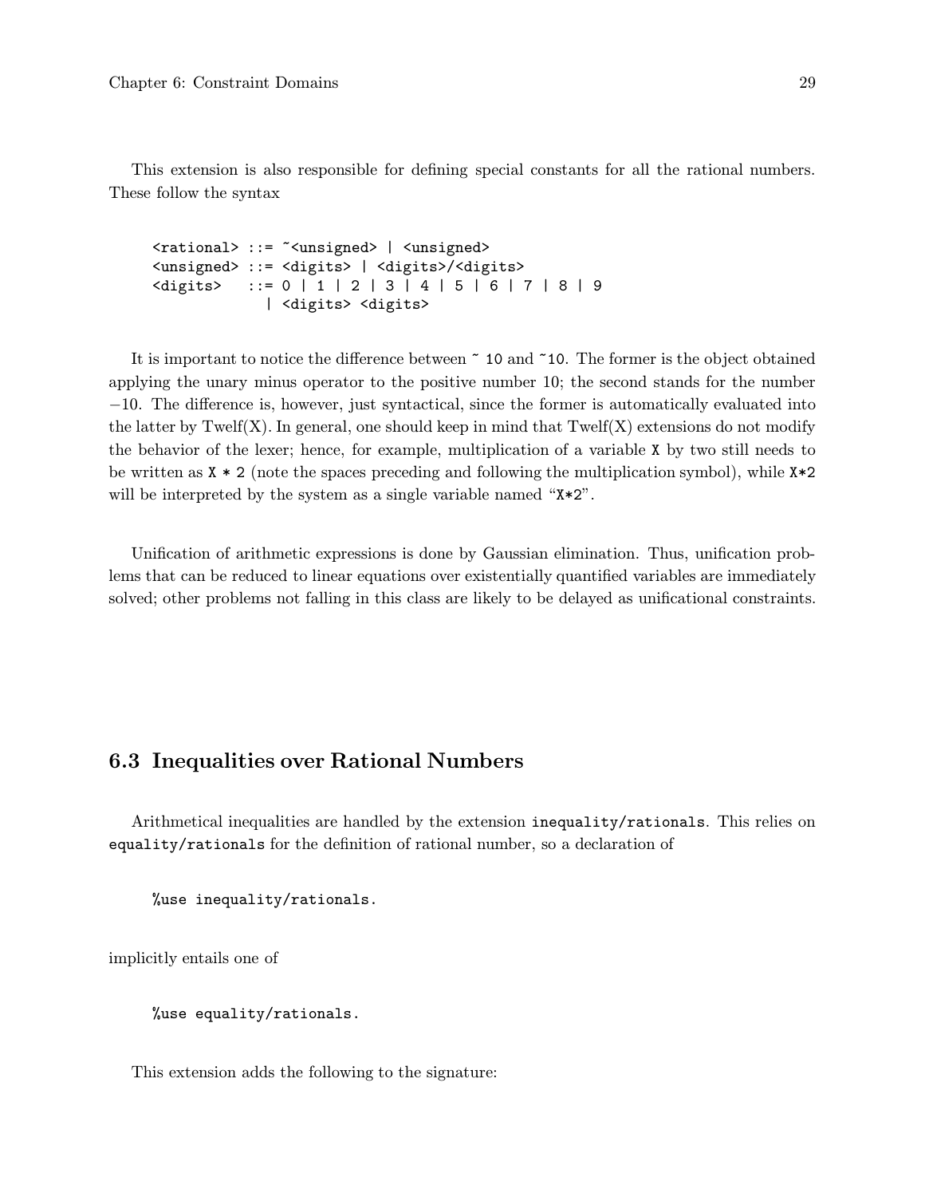This extension is also responsible for defining special constants for all the rational numbers. These follow the syntax

```
<rational> ::= ~<unsigned> | <unsigned>
<unsigned> ::= <digits> | <digits>/<digits>
<digits>   ::= 0 | 1 | 2 | 3 | 4 | 5 | 6 | 7 | 8 | 9
             | <digits> <digits>
```

It is important to notice the difference between `~ 10` and `~10`. The former is the object obtained applying the unary minus operator to the positive number 10; the second stands for the number $-10$. The difference is, however, just syntactical, since the former is automatically evaluated into the latter by Twelf(X). In general, one should keep in mind that Twelf(X) extensions do not modify the behavior of the lexer; hence, for example, multiplication of a variable `X` by two still needs to be written as `X * 2` (note the spaces preceding and following the multiplication symbol), while `X*2` will be interpreted by the system as a single variable named "`X*2`".

Unification of arithmetic expressions is done by Gaussian elimination. Thus, unification problems that can be reduced to linear equations over existentially quantified variables are immediately solved; other problems not falling in this class are likely to be delayed as unificational constraints.

## 6.3 Inequalities over Rational Numbers

Arithmetical inequalities are handled by the extension `inequality/rationals`. This relies on `equality/rationals` for the definition of rational number, so a declaration of

```
%use inequality/rationals.
```

implicitly entails one of

```
%use equality/rationals.
```

This extension adds the following to the signature: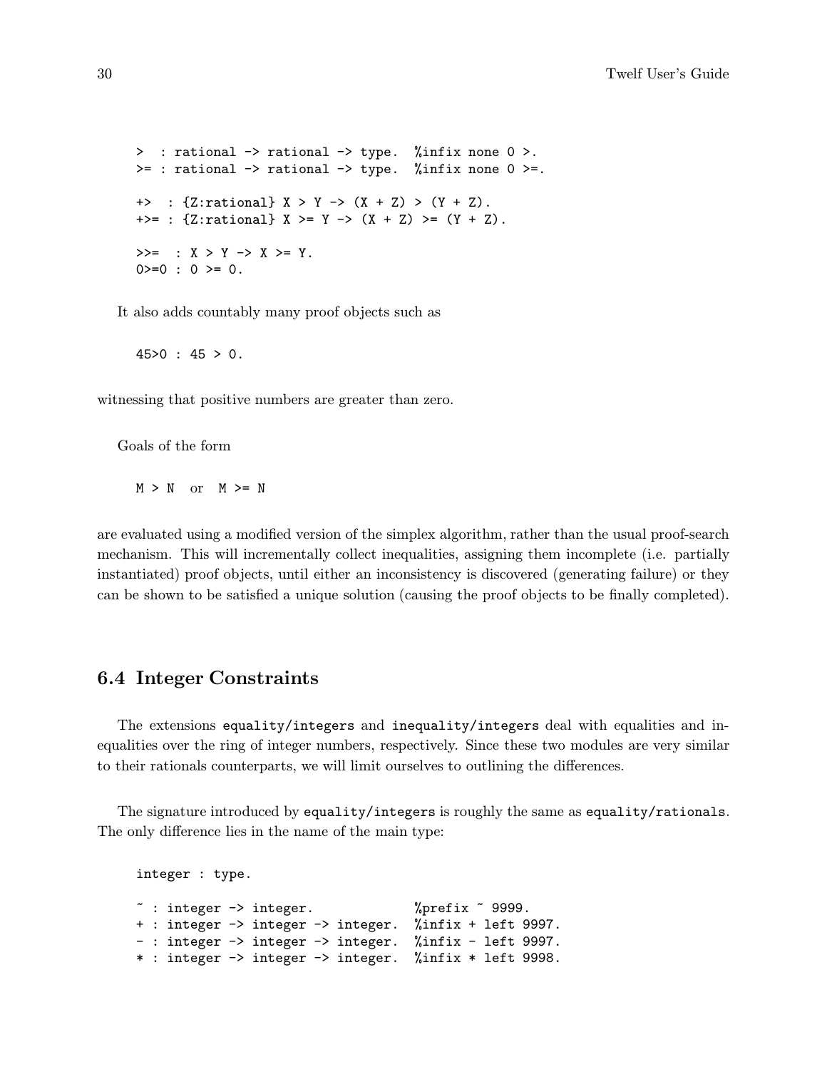```
>  : rational -> rational -> type.  %infix none 0 >.
>= : rational -> rational -> type.  %infix none 0 >=.

+>  : {Z:rational} X > Y -> (X + Z) > (Y + Z).
+>= : {Z:rational} X >= Y -> (X + Z) >= (Y + Z).

>>=  : X > Y -> X >= Y.
0>=0 : 0 >= 0.
```

It also adds countably many proof objects such as

```
45>0 : 45 > 0.
```

witnessing that positive numbers are greater than zero.

Goals of the form

```
M > N   or   M >= N
```

are evaluated using a modified version of the simplex algorithm, rather than the usual proof-search mechanism. This will incrementally collect inequalities, assigning them incomplete (i.e. partially instantiated) proof objects, until either an inconsistency is discovered (generating failure) or they can be shown to be satisfied a unique solution (causing the proof objects to be finally completed).

## 6.4 Integer Constraints

The extensions `equality/integers` and `inequality/integers` deal with equalities and inequalities over the ring of integer numbers, respectively. Since these two modules are very similar to their rationals counterparts, we will limit ourselves to outlining the differences.

The signature introduced by `equality/integers` is roughly the same as `equality/rationals`. The only difference lies in the name of the main type:

```
integer : type.

~ : integer -> integer.             %prefix ~ 9999.
+ : integer -> integer -> integer.  %infix + left 9997.
- : integer -> integer -> integer.  %infix - left 9997.
* : integer -> integer -> integer.  %infix * left 9998.
```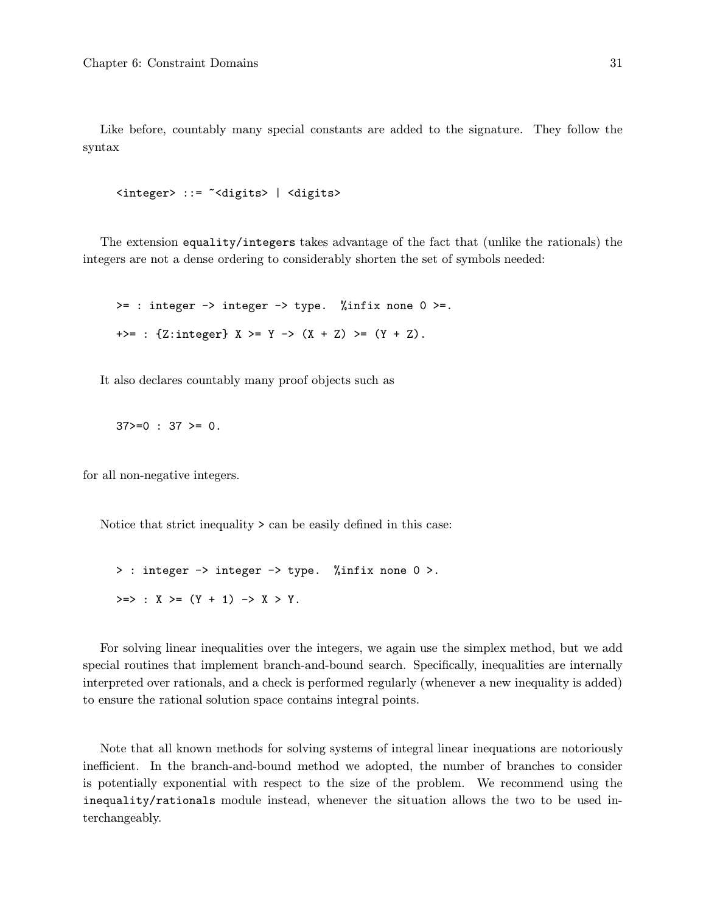Like before, countably many special constants are added to the signature. They follow the syntax

```
<integer> ::= ~<digits> | <digits>
```

The extension `equality/integers` takes advantage of the fact that (unlike the rationals) the integers are not a dense ordering to considerably shorten the set of symbols needed:

```
>= : integer -> integer -> type.  %infix none 0 >=.
+>= : {Z:integer} X >= Y -> (X + Z) >= (Y + Z).
```

It also declares countably many proof objects such as

```
37>=0 : 37 >= 0.
```

for all non-negative integers.

Notice that strict inequality `>` can be easily defined in this case:

```
> : integer -> integer -> type.  %infix none 0 >.
>=> : X >= (Y + 1) -> X > Y.
```

For solving linear inequalities over the integers, we again use the simplex method, but we add special routines that implement branch-and-bound search. Specifically, inequalities are internally interpreted over rationals, and a check is performed regularly (whenever a new inequality is added) to ensure the rational solution space contains integral points.

Note that all known methods for solving systems of integral linear inequations are notoriously inefficient. In the branch-and-bound method we adopted, the number of branches to consider is potentially exponential with respect to the size of the problem. We recommend using the `inequality/rationals` module instead, whenever the situation allows the two to be used interchangeably.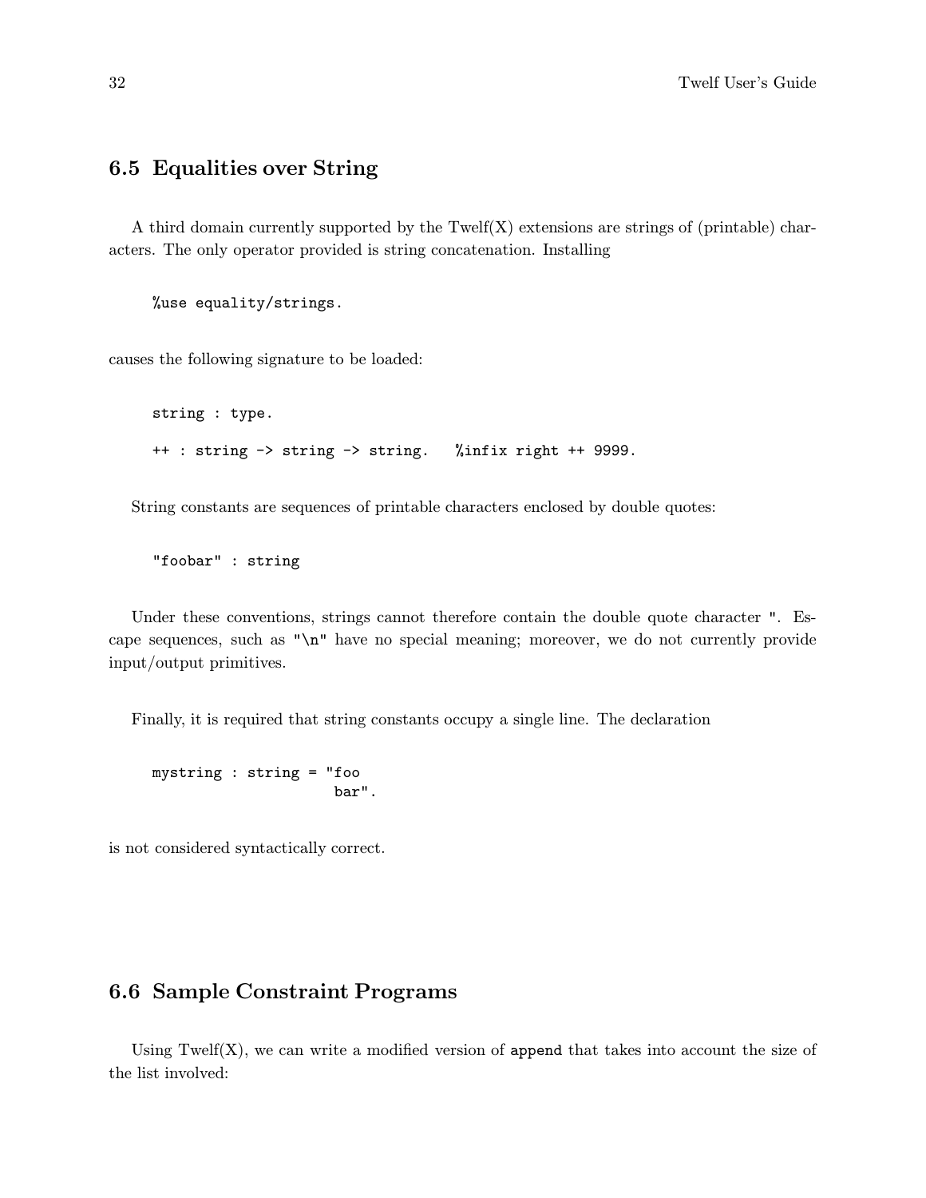## 6.5 Equalities over String

A third domain currently supported by the Twelf(X) extensions are strings of (printable) characters. The only operator provided is string concatenation. Installing

```
%use equality/strings.
```

causes the following signature to be loaded:

```
string : type.

++ : string -> string -> string.   %infix right ++ 9999.
```

String constants are sequences of printable characters enclosed by double quotes:

```
"foobar" : string
```

Under these conventions, strings cannot therefore contain the double quote character `"`. Escape sequences, such as `"\n"` have no special meaning; moreover, we do not currently provide input/output primitives.

Finally, it is required that string constants occupy a single line. The declaration

```
mystring : string = "foo
                     bar".
```

is not considered syntactically correct.

## 6.6 Sample Constraint Programs

Using Twelf(X), we can write a modified version of `append` that takes into account the size of the list involved: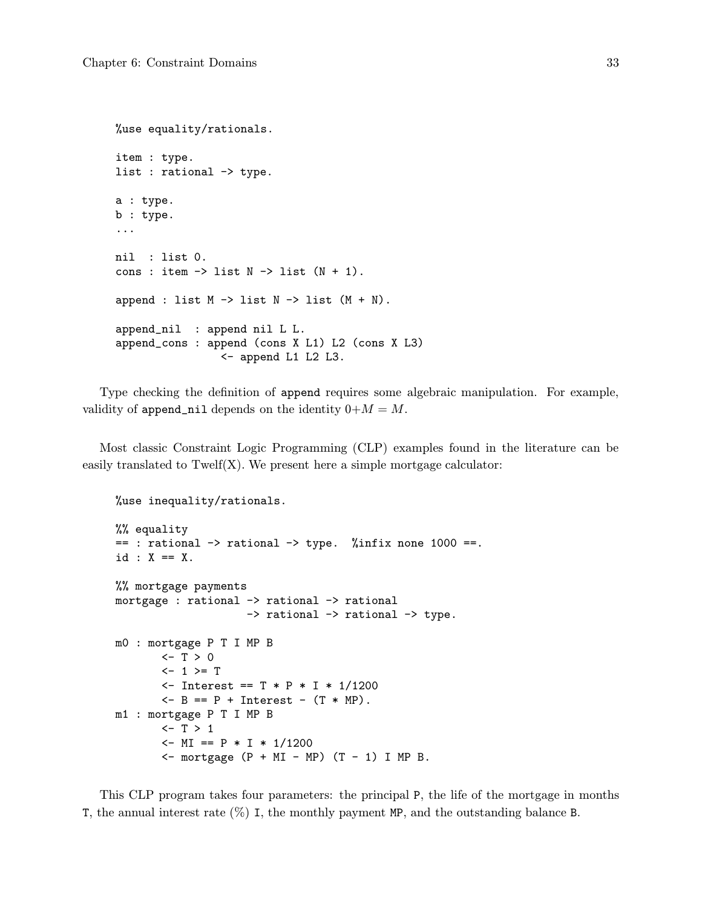```
%use equality/rationals.

item : type.
list : rational -> type.

a : type.
b : type.
...

nil  : list 0.
cons : item -> list N -> list (N + 1).

append : list M -> list N -> list (M + N).

append_nil  : append nil L L.
append_cons : append (cons X L1) L2 (cons X L3)
                <- append L1 L2 L3.
```

Type checking the definition of `append` requires some algebraic manipulation. For example, validity of `append_nil` depends on the identity $0+M = M$.

Most classic Constraint Logic Programming (CLP) examples found in the literature can be easily translated to Twelf(X). We present here a simple mortgage calculator:

```
%use inequality/rationals.

%% equality
== : rational -> rational -> type.  %infix none 1000 ==.
id : X == X.

%% mortgage payments
mortgage : rational -> rational -> rational
                    -> rational -> rational -> type.

m0 : mortgage P T I MP B
       <- T > 0
       <- 1 >= T
       <- Interest == T * P * I * 1/1200
       <- B == P + Interest - (T * MP).
m1 : mortgage P T I MP B
       <- T > 1
       <- MI == P * I * 1/1200
       <- mortgage (P + MI - MP) (T - 1) I MP B.
```

This CLP program takes four parameters: the principal `P`, the life of the mortgage in months `T`, the annual interest rate (%) `I`, the monthly payment `MP`, and the outstanding balance `B`.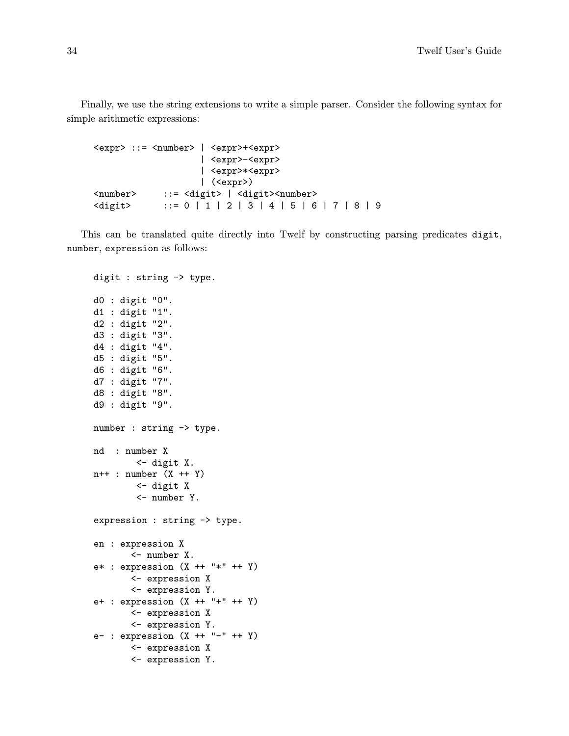Finally, we use the string extensions to write a simple parser. Consider the following syntax for simple arithmetic expressions:

```
<expr> ::= <number> | <expr>+<expr>
                    | <expr>-<expr>
                    | <expr>*<expr>
                    | (<expr>)
<number>     ::= <digit> | <digit><number>
<digit>      ::= 0 | 1 | 2 | 3 | 4 | 5 | 6 | 7 | 8 | 9
```

This can be translated quite directly into Twelf by constructing parsing predicates `digit`, `number`, `expression` as follows:

```
digit : string -> type.

d0 : digit "0".
d1 : digit "1".
d2 : digit "2".
d3 : digit "3".
d4 : digit "4".
d5 : digit "5".
d6 : digit "6".
d7 : digit "7".
d8 : digit "8".
d9 : digit "9".

number : string -> type.

nd  : number X
        <- digit X.
n++ : number (X ++ Y)
        <- digit X
        <- number Y.

expression : string -> type.

en : expression X
       <- number X.
e* : expression (X ++ "*" ++ Y)
       <- expression X
       <- expression Y.
e+ : expression (X ++ "+" ++ Y)
       <- expression X
       <- expression Y.
e- : expression (X ++ "-" ++ Y)
       <- expression X
       <- expression Y.
```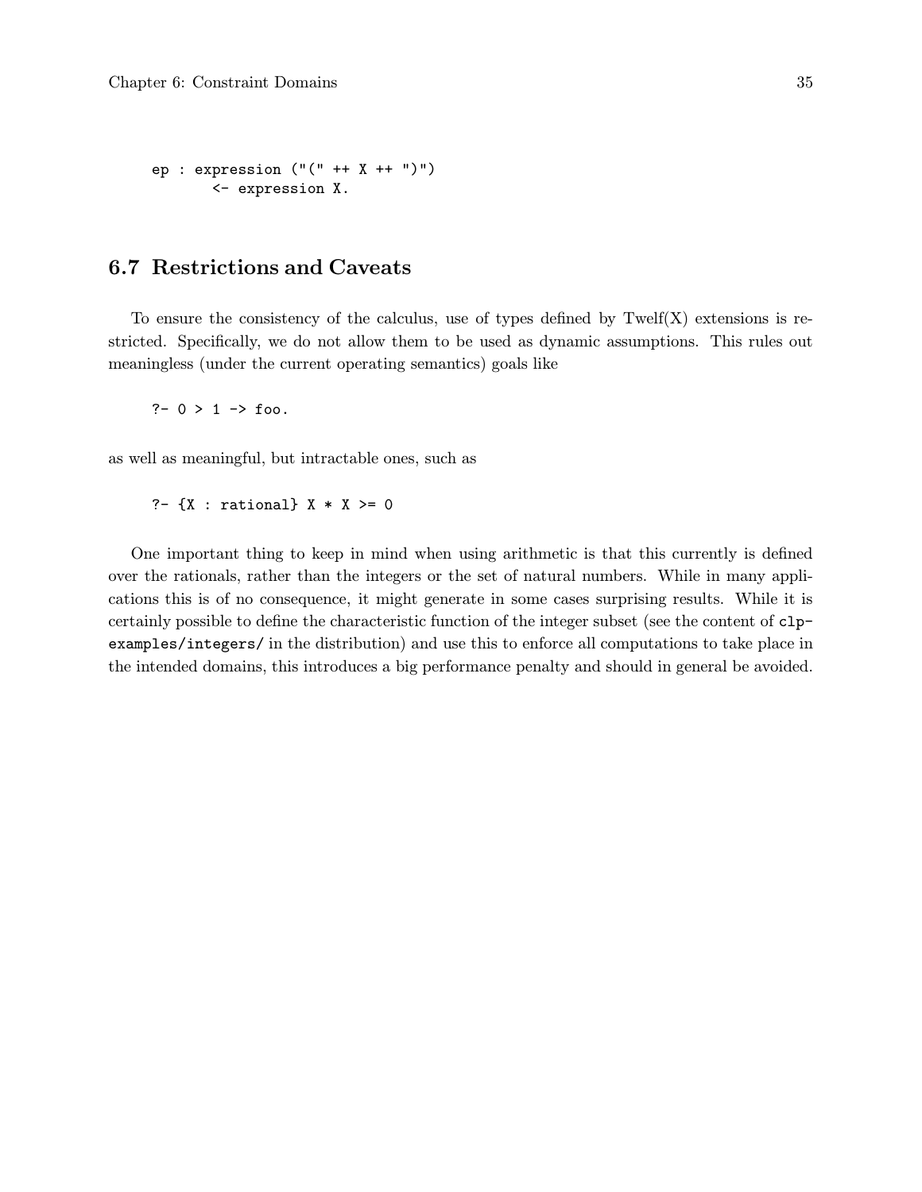```
ep : expression ("(" ++ X ++ ")")
       <- expression X.
```

## 6.7 Restrictions and Caveats

To ensure the consistency of the calculus, use of types defined by Twelf(X) extensions is restricted. Specifically, we do not allow them to be used as dynamic assumptions. This rules out meaningless (under the current operating semantics) goals like

```
?- 0 > 1 -> foo.
```

as well as meaningful, but intractable ones, such as

```
?- {X : rational} X * X >= 0
```

One important thing to keep in mind when using arithmetic is that this currently is defined over the rationals, rather than the integers or the set of natural numbers. While in many applications this is of no consequence, it might generate in some cases surprising results. While it is certainly possible to define the characteristic function of the integer subset (see the content of `clp-examples/integers/` in the distribution) and use this to enforce all computations to take place in the intended domains, this introduces a big performance penalty and should in general be avoided.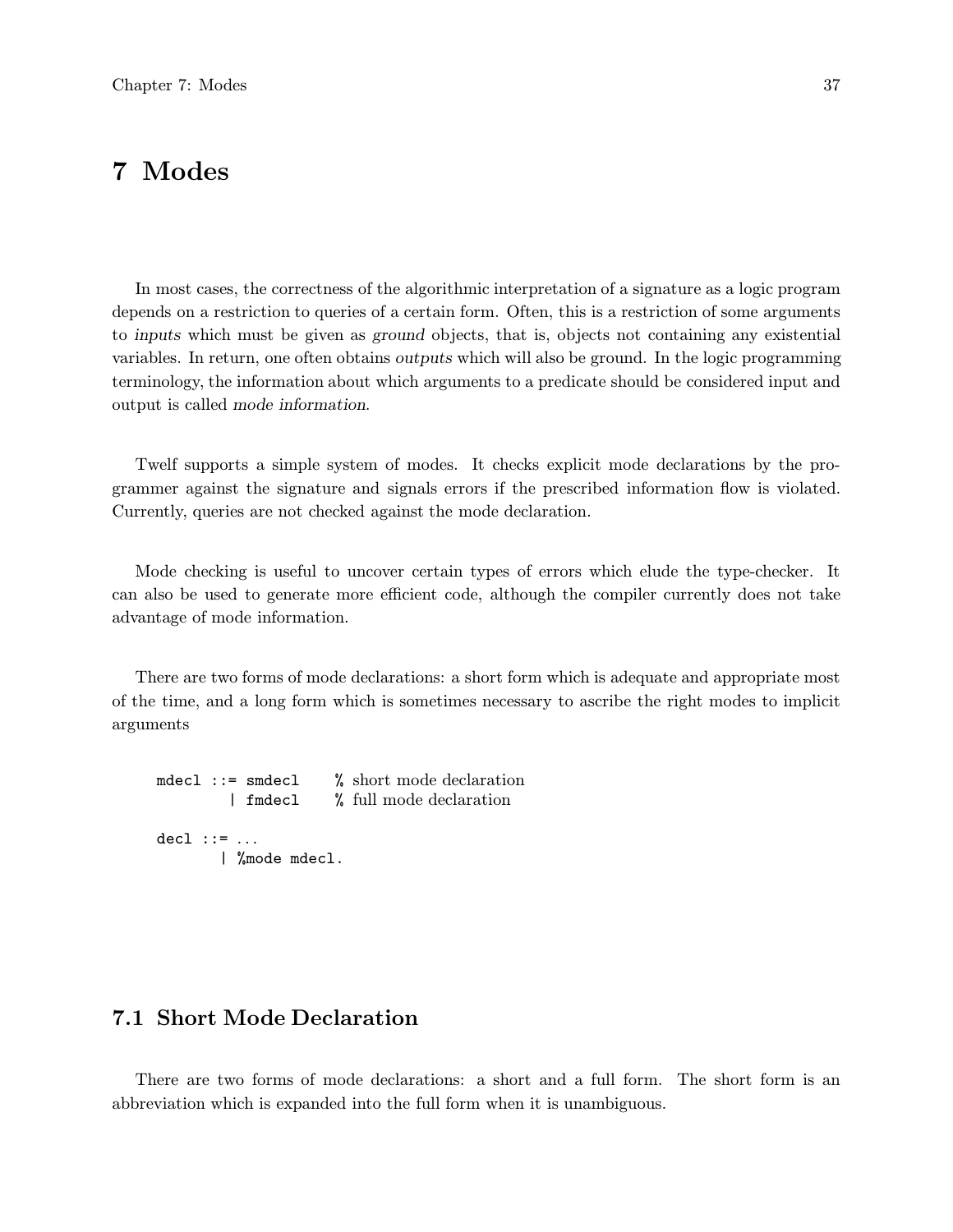# 7 Modes

In most cases, the correctness of the algorithmic interpretation of a signature as a logic program depends on a restriction to queries of a certain form. Often, this is a restriction of some arguments to *inputs* which must be given as *ground* objects, that is, objects not containing any existential variables. In return, one often obtains *outputs* which will also be ground. In the logic programming terminology, the information about which arguments to a predicate should be considered input and output is called *mode information*.

Twelf supports a simple system of modes. It checks explicit mode declarations by the programmer against the signature and signals errors if the prescribed information flow is violated. Currently, queries are not checked against the mode declaration.

Mode checking is useful to uncover certain types of errors which elude the type-checker. It can also be used to generate more efficient code, although the compiler currently does not take advantage of mode information.

There are two forms of mode declarations: a short form which is adequate and appropriate most of the time, and a long form which is sometimes necessary to ascribe the right modes to implicit arguments

```
mdecl ::= smdecl     % short mode declaration
        | fmdecl     % full mode declaration

decl ::= ...
       | %mode mdecl.
```

## 7.1 Short Mode Declaration

There are two forms of mode declarations: a short and a full form. The short form is an abbreviation which is expanded into the full form when it is unambiguous.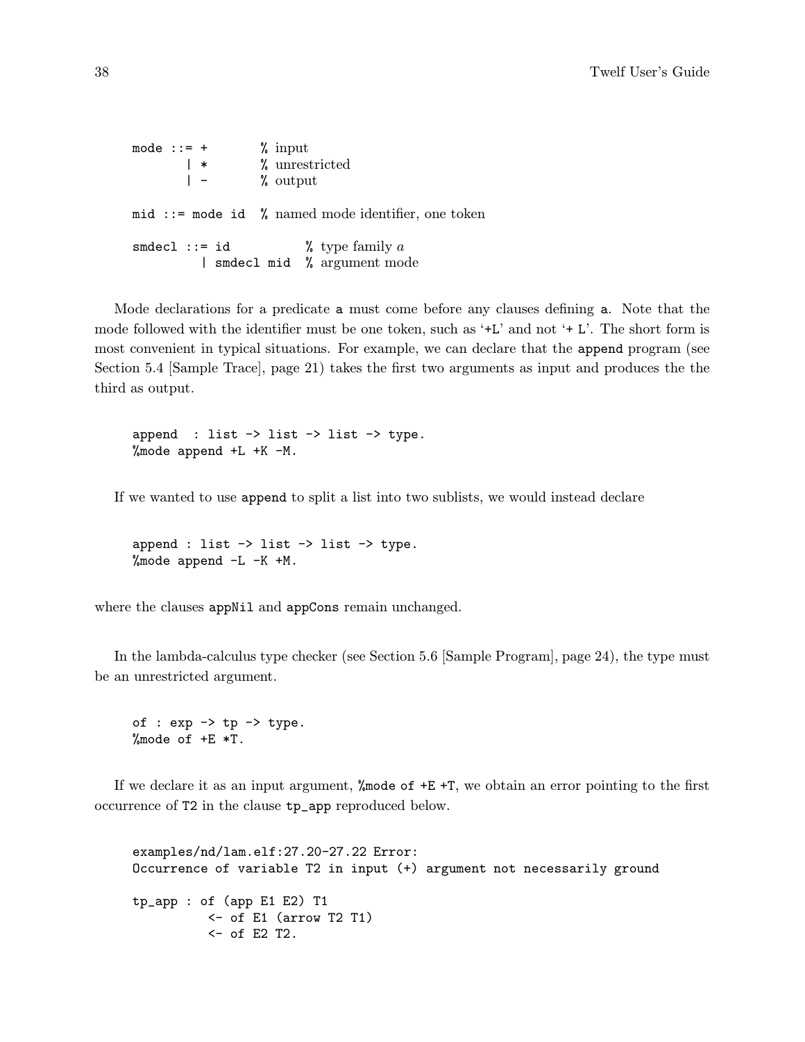```
mode ::= +          % input
       | *          % unrestricted
       | -          % output

mid ::= mode id  % named mode identifier, one token

smdecl ::= id            % type family a
         | smdecl mid  % argument mode
```

Mode declarations for a predicate `a` must come before any clauses defining `a`. Note that the mode followed with the identifier must be one token, such as '`+L`' and not '`+ L`'. The short form is most convenient in typical situations. For example, we can declare that the `append` program (see Section 5.4 [Sample Trace], page 21) takes the first two arguments as input and produces the the third as output.

```
append  : list -> list -> list -> type.
%mode append +L +K -M.
```

If we wanted to use `append` to split a list into two sublists, we would instead declare

```
append : list -> list -> list -> type.
%mode append -L -K +M.
```

where the clauses `appNil` and `appCons` remain unchanged.

In the lambda-calculus type checker (see Section 5.6 [Sample Program], page 24), the type must be an unrestricted argument.

```
of : exp -> tp -> type.
%mode of +E *T.
```

If we declare it as an input argument, `%mode of +E +T`, we obtain an error pointing to the first occurrence of `T2` in the clause `tp_app` reproduced below.

```
examples/nd/lam.elf:27.20-27.22 Error:
Occurrence of variable T2 in input (+) argument not necessarily ground

tp_app : of (app E1 E2) T1
          <- of E1 (arrow T2 T1)
          <- of E2 T2.
```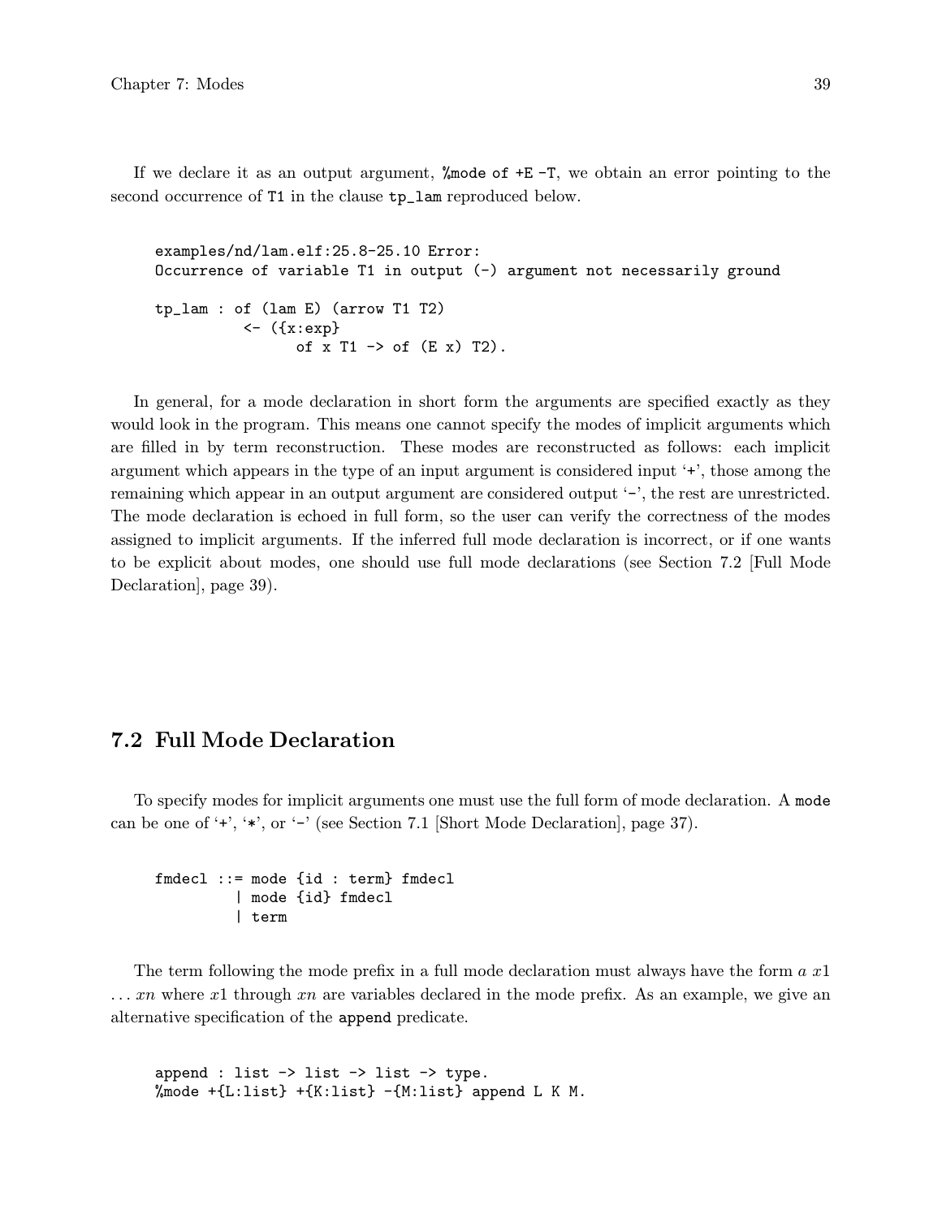If we declare it as an output argument, `%mode of +E -T`, we obtain an error pointing to the second occurrence of `T1` in the clause `tp_lam` reproduced below.

```
examples/nd/lam.elf:25.8-25.10 Error:
Occurrence of variable T1 in output (-) argument not necessarily ground

tp_lam : of (lam E) (arrow T1 T2)
          <- ({x:exp}
                of x T1 -> of (E x) T2).
```

In general, for a mode declaration in short form the arguments are specified exactly as they would look in the program. This means one cannot specify the modes of implicit arguments which are filled in by term reconstruction. These modes are reconstructed as follows: each implicit argument which appears in the type of an input argument is considered input '+', those among the remaining which appear in an output argument are considered output '-', the rest are unrestricted. The mode declaration is echoed in full form, so the user can verify the correctness of the modes assigned to implicit arguments. If the inferred full mode declaration is incorrect, or if one wants to be explicit about modes, one should use full mode declarations (see Section 7.2 [Full Mode Declaration], page 39).

## 7.2 Full Mode Declaration

To specify modes for implicit arguments one must use the full form of mode declaration. A `mode` can be one of '+', '*', or '-' (see Section 7.1 [Short Mode Declaration], page 37).

```
fmdecl ::= mode {id : term} fmdecl
         | mode {id} fmdecl
         | term
```

The term following the mode prefix in a full mode declaration must always have the form *a x1 ... xn* where *x1* through *xn* are variables declared in the mode prefix. As an example, we give an alternative specification of the `append` predicate.

```
append : list -> list -> list -> type.
%mode +{L:list} +{K:list} -{M:list} append L K M.
```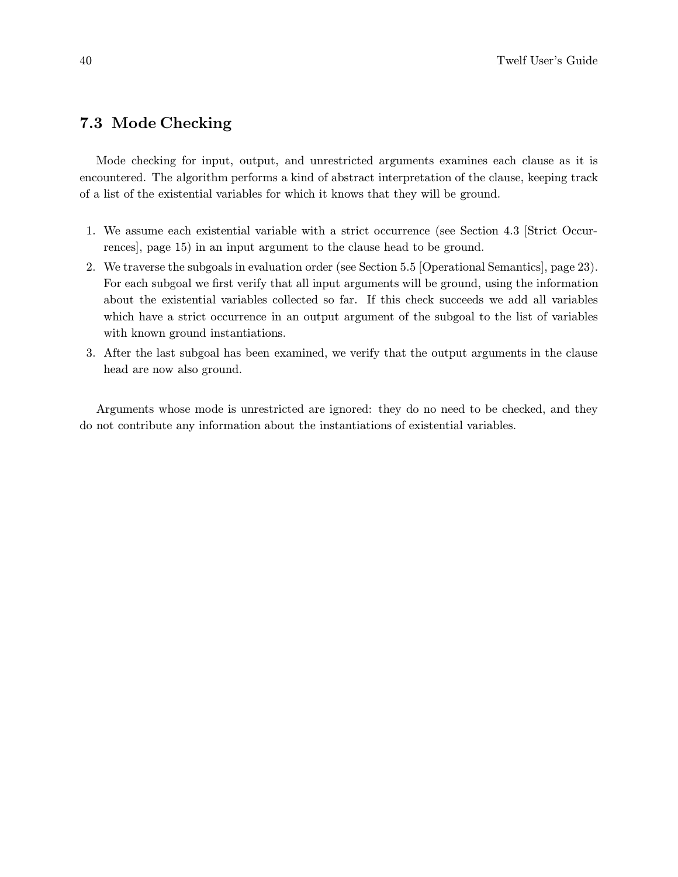## 7.3 Mode Checking

Mode checking for input, output, and unrestricted arguments examines each clause as it is encountered. The algorithm performs a kind of abstract interpretation of the clause, keeping track of a list of the existential variables for which it knows that they will be ground.

1. We assume each existential variable with a strict occurrence (see Section 4.3 [Strict Occurrences], page 15) in an input argument to the clause head to be ground.
2. We traverse the subgoals in evaluation order (see Section 5.5 [Operational Semantics], page 23). For each subgoal we first verify that all input arguments will be ground, using the information about the existential variables collected so far. If this check succeeds we add all variables which have a strict occurrence in an output argument of the subgoal to the list of variables with known ground instantiations.
3. After the last subgoal has been examined, we verify that the output arguments in the clause head are now also ground.

Arguments whose mode is unrestricted are ignored: they do no need to be checked, and they do not contribute any information about the instantiations of existential variables.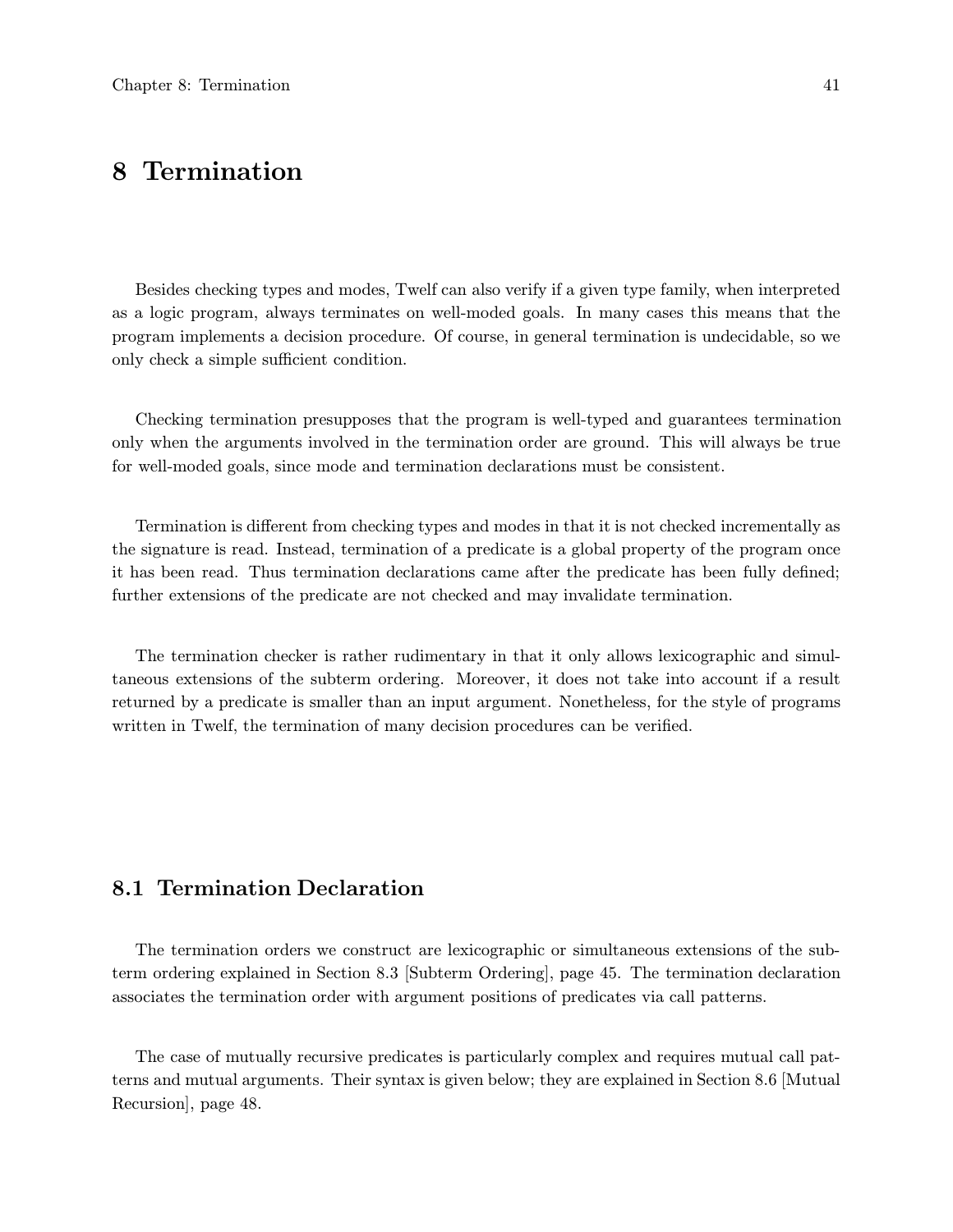# 8 Termination

Besides checking types and modes, Twelf can also verify if a given type family, when interpreted as a logic program, always terminates on well-moded goals. In many cases this means that the program implements a decision procedure. Of course, in general termination is undecidable, so we only check a simple sufficient condition.

Checking termination presupposes that the program is well-typed and guarantees termination only when the arguments involved in the termination order are ground. This will always be true for well-moded goals, since mode and termination declarations must be consistent.

Termination is different from checking types and modes in that it is not checked incrementally as the signature is read. Instead, termination of a predicate is a global property of the program once it has been read. Thus termination declarations came after the predicate has been fully defined; further extensions of the predicate are not checked and may invalidate termination.

The termination checker is rather rudimentary in that it only allows lexicographic and simultaneous extensions of the subterm ordering. Moreover, it does not take into account if a result returned by a predicate is smaller than an input argument. Nonetheless, for the style of programs written in Twelf, the termination of many decision procedures can be verified.

## 8.1 Termination Declaration

The termination orders we construct are lexicographic or simultaneous extensions of the subterm ordering explained in Section 8.3 [Subterm Ordering], page 45. The termination declaration associates the termination order with argument positions of predicates via call patterns.

The case of mutually recursive predicates is particularly complex and requires mutual call patterns and mutual arguments. Their syntax is given below; they are explained in Section 8.6 [Mutual Recursion], page 48.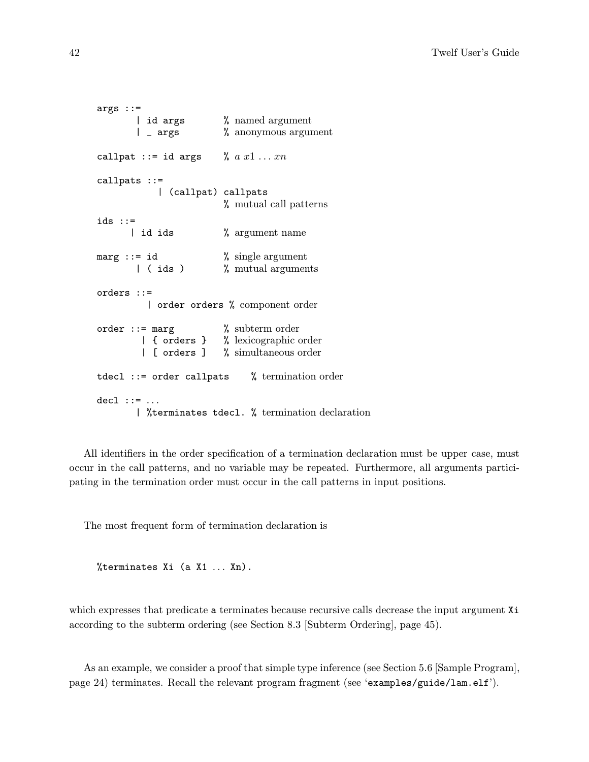```
args ::=
       | id args        % named argument
       | _ args         % anonymous argument

callpat ::= id args    % a x1 ... xn

callpats ::=
           | (callpat) callpats
                        % mutual call patterns

ids ::=
      | id ids          % argument name

marg ::= id             % single argument
       | ( ids )        % mutual arguments

orders ::=
         | order orders % component order

order ::= marg          % subterm order
        | { orders }    % lexicographic order
        | [ orders ]    % simultaneous order

tdecl ::= order callpats    % termination order

decl ::= ...
       | %terminates tdecl. % termination declaration
```

All identifiers in the order specification of a termination declaration must be upper case, must occur in the call patterns, and no variable may be repeated. Furthermore, all arguments participating in the termination order must occur in the call patterns in input positions.

The most frequent form of termination declaration is

```
%terminates Xi (a X1 ... Xn).
```

which expresses that predicate `a` terminates because recursive calls decrease the input argument `Xi` according to the subterm ordering (see Section 8.3 [Subterm Ordering], page 45).

As an example, we consider a proof that simple type inference (see Section 5.6 [Sample Program], page 24) terminates. Recall the relevant program fragment (see '`examples/guide/lam.elf`').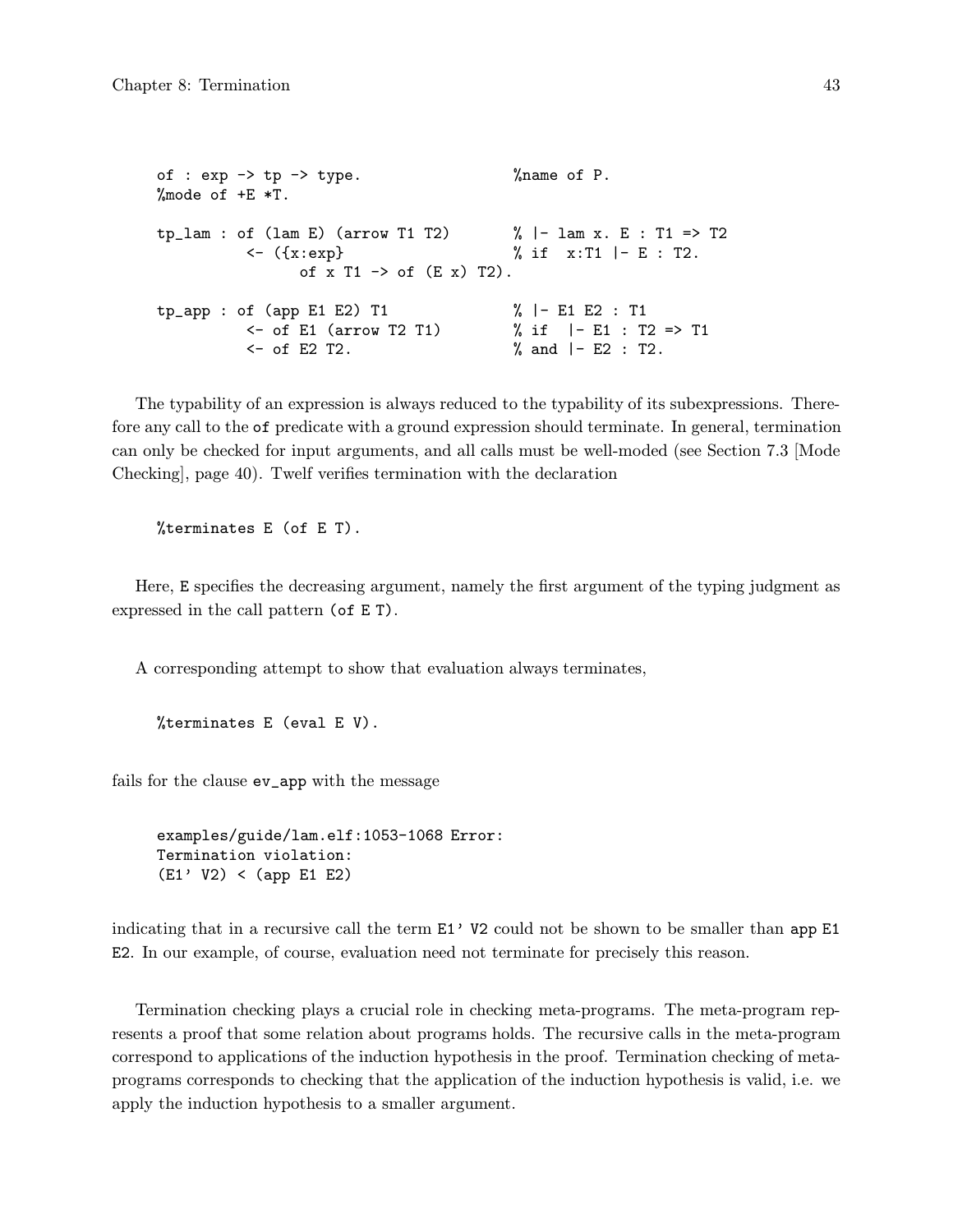```
of : exp -> tp -> type.                 %name of P.
%mode of +E *T.

tp_lam : of (lam E) (arrow T1 T2)       % |- lam x. E : T1 => T2
          <- ({x:exp}                   % if  x:T1 |- E : T2.
                of x T1 -> of (E x) T2).

tp_app : of (app E1 E2) T1              % |- E1 E2 : T1
          <- of E1 (arrow T2 T1)        % if  |- E1 : T2 => T1
          <- of E2 T2.                  % and |- E2 : T2.
```

The typability of an expression is always reduced to the typability of its subexpressions. Therefore any call to the `of` predicate with a ground expression should terminate. In general, termination can only be checked for input arguments, and all calls must be well-moded (see Section 7.3 [Mode Checking], page 40). Twelf verifies termination with the declaration

```
%terminates E (of E T).
```

Here, `E` specifies the decreasing argument, namely the first argument of the typing judgment as expressed in the call pattern `(of E T)`.

A corresponding attempt to show that evaluation always terminates,

```
%terminates E (eval E V).
```

fails for the clause `ev_app` with the message

```
examples/guide/lam.elf:1053-1068 Error:
Termination violation:
(E1' V2) < (app E1 E2)
```

indicating that in a recursive call the term `E1' V2` could not be shown to be smaller than `app E1 E2`. In our example, of course, evaluation need not terminate for precisely this reason.

Termination checking plays a crucial role in checking meta-programs. The meta-program represents a proof that some relation about programs holds. The recursive calls in the meta-program correspond to applications of the induction hypothesis in the proof. Termination checking of meta-programs corresponds to checking that the application of the induction hypothesis is valid, i.e. we apply the induction hypothesis to a smaller argument.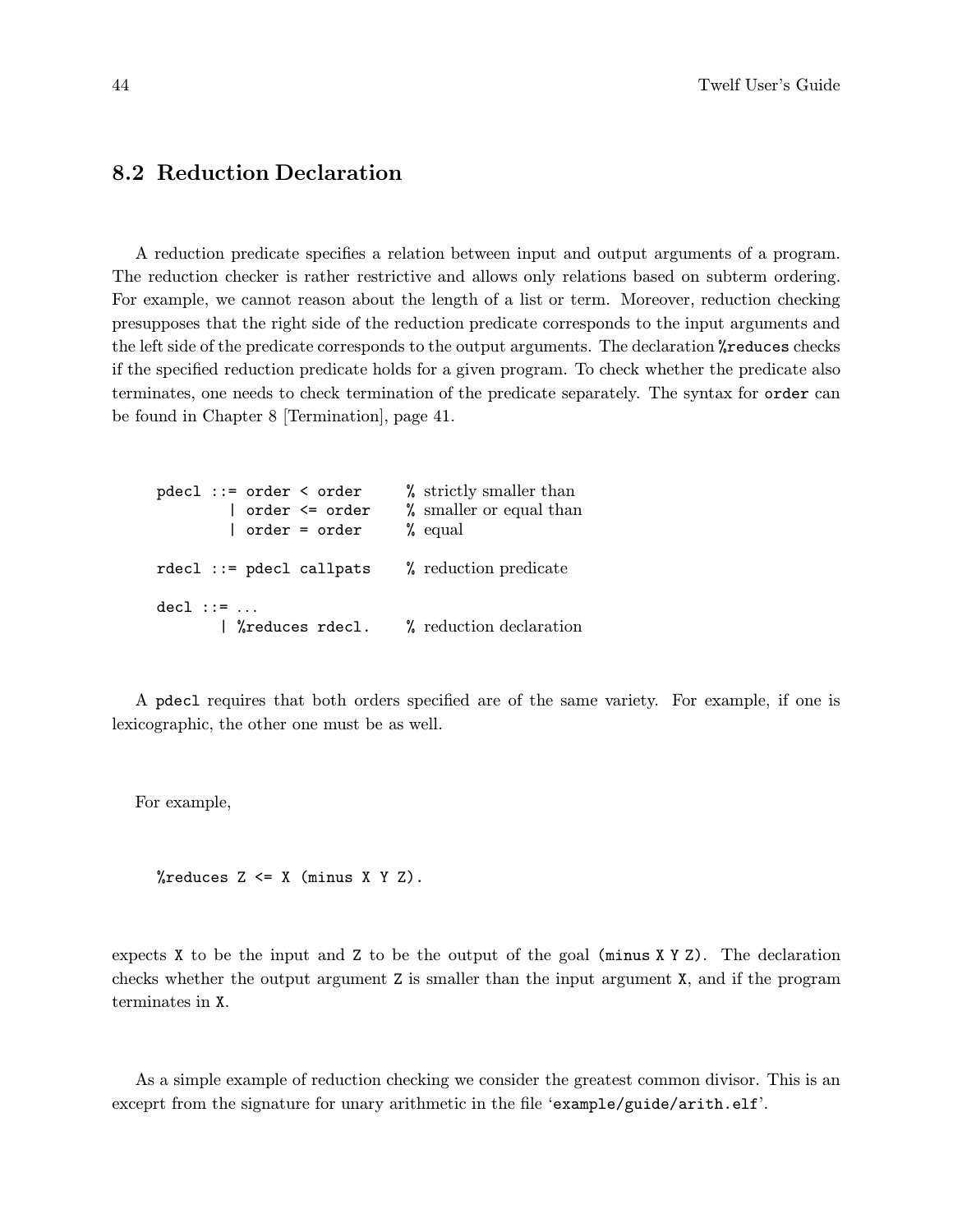## 8.2 Reduction Declaration

A reduction predicate specifies a relation between input and output arguments of a program. The reduction checker is rather restrictive and allows only relations based on subterm ordering. For example, we cannot reason about the length of a list or term. Moreover, reduction checking presupposes that the right side of the reduction predicate corresponds to the input arguments and the left side of the predicate corresponds to the output arguments. The declaration `%reduces` checks if the specified reduction predicate holds for a given program. To check whether the predicate also terminates, one needs to check termination of the predicate separately. The syntax for `order` can be found in Chapter 8 [Termination], page 41.

```
pdecl ::= order < order      % strictly smaller than
        | order <= order     % smaller or equal than
        | order = order      % equal

rdecl ::= pdecl callpats     % reduction predicate

decl ::= ...
       | %reduces rdecl.     % reduction declaration
```

A `pdecl` requires that both orders specified are of the same variety. For example, if one is lexicographic, the other one must be as well.

For example,

```
%reduces Z <= X (minus X Y Z).
```

expects `X` to be the input and `Z` to be the output of the goal `(minus X Y Z)`. The declaration checks whether the output argument `Z` is smaller than the input argument `X`, and if the program terminates in `X`.

As a simple example of reduction checking we consider the greatest common divisor. This is an exceprt from the signature for unary arithmetic in the file '`example/guide/arith.elf`'.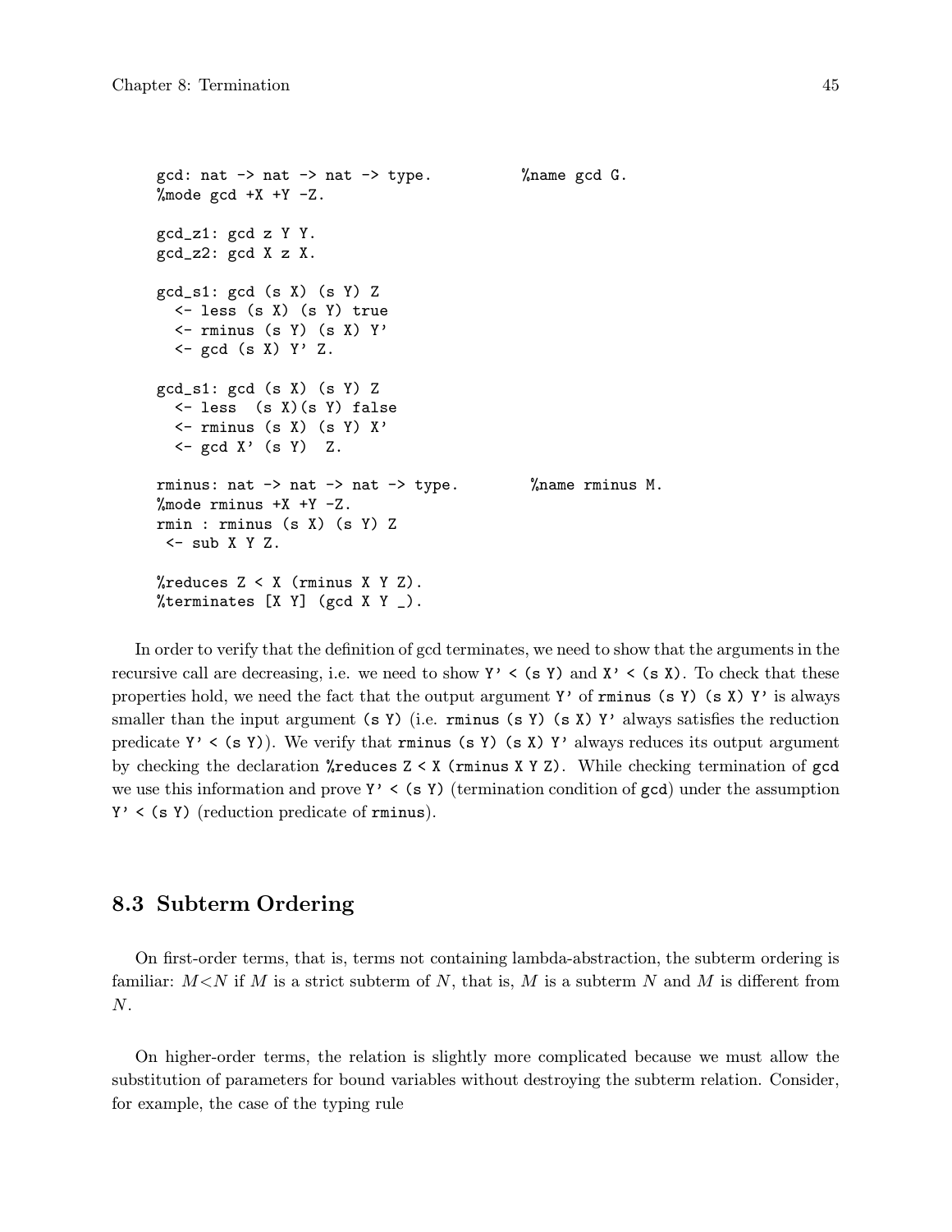```
gcd: nat -> nat -> nat -> type.          %name gcd G.
%mode gcd +X +Y -Z.

gcd_z1: gcd z Y Y.
gcd_z2: gcd X z X.

gcd_s1: gcd (s X) (s Y) Z
  <- less (s X) (s Y) true
  <- rminus (s Y) (s X) Y'
  <- gcd (s X) Y' Z.

gcd_s1: gcd (s X) (s Y) Z
  <- less  (s X)(s Y) false
  <- rminus (s X) (s Y) X'
  <- gcd X' (s Y)  Z.

rminus: nat -> nat -> nat -> type.        %name rminus M.
%mode rminus +X +Y -Z.
rmin : rminus (s X) (s Y) Z
 <- sub X Y Z.

%reduces Z < X (rminus X Y Z).
%terminates [X Y] (gcd X Y _).
```

In order to verify that the definition of gcd terminates, we need to show that the arguments in the recursive call are decreasing, i.e. we need to show `Y' < (s Y)` and `X' < (s X)`. To check that these properties hold, we need the fact that the output argument `Y'` of `rminus (s Y) (s X) Y'` is always smaller than the input argument `(s Y)` (i.e. `rminus (s Y) (s X) Y'` always satisfies the reduction predicate `Y' < (s Y)`). We verify that `rminus (s Y) (s X) Y'` always reduces its output argument by checking the declaration `%reduces Z < X (rminus X Y Z)`. While checking termination of `gcd` we use this information and prove `Y' < (s Y)` (termination condition of `gcd`) under the assumption `Y' < (s Y)` (reduction predicate of `rminus`).

## 8.3 Subterm Ordering

On first-order terms, that is, terms not containing lambda-abstraction, the subterm ordering is familiar: $M<N$ if $M$ is a strict subterm of $N$, that is, $M$ is a subterm $N$ and $M$ is different from $N$.

On higher-order terms, the relation is slightly more complicated because we must allow the substitution of parameters for bound variables without destroying the subterm relation. Consider, for example, the case of the typing rule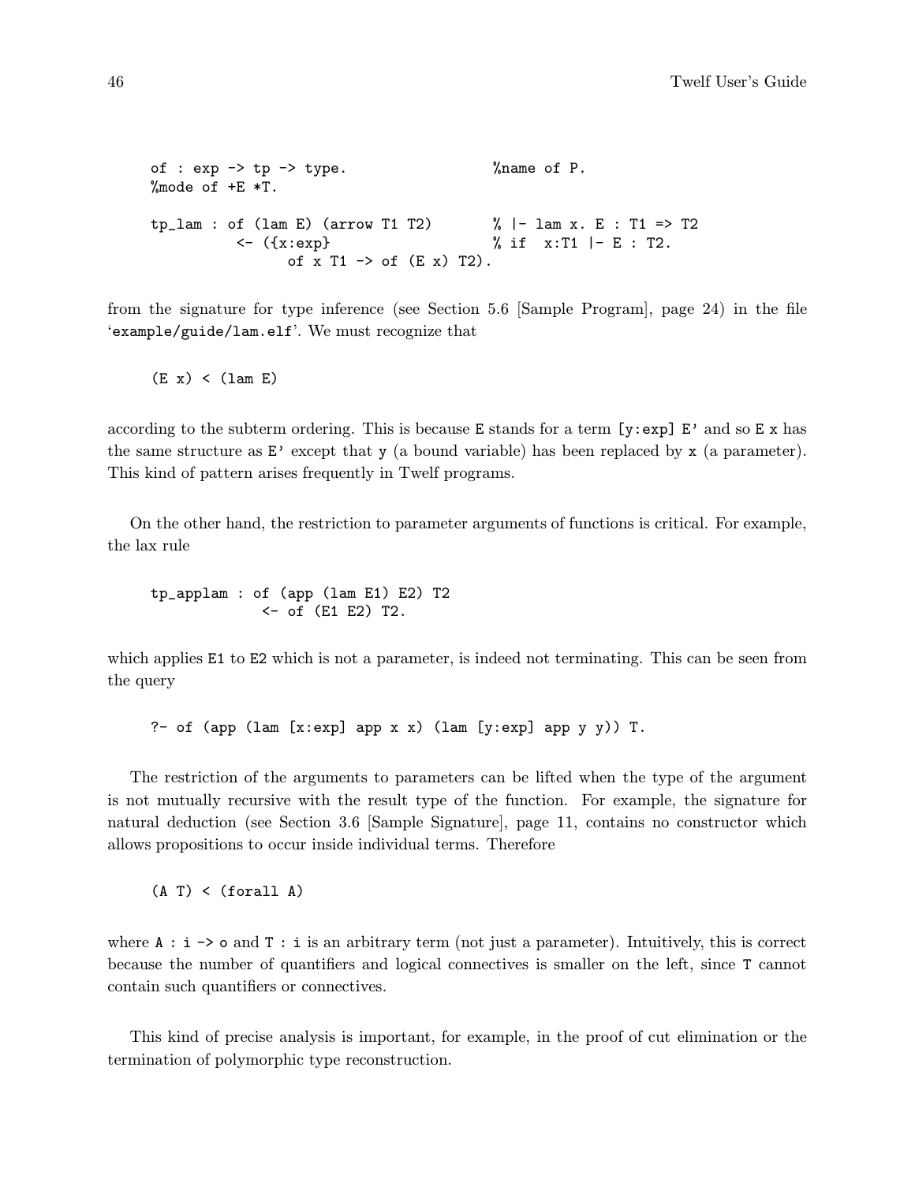```
of : exp -> tp -> type.                %name of P.
%mode of +E *T.

tp_lam : of (lam E) (arrow T1 T2)       % |- lam x. E : T1 => T2
          <- ({x:exp}                   % if  x:T1 |- E : T2.
                of x T1 -> of (E x) T2).
```

from the signature for type inference (see Section 5.6 [Sample Program], page 24) in the file 'example/guide/lam.elf'. We must recognize that

```
(E x) < (lam E)
```

according to the subterm ordering. This is because `E` stands for a term `[y:exp] E'` and so `E x` has the same structure as `E'` except that `y` (a bound variable) has been replaced by `x` (a parameter). This kind of pattern arises frequently in Twelf programs.

On the other hand, the restriction to parameter arguments of functions is critical. For example, the lax rule

```
tp_applam : of (app (lam E1) E2) T2
             <- of (E1 E2) T2.
```

which applies `E1` to `E2` which is not a parameter, is indeed not terminating. This can be seen from the query

```
?- of (app (lam [x:exp] app x x) (lam [y:exp] app y y)) T.
```

The restriction of the arguments to parameters can be lifted when the type of the argument is not mutually recursive with the result type of the function. For example, the signature for natural deduction (see Section 3.6 [Sample Signature], page 11, contains no constructor which allows propositions to occur inside individual terms. Therefore

```
(A T) < (forall A)
```

where `A : i -> o` and `T : i` is an arbitrary term (not just a parameter). Intuitively, this is correct because the number of quantifiers and logical connectives is smaller on the left, since `T` cannot contain such quantifiers or connectives.

This kind of precise analysis is important, for example, in the proof of cut elimination or the termination of polymorphic type reconstruction.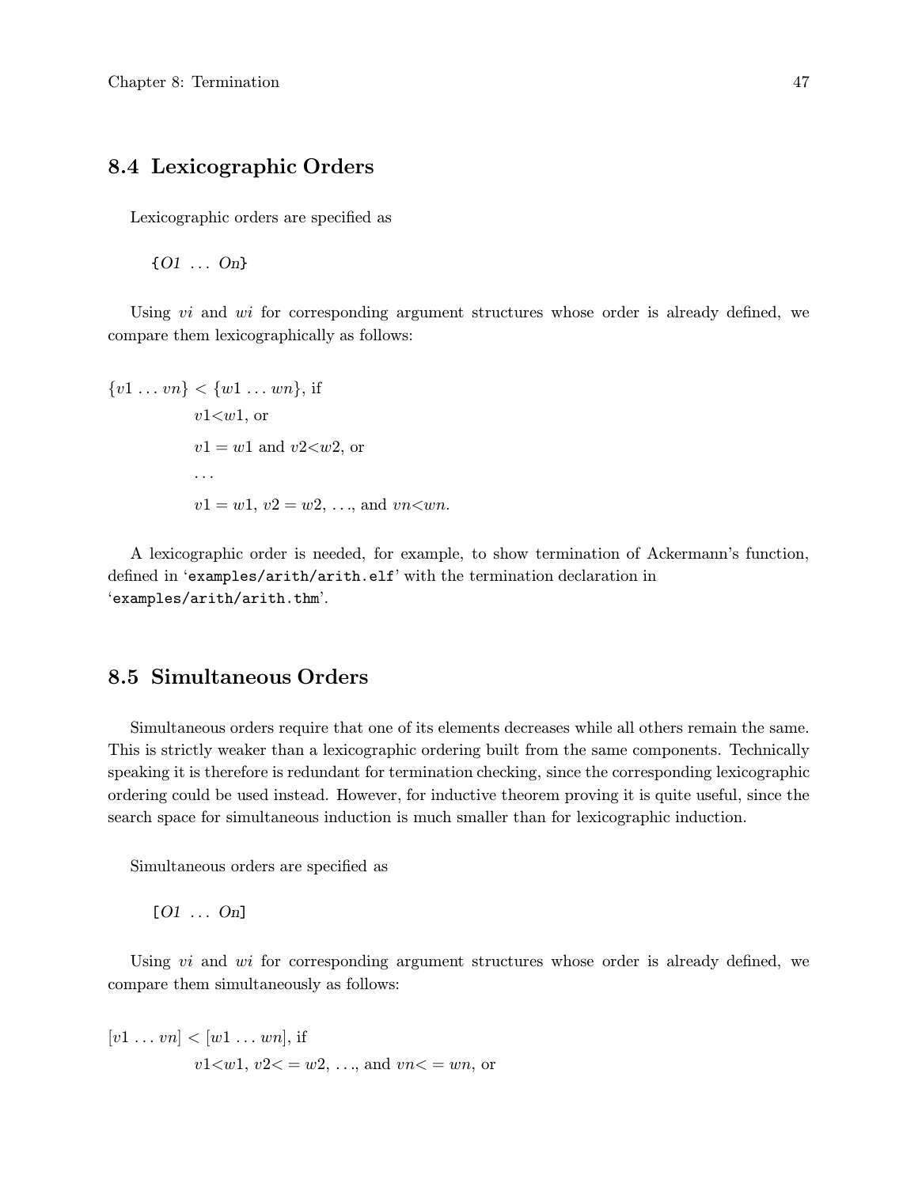## 8.4 Lexicographic Orders

Lexicographic orders are specified as

```
{O1 ... On}
```

Using *vi* and *wi* for corresponding argument structures whose order is already defined, we compare them lexicographically as follows:

$\{v1 \ldots vn\} < \{w1 \ldots wn\}$, if

$v1 < w1$, or

$v1 = w1$ and $v2 < w2$, or

...

$v1 = w1$, $v2 = w2$, ..., and $vn < wn$.

A lexicographic order is needed, for example, to show termination of Ackermann's function, defined in '`examples/arith/arith.elf`' with the termination declaration in '`examples/arith/arith.thm`'.

## 8.5 Simultaneous Orders

Simultaneous orders require that one of its elements decreases while all others remain the same. This is strictly weaker than a lexicographic ordering built from the same components. Technically speaking it is therefore is redundant for termination checking, since the corresponding lexicographic ordering could be used instead. However, for inductive theorem proving it is quite useful, since the search space for simultaneous induction is much smaller than for lexicographic induction.

Simultaneous orders are specified as

```
[O1 ... On]
```

Using *vi* and *wi* for corresponding argument structures whose order is already defined, we compare them simultaneously as follows:

$[v1 \ldots vn] < [w1 \ldots wn]$, if

$v1 < w1$, $v2 <= w2$, ..., and $vn <= wn$, or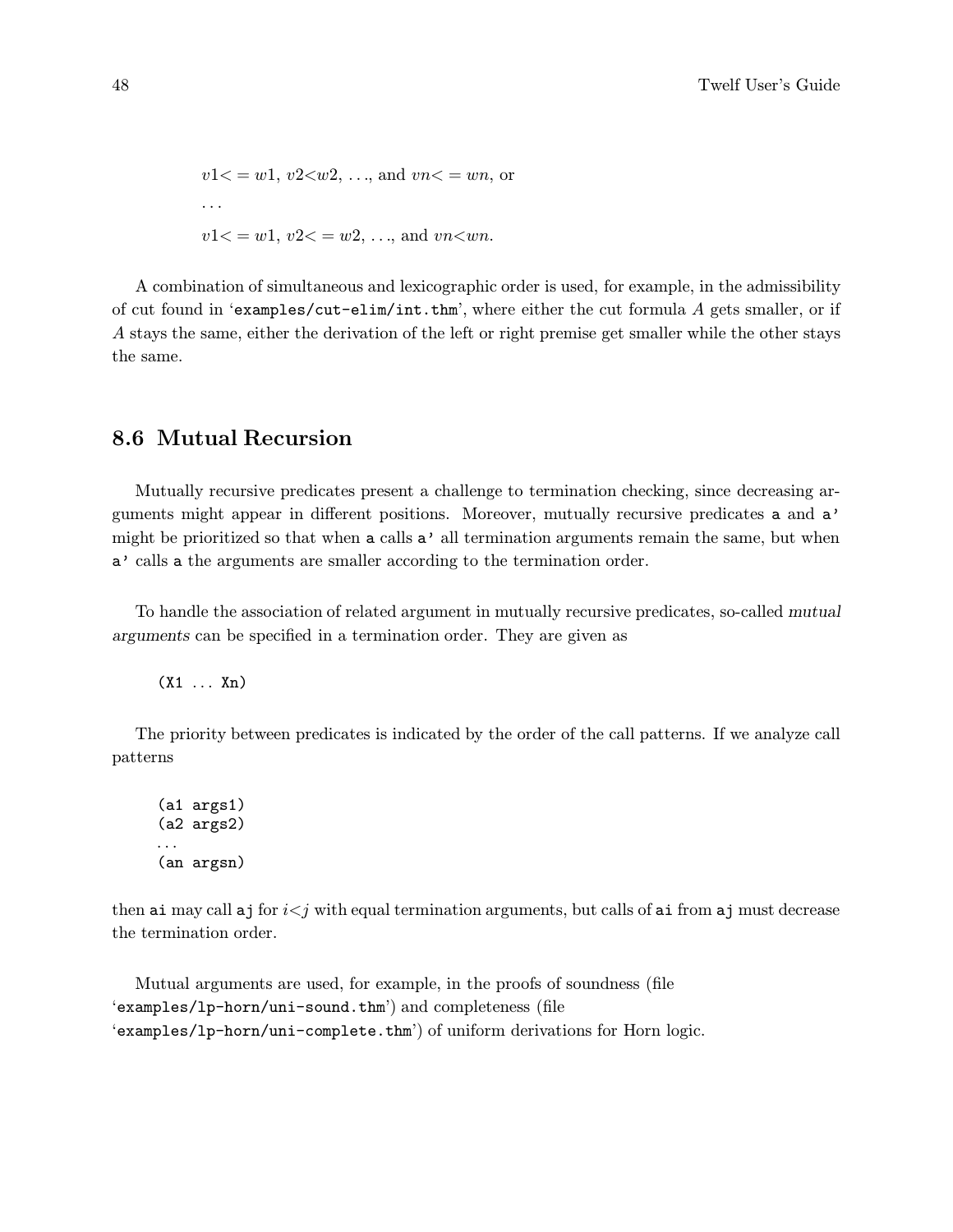$v1 <= w1$, $v2 < w2$, ..., and $vn <= wn$, or

...

$v1 <= w1$, $v2 <= w2$, ..., and $vn < wn$.

A combination of simultaneous and lexicographic order is used, for example, in the admissibility of cut found in '`examples/cut-elim/int.thm`', where either the cut formula $A$ gets smaller, or if $A$ stays the same, either the derivation of the left or right premise get smaller while the other stays the same.

## 8.6 Mutual Recursion

Mutually recursive predicates present a challenge to termination checking, since decreasing arguments might appear in different positions. Moreover, mutually recursive predicates `a` and `a'` might be prioritized so that when `a` calls `a'` all termination arguments remain the same, but when `a'` calls `a` the arguments are smaller according to the termination order.

To handle the association of related argument in mutually recursive predicates, so-called *mutual arguments* can be specified in a termination order. They are given as

```
(X1 ... Xn)
```

The priority between predicates is indicated by the order of the call patterns. If we analyze call patterns

```
(a1 args1)
(a2 args2)
...
(an argsn)
```

then `ai` may call `aj` for $i<j$ with equal termination arguments, but calls of `ai` from `aj` must decrease the termination order.

Mutual arguments are used, for example, in the proofs of soundness (file '`examples/lp-horn/uni-sound.thm`') and completeness (file '`examples/lp-horn/uni-complete.thm`') of uniform derivations for Horn logic.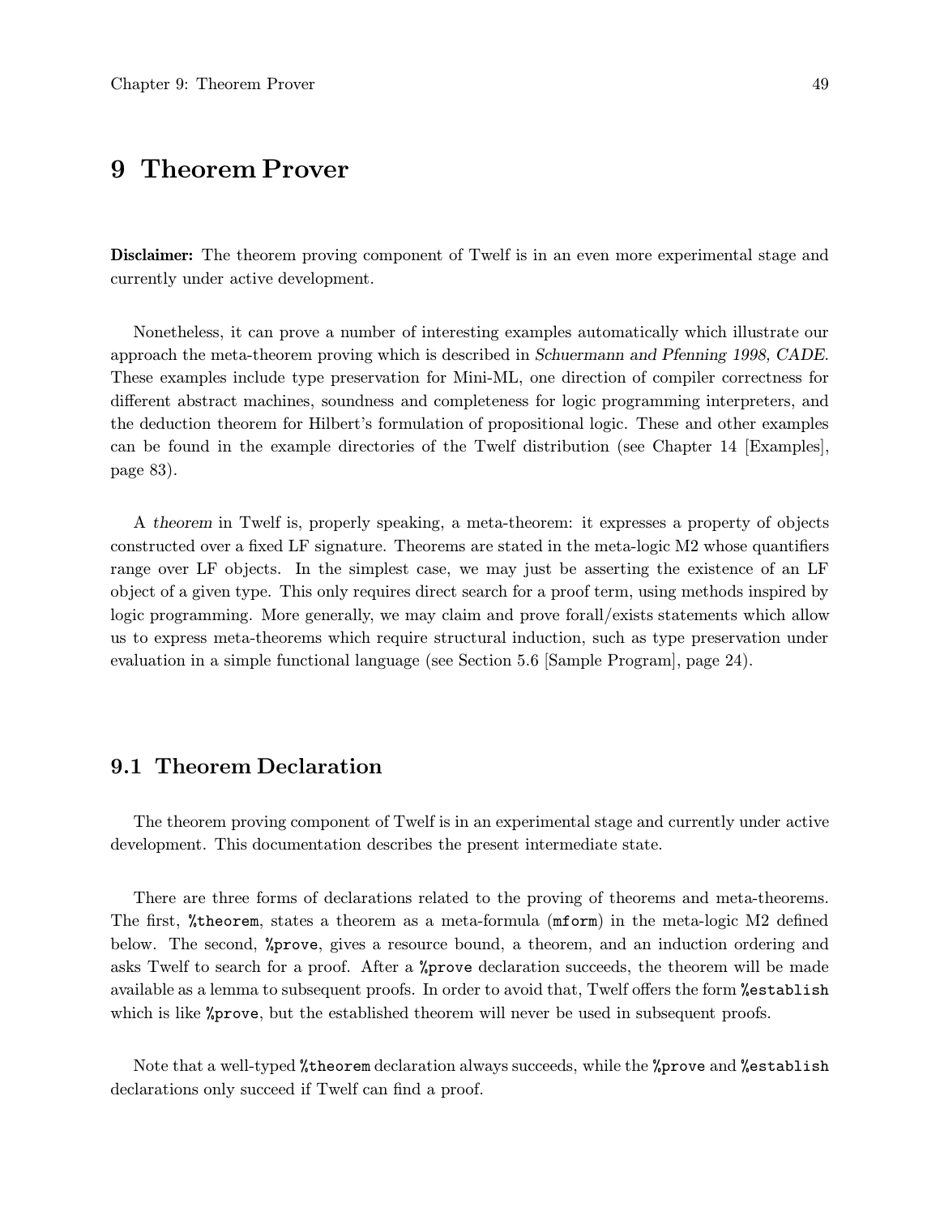# 9 Theorem Prover

**Disclaimer:** The theorem proving component of Twelf is in an even more experimental stage and currently under active development.

Nonetheless, it can prove a number of interesting examples automatically which illustrate our approach the meta-theorem proving which is described in *Schuermann and Pfenning 1998, CADE*. These examples include type preservation for Mini-ML, one direction of compiler correctness for different abstract machines, soundness and completeness for logic programming interpreters, and the deduction theorem for Hilbert's formulation of propositional logic. These and other examples can be found in the example directories of the Twelf distribution (see Chapter 14 [Examples], page 83).

A *theorem* in Twelf is, properly speaking, a meta-theorem: it expresses a property of objects constructed over a fixed LF signature. Theorems are stated in the meta-logic M2 whose quantifiers range over LF objects. In the simplest case, we may just be asserting the existence of an LF object of a given type. This only requires direct search for a proof term, using methods inspired by logic programming. More generally, we may claim and prove forall/exists statements which allow us to express meta-theorems which require structural induction, such as type preservation under evaluation in a simple functional language (see Section 5.6 [Sample Program], page 24).

## 9.1 Theorem Declaration

The theorem proving component of Twelf is in an experimental stage and currently under active development. This documentation describes the present intermediate state.

There are three forms of declarations related to the proving of theorems and meta-theorems. The first, `%theorem`, states a theorem as a meta-formula (`mform`) in the meta-logic M2 defined below. The second, `%prove`, gives a resource bound, a theorem, and an induction ordering and asks Twelf to search for a proof. After a `%prove` declaration succeeds, the theorem will be made available as a lemma to subsequent proofs. In order to avoid that, Twelf offers the form `%establish` which is like `%prove`, but the established theorem will never be used in subsequent proofs.

Note that a well-typed `%theorem` declaration always succeeds, while the `%prove` and `%establish` declarations only succeed if Twelf can find a proof.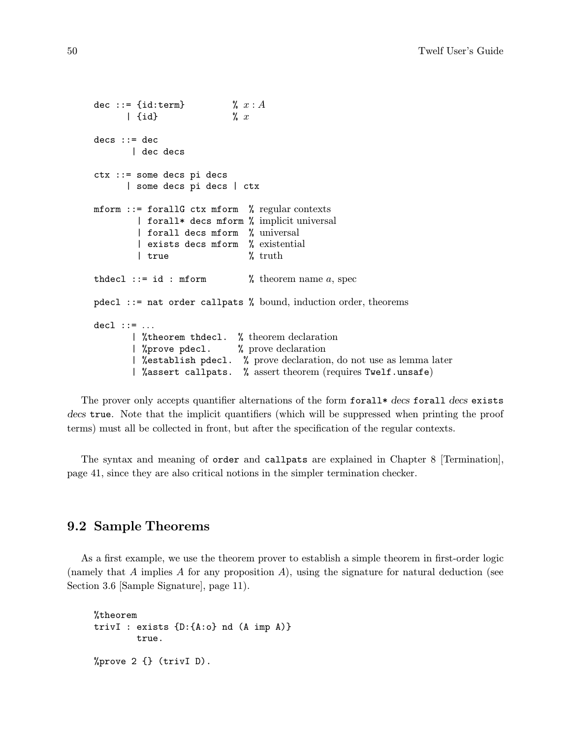```
dec ::= {id:term}         % x : A
      | {id}              % x

decs ::= dec
       | dec decs

ctx ::= some decs pi decs
      | some decs pi decs | ctx

mform ::= forallG ctx mform  % regular contexts
        | forall* decs mform % implicit universal
        | forall decs mform  % universal
        | exists decs mform  % existential
        | true               % truth

thdecl ::= id : mform        % theorem name a, spec

pdecl ::= nat order callpats % bound, induction order, theorems

decl ::= ...
       | %theorem thdecl.  % theorem declaration
       | %prove pdecl.     % prove declaration
       | %establish pdecl.  % prove declaration, do not use as lemma later
       | %assert callpats.  % assert theorem (requires Twelf.unsafe)
```

The prover only accepts quantifier alternations of the form `forall*` *decs* `forall` *decs* `exists` *decs* `true`. Note that the implicit quantifiers (which will be suppressed when printing the proof terms) must all be collected in front, but after the specification of the regular contexts.

The syntax and meaning of `order` and `callpats` are explained in Chapter 8 [Termination], page 41, since they are also critical notions in the simpler termination checker.

## 9.2 Sample Theorems

As a first example, we use the theorem prover to establish a simple theorem in first-order logic (namely that $A$ implies $A$ for any proposition $A$), using the signature for natural deduction (see Section 3.6 [Sample Signature], page 11).

```
%theorem
trivI : exists {D:{A:o} nd (A imp A)}
        true.

%prove 2 {} (trivI D).
```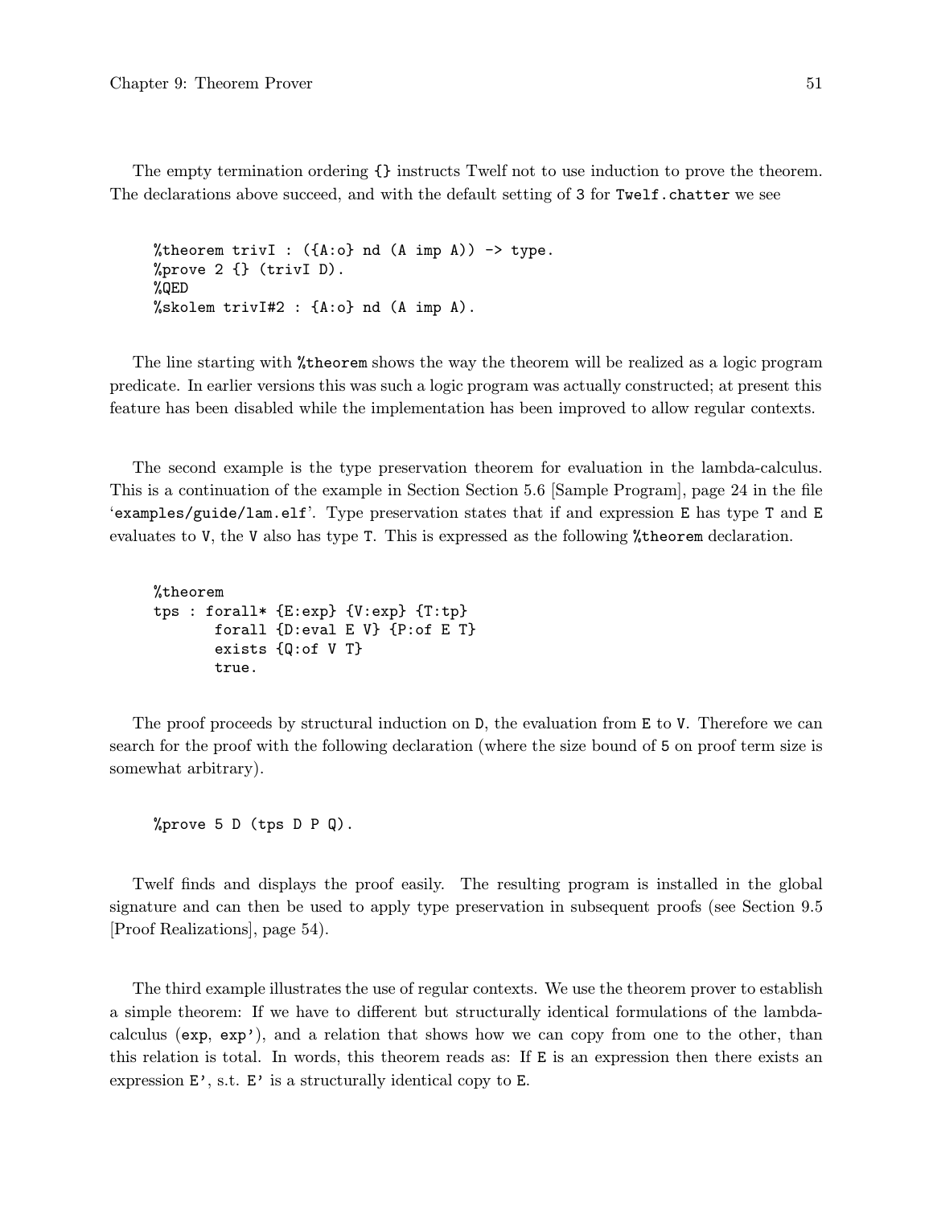The empty termination ordering `{}` instructs Twelf not to use induction to prove the theorem. The declarations above succeed, and with the default setting of `3` for `Twelf.chatter` we see

```
%theorem trivI : ({A:o} nd (A imp A)) -> type.
%prove 2 {} (trivI D).
%QED
%skolem trivI#2 : {A:o} nd (A imp A).
```

The line starting with `%theorem` shows the way the theorem will be realized as a logic program predicate. In earlier versions this was such a logic program was actually constructed; at present this feature has been disabled while the implementation has been improved to allow regular contexts.

The second example is the type preservation theorem for evaluation in the lambda-calculus. This is a continuation of the example in Section Section 5.6 [Sample Program], page 24 in the file '`examples/guide/lam.elf`'. Type preservation states that if and expression `E` has type `T` and `E` evaluates to `V`, the `V` also has type `T`. This is expressed as the following `%theorem` declaration.

```
%theorem
tps : forall* {E:exp} {V:exp} {T:tp}
        forall {D:eval E V} {P:of E T}
        exists {Q:of V T}
        true.
```

The proof proceeds by structural induction on `D`, the evaluation from `E` to `V`. Therefore we can search for the proof with the following declaration (where the size bound of `5` on proof term size is somewhat arbitrary).

```
%prove 5 D (tps D P Q).
```

Twelf finds and displays the proof easily. The resulting program is installed in the global signature and can then be used to apply type preservation in subsequent proofs (see Section 9.5 [Proof Realizations], page 54).

The third example illustrates the use of regular contexts. We use the theorem prover to establish a simple theorem: If we have to different but structurally identical formulations of the lambda-calculus (`exp`, `exp'`), and a relation that shows how we can copy from one to the other, than this relation is total. In words, this theorem reads as: If `E` is an expression then there exists an expression `E'`, s.t. `E'` is a structurally identical copy to `E`.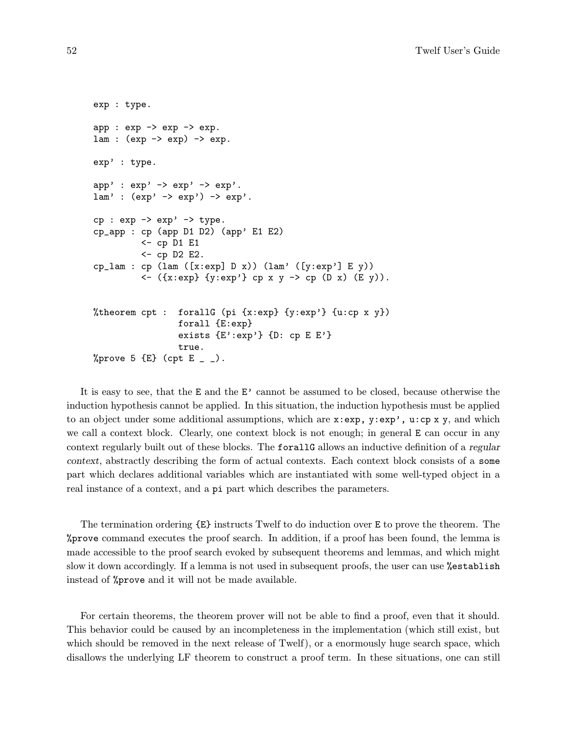```
exp : type.

app : exp -> exp -> exp.
lam : (exp -> exp) -> exp.

exp' : type.

app' : exp' -> exp' -> exp'.
lam' : (exp' -> exp') -> exp'.

cp : exp -> exp' -> type.
cp_app : cp (app D1 D2) (app' E1 E2)
          <- cp D1 E1
          <- cp D2 E2.
cp_lam : cp (lam ([x:exp] D x)) (lam' ([y:exp'] E y))
          <- ({x:exp} {y:exp'} cp x y -> cp (D x) (E y)).


%theorem cpt :  forallG (pi {x:exp} {y:exp'} {u:cp x y})
                forall {E:exp}
                exists {E':exp'} {D: cp E E'}
                true.
%prove 5 {E} (cpt E _ _).
```

It is easy to see, that the `E` and the `E'` cannot be assumed to be closed, because otherwise the induction hypothesis cannot be applied. In this situation, the induction hypothesis must be applied to an object under some additional assumptions, which are `x:exp, y:exp', u:cp x y`, and which we call a context block. Clearly, one context block is not enough; in general `E` can occur in any context regularly built out of these blocks. The `forallG` allows an inductive definition of a *regular context*, abstractly describing the form of actual contexts. Each context block consists of a `some` part which declares additional variables which are instantiated with some well-typed object in a real instance of a context, and a `pi` part which describes the parameters.

The termination ordering `{E}` instructs Twelf to do induction over `E` to prove the theorem. The `%prove` command executes the proof search. In addition, if a proof has been found, the lemma is made accessible to the proof search evoked by subsequent theorems and lemmas, and which might slow it down accordingly. If a lemma is not used in subsequent proofs, the user can use `%establish` instead of `%prove` and it will not be made available.

For certain theorems, the theorem prover will not be able to find a proof, even that it should. This behavior could be caused by an incompleteness in the implementation (which still exist, but which should be removed in the next release of Twelf), or a enormously huge search space, which disallows the underlying LF theorem to construct a proof term. In these situations, one can still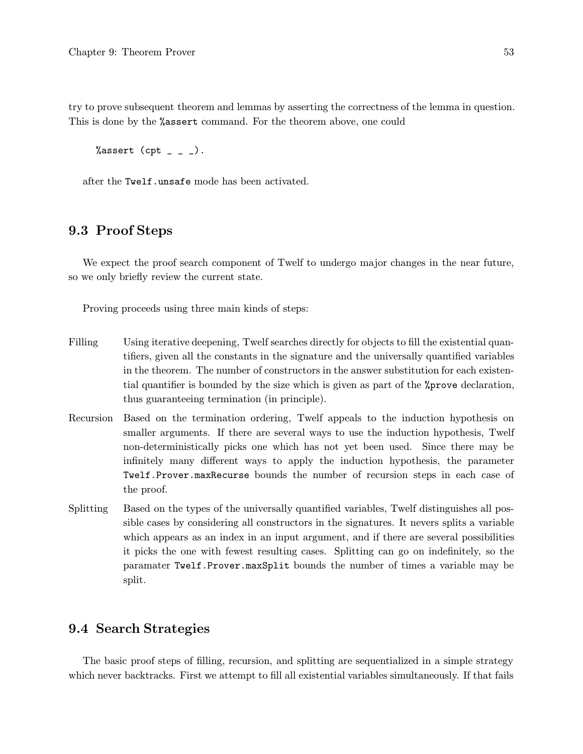try to prove subsequent theorem and lemmas by asserting the correctness of the lemma in question. This is done by the `%assert` command. For the theorem above, one could

```
%assert (cpt _ _ _).
```

after the `Twelf.unsafe` mode has been activated.

## 9.3 Proof Steps

We expect the proof search component of Twelf to undergo major changes in the near future, so we only briefly review the current state.

Proving proceeds using three main kinds of steps:

Filling
: Using iterative deepening, Twelf searches directly for objects to fill the existential quantifiers, given all the constants in the signature and the universally quantified variables in the theorem. The number of constructors in the answer substitution for each existential quantifier is bounded by the size which is given as part of the `%prove` declaration, thus guaranteeing termination (in principle).

Recursion
: Based on the termination ordering, Twelf appeals to the induction hypothesis on smaller arguments. If there are several ways to use the induction hypothesis, Twelf non-deterministically picks one which has not yet been used. Since there may be infinitely many different ways to apply the induction hypothesis, the parameter `Twelf.Prover.maxRecurse` bounds the number of recursion steps in each case of the proof.

Splitting
: Based on the types of the universally quantified variables, Twelf distinguishes all possible cases by considering all constructors in the signatures. It nevers splits a variable which appears as an index in an input argument, and if there are several possibilities it picks the one with fewest resulting cases. Splitting can go on indefinitely, so the paramater `Twelf.Prover.maxSplit` bounds the number of times a variable may be split.

## 9.4 Search Strategies

The basic proof steps of filling, recursion, and splitting are sequentialized in a simple strategy which never backtracks. First we attempt to fill all existential variables simultaneously. If that fails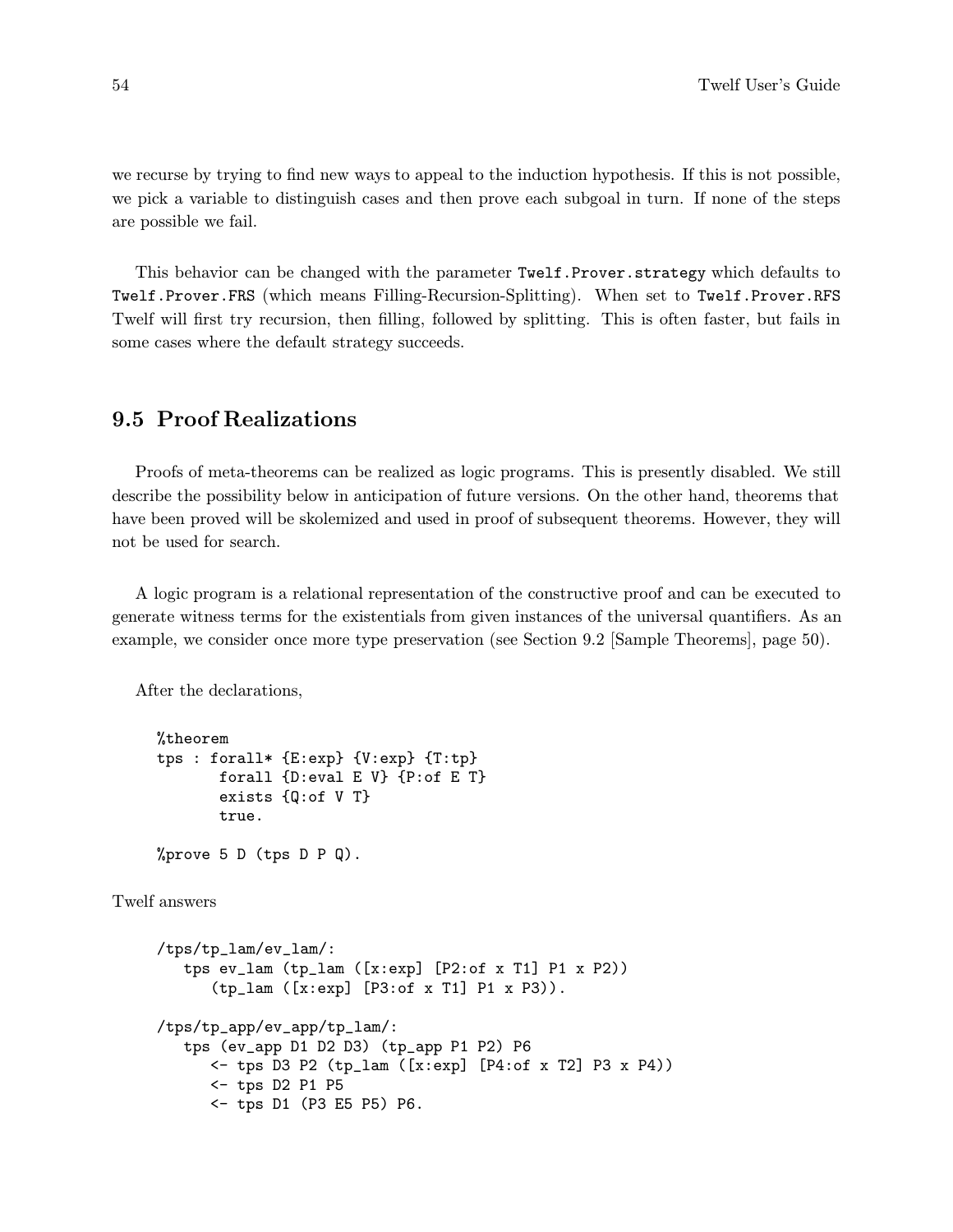we recurse by trying to find new ways to appeal to the induction hypothesis. If this is not possible, we pick a variable to distinguish cases and then prove each subgoal in turn. If none of the steps are possible we fail.

This behavior can be changed with the parameter `Twelf.Prover.strategy` which defaults to `Twelf.Prover.FRS` (which means Filling-Recursion-Splitting). When set to `Twelf.Prover.RFS` Twelf will first try recursion, then filling, followed by splitting. This is often faster, but fails in some cases where the default strategy succeeds.

## 9.5 Proof Realizations

Proofs of meta-theorems can be realized as logic programs. This is presently disabled. We still describe the possibility below in anticipation of future versions. On the other hand, theorems that have been proved will be skolemized and used in proof of subsequent theorems. However, they will not be used for search.

A logic program is a relational representation of the constructive proof and can be executed to generate witness terms for the existentials from given instances of the universal quantifiers. As an example, we consider once more type preservation (see Section 9.2 [Sample Theorems], page 50).

After the declarations,

```
%theorem
tps : forall* {E:exp} {V:exp} {T:tp}
       forall {D:eval E V} {P:of E T}
       exists {Q:of V T}
       true.

%prove 5 D (tps D P Q).
```

Twelf answers

```
/tps/tp_lam/ev_lam/:
   tps ev_lam (tp_lam ([x:exp] [P2:of x T1] P1 x P2))
      (tp_lam ([x:exp] [P3:of x T1] P1 x P3)).

/tps/tp_app/ev_app/tp_lam/:
   tps (ev_app D1 D2 D3) (tp_app P1 P2) P6
      <- tps D3 P2 (tp_lam ([x:exp] [P4:of x T2] P3 x P4))
      <- tps D2 P1 P5
      <- tps D1 (P3 E5 P5) P6.
```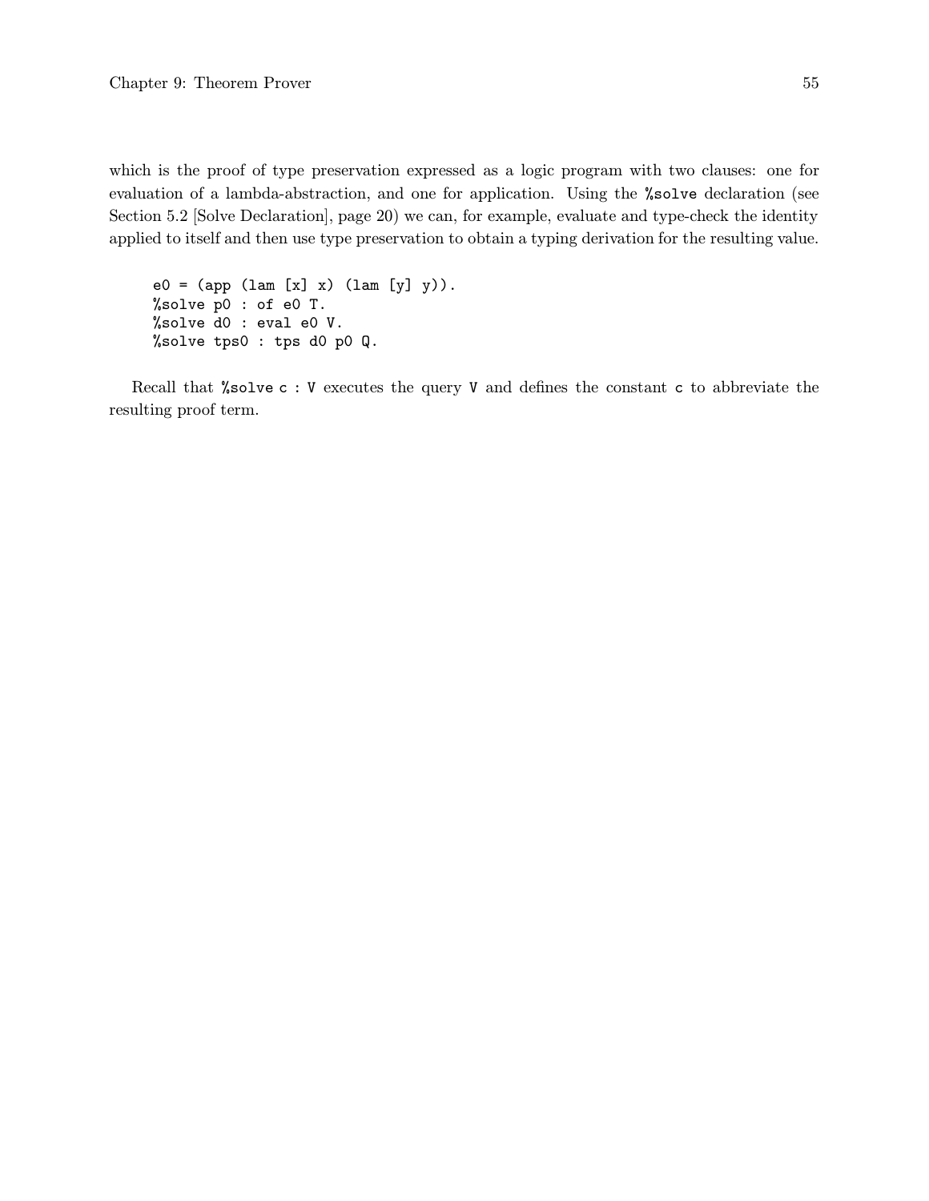which is the proof of type preservation expressed as a logic program with two clauses: one for evaluation of a lambda-abstraction, and one for application. Using the `%solve` declaration (see Section 5.2 [Solve Declaration], page 20) we can, for example, evaluate and type-check the identity applied to itself and then use type preservation to obtain a typing derivation for the resulting value.

```
e0 = (app (lam [x] x) (lam [y] y)).
%solve p0 : of e0 T.
%solve d0 : eval e0 V.
%solve tps0 : tps d0 p0 Q.
```

Recall that `%solve c : V` executes the query `V` and defines the constant `c` to abbreviate the resulting proof term.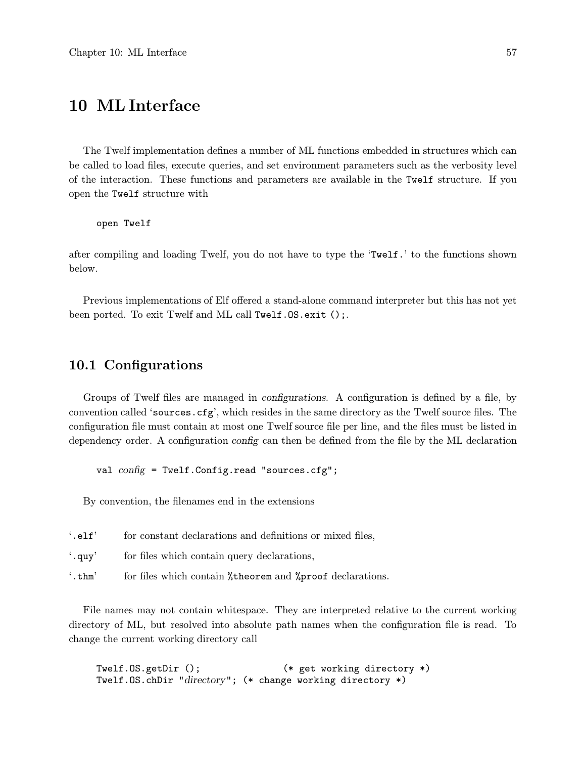# 10 ML Interface

The Twelf implementation defines a number of ML functions embedded in structures which can be called to load files, execute queries, and set environment parameters such as the verbosity level of the interaction. These functions and parameters are available in the `Twelf` structure. If you open the `Twelf` structure with

```
open Twelf
```

after compiling and loading Twelf, you do not have to type the '`Twelf.`' to the functions shown below.

Previous implementations of Elf offered a stand-alone command interpreter but this has not yet been ported. To exit Twelf and ML call `Twelf.OS.exit ();`.

## 10.1 Configurations

Groups of Twelf files are managed in *configurations*. A configuration is defined by a file, by convention called '`sources.cfg`', which resides in the same directory as the Twelf source files. The configuration file must contain at most one Twelf source file per line, and the files must be listed in dependency order. A configuration *config* can then be defined from the file by the ML declaration

```
val config = Twelf.Config.read "sources.cfg";
```

By convention, the filenames end in the extensions

- '`.elf`' for constant declarations and definitions or mixed files,
- '`.quy`' for files which contain query declarations,
- '`.thm`' for files which contain `%theorem` and `%proof` declarations.

File names may not contain whitespace. They are interpreted relative to the current working directory of ML, but resolved into absolute path names when the configuration file is read. To change the current working directory call

```
Twelf.OS.getDir ();               (* get working directory *)
Twelf.OS.chDir "directory"; (* change working directory *)
```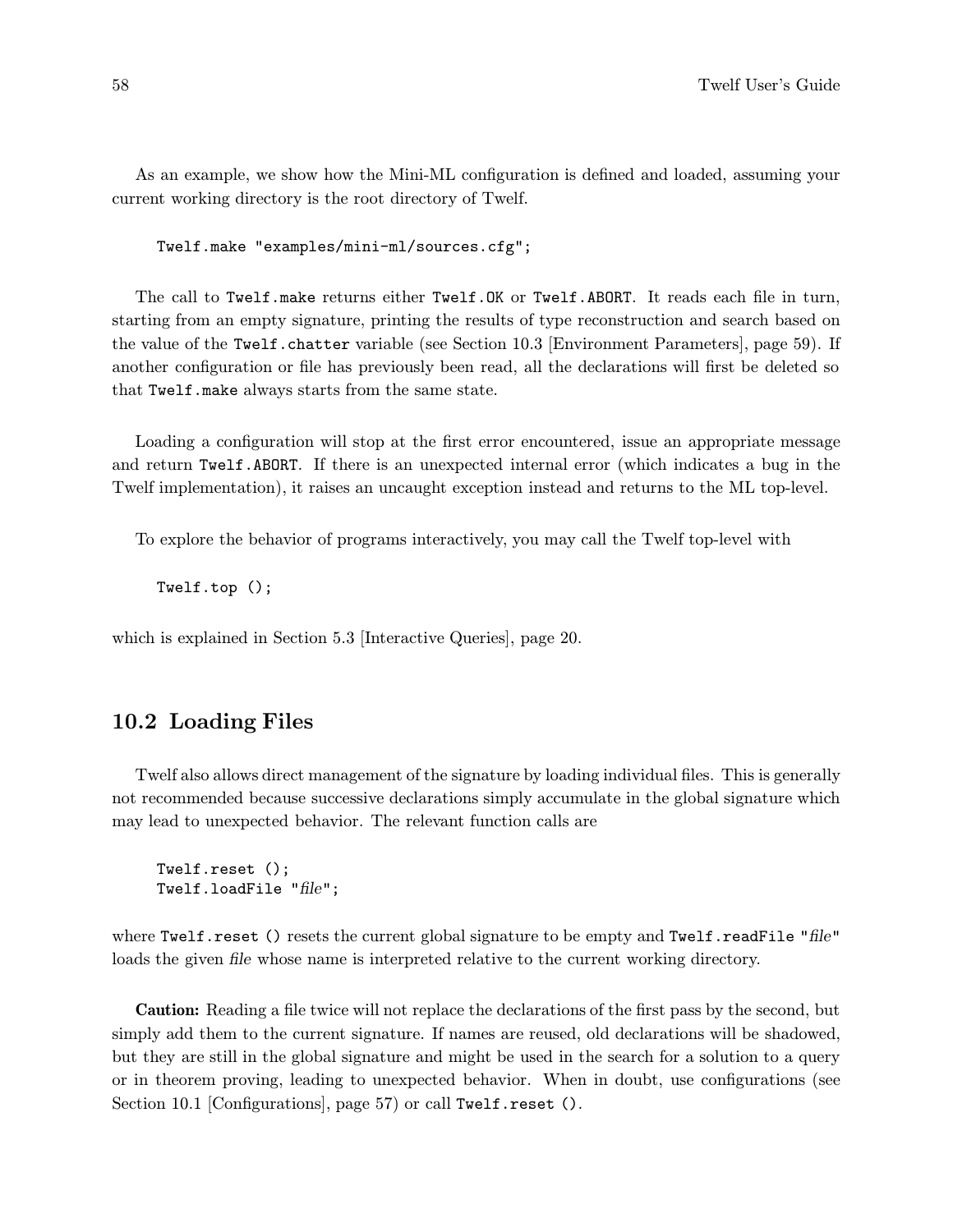As an example, we show how the Mini-ML configuration is defined and loaded, assuming your current working directory is the root directory of Twelf.

```
Twelf.make "examples/mini-ml/sources.cfg";
```

The call to `Twelf.make` returns either `Twelf.OK` or `Twelf.ABORT`. It reads each file in turn, starting from an empty signature, printing the results of type reconstruction and search based on the value of the `Twelf.chatter` variable (see Section 10.3 [Environment Parameters], page 59). If another configuration or file has previously been read, all the declarations will first be deleted so that `Twelf.make` always starts from the same state.

Loading a configuration will stop at the first error encountered, issue an appropriate message and return `Twelf.ABORT`. If there is an unexpected internal error (which indicates a bug in the Twelf implementation), it raises an uncaught exception instead and returns to the ML top-level.

To explore the behavior of programs interactively, you may call the Twelf top-level with

```
Twelf.top ();
```

which is explained in Section 5.3 [Interactive Queries], page 20.

## 10.2 Loading Files

Twelf also allows direct management of the signature by loading individual files. This is generally not recommended because successive declarations simply accumulate in the global signature which may lead to unexpected behavior. The relevant function calls are

```
Twelf.reset ();
Twelf.loadFile "file";
```

where `Twelf.reset ()` resets the current global signature to be empty and `Twelf.readFile "`*file*`"` loads the given *file* whose name is interpreted relative to the current working directory.

**Caution:** Reading a file twice will not replace the declarations of the first pass by the second, but simply add them to the current signature. If names are reused, old declarations will be shadowed, but they are still in the global signature and might be used in the search for a solution to a query or in theorem proving, leading to unexpected behavior. When in doubt, use configurations (see Section 10.1 [Configurations], page 57) or call `Twelf.reset ()`.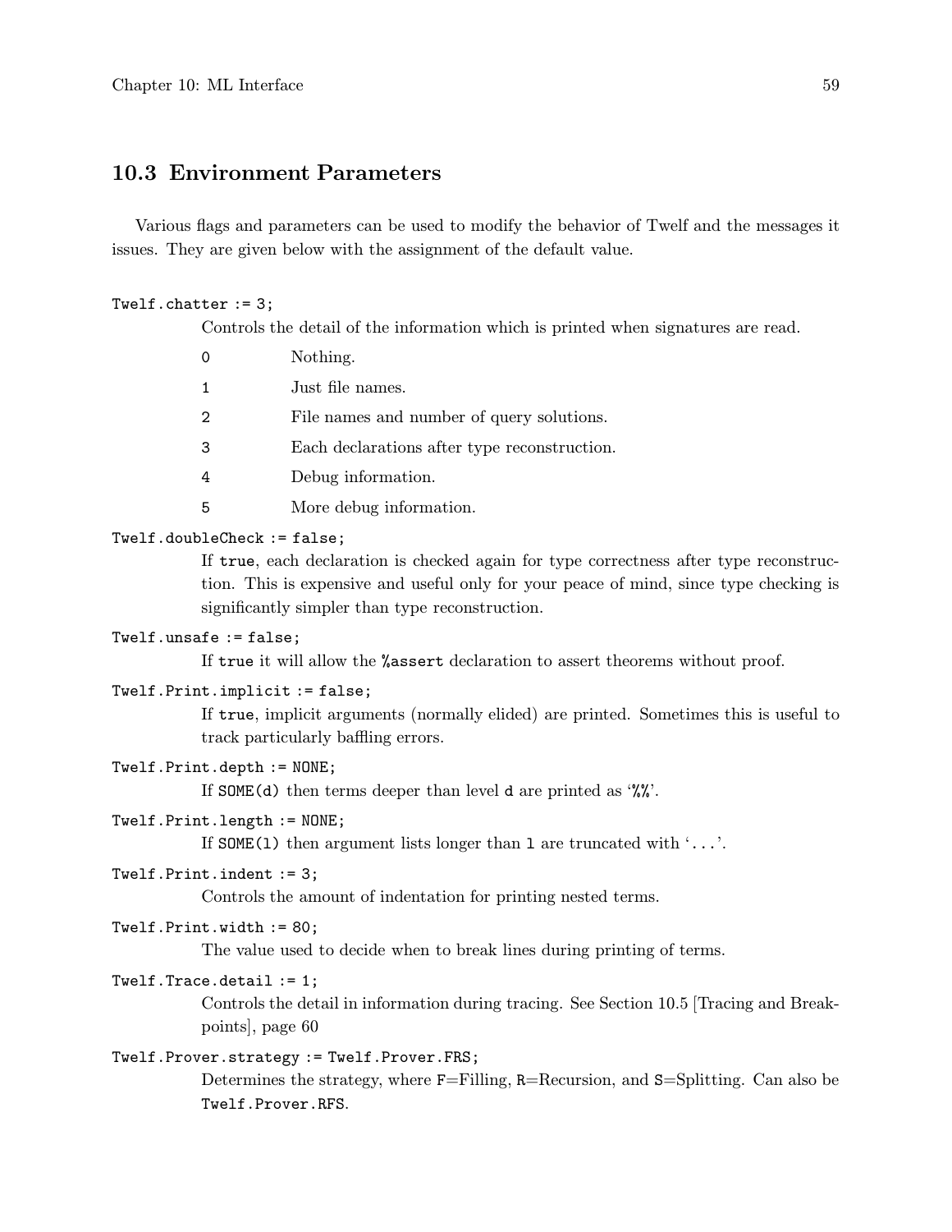## 10.3 Environment Parameters

Various flags and parameters can be used to modify the behavior of Twelf and the messages it issues. They are given below with the assignment of the default value.

`Twelf.chatter := 3;`

Controls the detail of the information which is printed when signatures are read.

- `0` Nothing.
- `1` Just file names.
- `2` File names and number of query solutions.
- `3` Each declarations after type reconstruction.
- `4` Debug information.
- `5` More debug information.

`Twelf.doubleCheck := false;`

If `true`, each declaration is checked again for type correctness after type reconstruction. This is expensive and useful only for your peace of mind, since type checking is significantly simpler than type reconstruction.

`Twelf.unsafe := false;`

If `true` it will allow the `%assert` declaration to assert theorems without proof.

`Twelf.Print.implicit := false;`

If `true`, implicit arguments (normally elided) are printed. Sometimes this is useful to track particularly baffling errors.

`Twelf.Print.depth := NONE;`

If `SOME(d)` then terms deeper than level `d` are printed as '`%%`'.

`Twelf.Print.length := NONE;`

If `SOME(l)` then argument lists longer than `l` are truncated with '`...`'.

`Twelf.Print.indent := 3;`

Controls the amount of indentation for printing nested terms.

`Twelf.Print.width := 80;`

The value used to decide when to break lines during printing of terms.

`Twelf.Trace.detail := 1;`

Controls the detail in information during tracing. See Section 10.5 [Tracing and Breakpoints], page 60

`Twelf.Prover.strategy := Twelf.Prover.FRS;`

Determines the strategy, where `F`=Filling, `R`=Recursion, and `S`=Splitting. Can also be `Twelf.Prover.RFS`.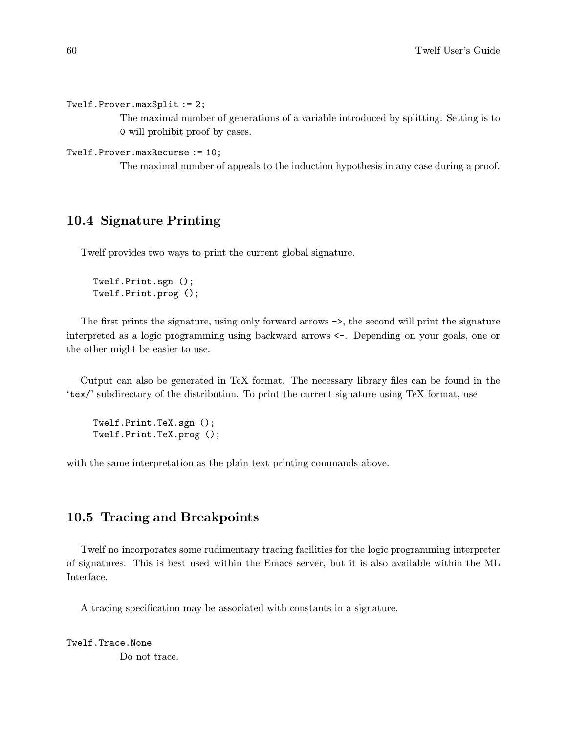`Twelf.Prover.maxSplit := 2;`

The maximal number of generations of a variable introduced by splitting. Setting is to `0` will prohibit proof by cases.

`Twelf.Prover.maxRecurse := 10;`

The maximal number of appeals to the induction hypothesis in any case during a proof.

## 10.4 Signature Printing

Twelf provides two ways to print the current global signature.

```
Twelf.Print.sgn ();
Twelf.Print.prog ();
```

The first prints the signature, using only forward arrows `->`, the second will print the signature interpreted as a logic programming using backward arrows `<-`. Depending on your goals, one or the other might be easier to use.

Output can also be generated in TeX format. The necessary library files can be found in the '`tex/`' subdirectory of the distribution. To print the current signature using TeX format, use

```
Twelf.Print.TeX.sgn ();
Twelf.Print.TeX.prog ();
```

with the same interpretation as the plain text printing commands above.

## 10.5 Tracing and Breakpoints

Twelf no incorporates some rudimentary tracing facilities for the logic programming interpreter of signatures. This is best used within the Emacs server, but it is also available within the ML Interface.

A tracing specification may be associated with constants in a signature.

`Twelf.Trace.None`

Do not trace.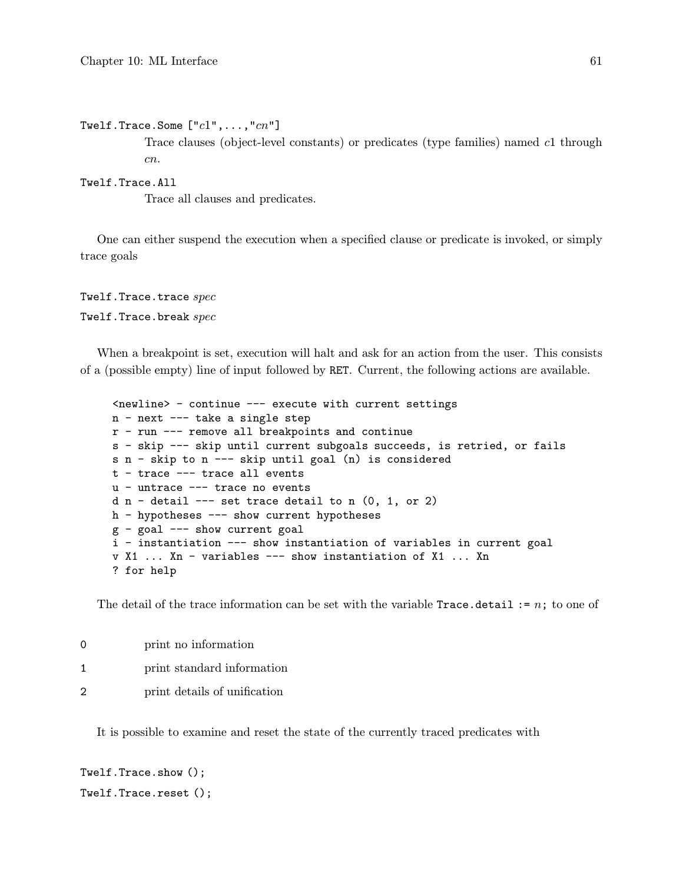`Twelf.Trace.Some ["`*c1*`",...,"`*cn*`"]`
: Trace clauses (object-level constants) or predicates (type families) named *c*1 through *cn*.

`Twelf.Trace.All`
: Trace all clauses and predicates.

One can either suspend the execution when a specified clause or predicate is invoked, or simply trace goals

`Twelf.Trace.trace` *spec*

`Twelf.Trace.break` *spec*

When a breakpoint is set, execution will halt and ask for an action from the user. This consists of a (possible empty) line of input followed by `RET`. Current, the following actions are available.

```
<newline> - continue --- execute with current settings
n - next --- take a single step
r - run --- remove all breakpoints and continue
s - skip --- skip until current subgoals succeeds, is retried, or fails
s n - skip to n --- skip until goal (n) is considered
t - trace --- trace all events
u - untrace --- trace no events
d n - detail --- set trace detail to n (0, 1, or 2)
h - hypotheses --- show current hypotheses
g - goal --- show current goal
i - instantiation --- show instantiation of variables in current goal
v X1 ... Xn - variables --- show instantiation of X1 ... Xn
? for help
```

The detail of the trace information can be set with the variable `Trace.detail :=` *n*`;` to one of

`0`
: print no information

`1`
: print standard information

`2`
: print details of unification

It is possible to examine and reset the state of the currently traced predicates with

`Twelf.Trace.show ();`

`Twelf.Trace.reset ();`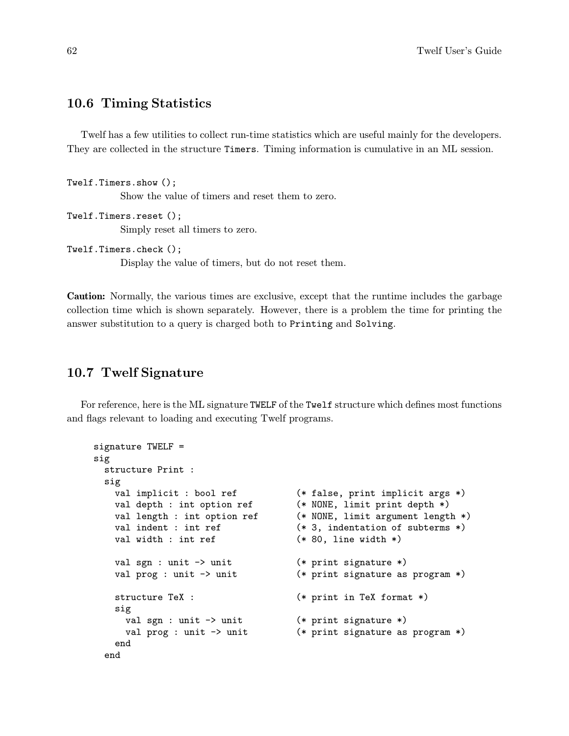## 10.6 Timing Statistics

Twelf has a few utilities to collect run-time statistics which are useful mainly for the developers. They are collected in the structure `Timers`. Timing information is cumulative in an ML session.

`Twelf.Timers.show ();`
: Show the value of timers and reset them to zero.

`Twelf.Timers.reset ();`
: Simply reset all timers to zero.

`Twelf.Timers.check ();`
: Display the value of timers, but do not reset them.

**Caution:** Normally, the various times are exclusive, except that the runtime includes the garbage collection time which is shown separately. However, there is a problem the time for printing the answer substitution to a query is charged both to `Printing` and `Solving`.

## 10.7 Twelf Signature

For reference, here is the ML signature `TWELF` of the `Twelf` structure which defines most functions and flags relevant to loading and executing Twelf programs.

```
signature TWELF =
sig
  structure Print :
  sig
    val implicit : bool ref          (* false, print implicit args *)
    val depth : int option ref       (* NONE, limit print depth *)
    val length : int option ref      (* NONE, limit argument length *)
    val indent : int ref             (* 3, indentation of subterms *)
    val width : int ref              (* 80, line width *)

    val sgn : unit -> unit           (* print signature *)
    val prog : unit -> unit          (* print signature as program *)

    structure TeX :                  (* print in TeX format *)
    sig
      val sgn : unit -> unit         (* print signature *)
      val prog : unit -> unit        (* print signature as program *)
    end
  end
```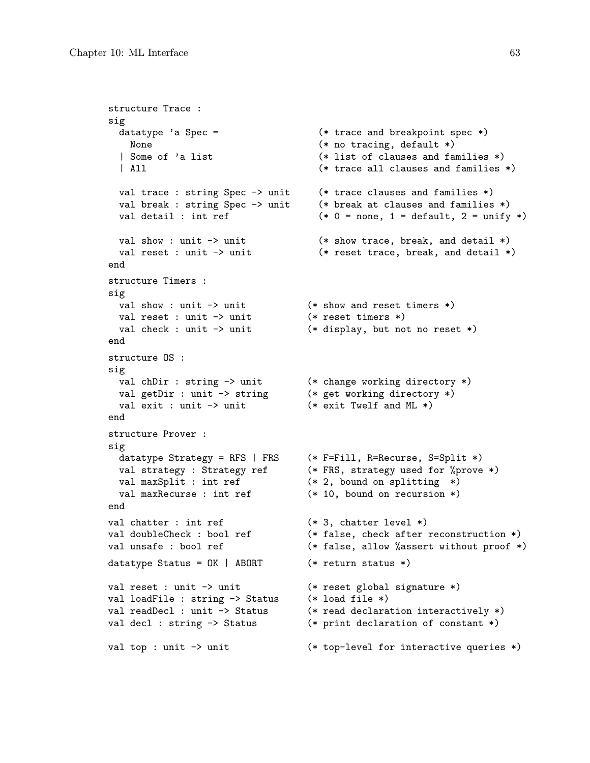```
structure Trace :
sig
  datatype 'a Spec =                (* trace and breakpoint spec *)
    None                            (* no tracing, default *)
  | Some of 'a list                 (* list of clauses and families *)
  | All                             (* trace all clauses and families *)

  val trace : string Spec -> unit   (* trace clauses and families *)
  val break : string Spec -> unit   (* break at clauses and families *)
  val detail : int ref              (* 0 = none, 1 = default, 2 = unify *)

  val show : unit -> unit           (* show trace, break, and detail *)
  val reset : unit -> unit          (* reset trace, break, and detail *)
end

structure Timers :
sig
  val show : unit -> unit         (* show and reset timers *)
  val reset : unit -> unit        (* reset timers *)
  val check : unit -> unit        (* display, but not no reset *)
end

structure OS :
sig
  val chDir : string -> unit      (* change working directory *)
  val getDir : unit -> string     (* get working directory *)
  val exit : unit -> unit         (* exit Twelf and ML *)
end

structure Prover :
sig
  datatype Strategy = RFS | FRS   (* F=Fill, R=Recurse, S=Split *)
  val strategy : Strategy ref     (* FRS, strategy used for %prove *)
  val maxSplit : int ref          (* 2, bound on splitting  *)
  val maxRecurse : int ref        (* 10, bound on recursion *)
end

val chatter : int ref             (* 3, chatter level *)
val doubleCheck : bool ref        (* false, check after reconstruction *)
val unsafe : bool ref             (* false, allow %assert without proof *)

datatype Status = OK | ABORT      (* return status *)

val reset : unit -> unit          (* reset global signature *)
val loadFile : string -> Status   (* load file *)
val readDecl : unit -> Status     (* read declaration interactively *)
val decl : string -> Status       (* print declaration of constant *)

val top : unit -> unit            (* top-level for interactive queries *)
```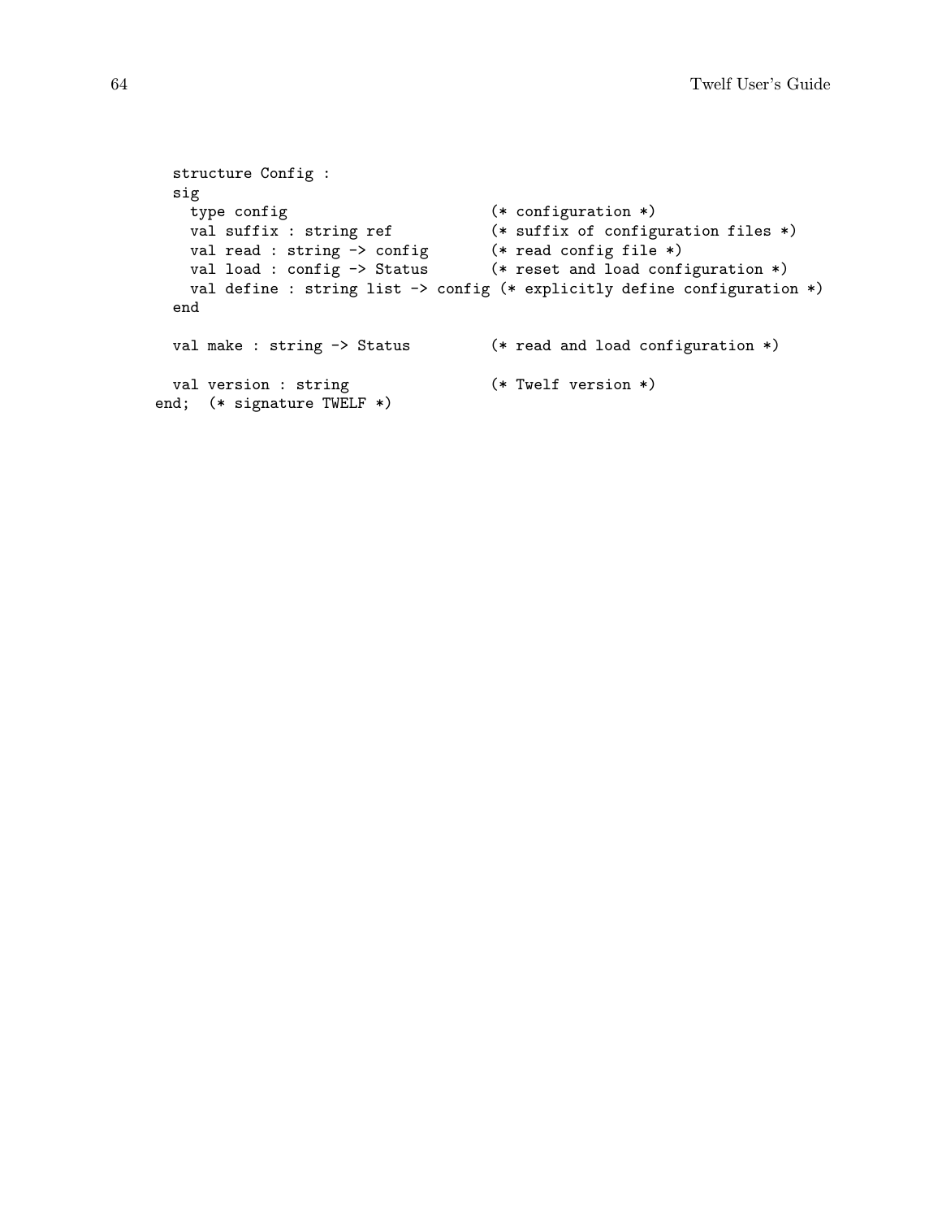```
  structure Config :
  sig
    type config                     (* configuration *)
    val suffix : string ref         (* suffix of configuration files *)
    val read : string -> config     (* read config file *)
    val load : config -> Status     (* reset and load configuration *)
    val define : string list -> config (* explicitly define configuration *)
  end

  val make : string -> Status       (* read and load configuration *)

  val version : string              (* Twelf version *)
end;  (* signature TWELF *)
```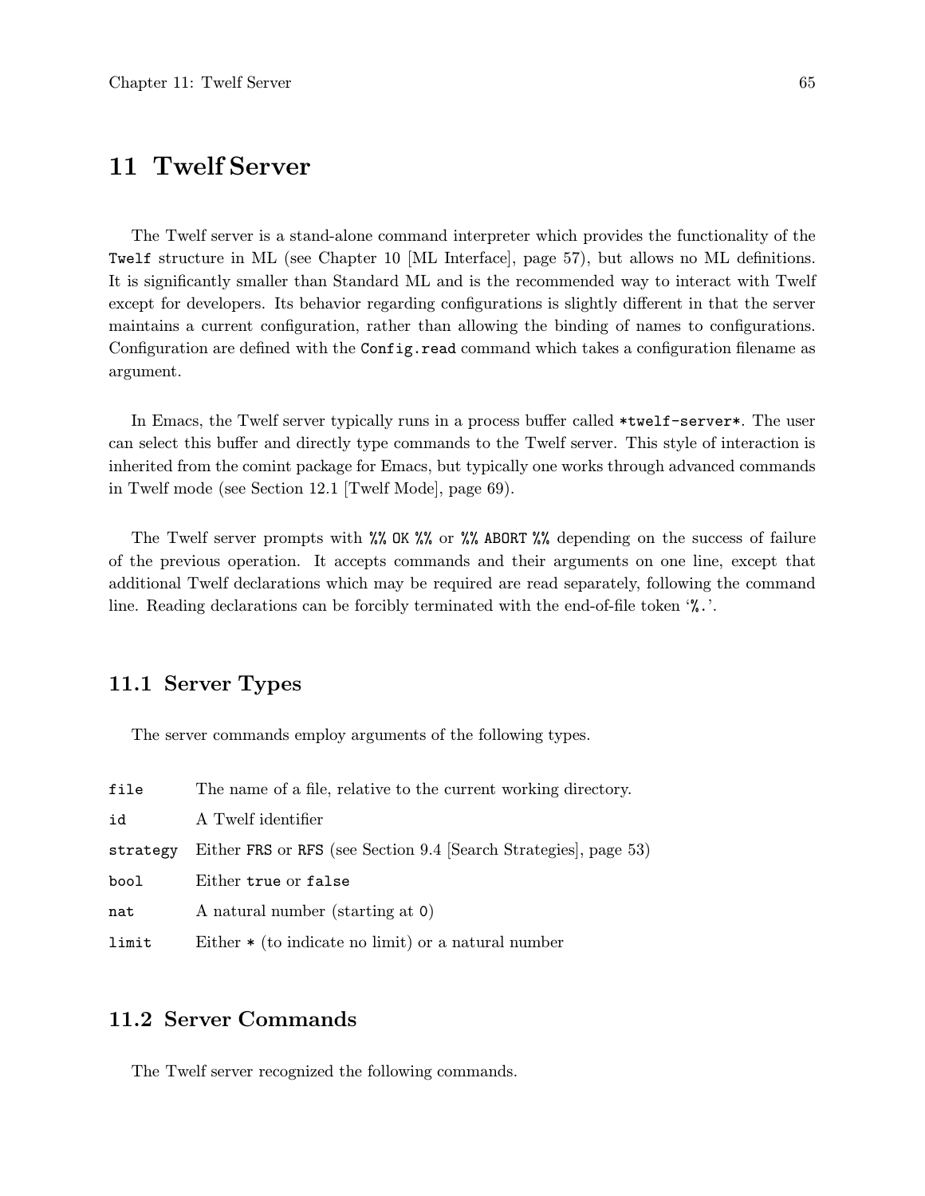# 11 Twelf Server

The Twelf server is a stand-alone command interpreter which provides the functionality of the `Twelf` structure in ML (see Chapter 10 [ML Interface], page 57), but allows no ML definitions. It is significantly smaller than Standard ML and is the recommended way to interact with Twelf except for developers. Its behavior regarding configurations is slightly different in that the server maintains a current configuration, rather than allowing the binding of names to configurations. Configuration are defined with the `Config.read` command which takes a configuration filename as argument.

In Emacs, the Twelf server typically runs in a process buffer called `*twelf-server*`. The user can select this buffer and directly type commands to the Twelf server. This style of interaction is inherited from the comint package for Emacs, but typically one works through advanced commands in Twelf mode (see Section 12.1 [Twelf Mode], page 69).

The Twelf server prompts with `%% OK %%` or `%% ABORT %%` depending on the success of failure of the previous operation. It accepts commands and their arguments on one line, except that additional Twelf declarations which may be required are read separately, following the command line. Reading declarations can be forcibly terminated with the end-of-file token '`%.`'.

## 11.1 Server Types

The server commands employ arguments of the following types.

`file` The name of a file, relative to the current working directory.

`id` A Twelf identifier

`strategy` Either `FRS` or `RFS` (see Section 9.4 [Search Strategies], page 53)

`bool` Either `true` or `false`

`nat` A natural number (starting at `0`)

`limit` Either `*` (to indicate no limit) or a natural number

## 11.2 Server Commands

The Twelf server recognized the following commands.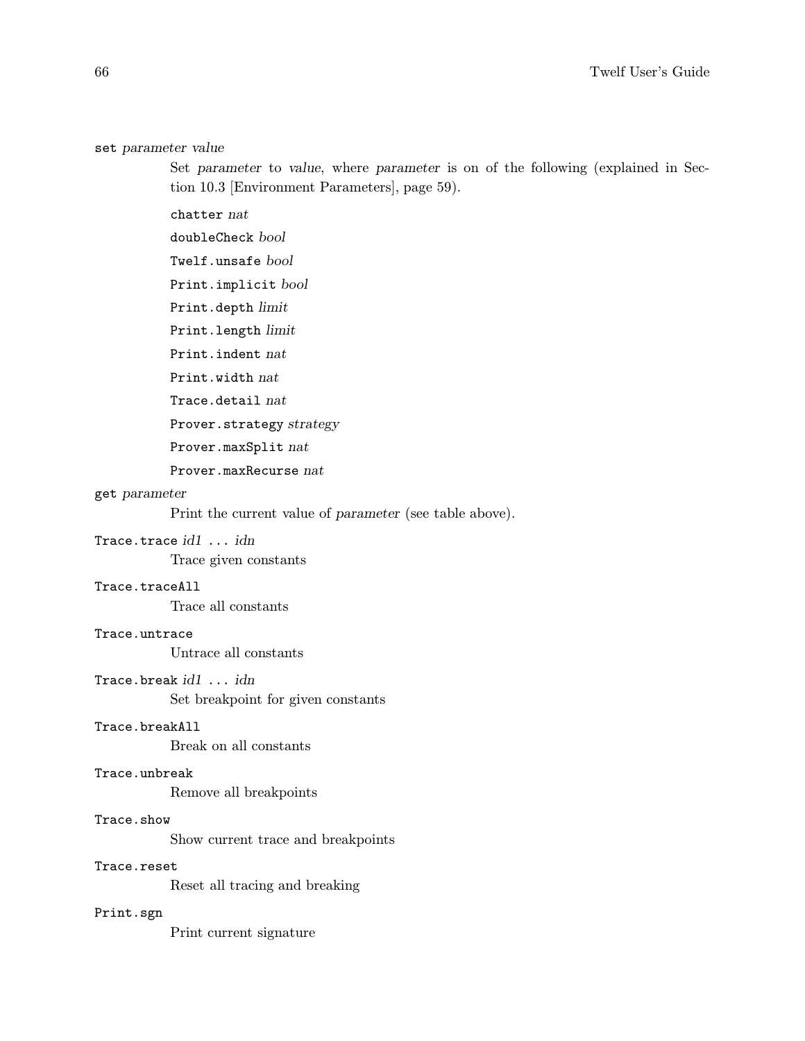`set` *parameter value*

Set *parameter* to *value*, where *parameter* is on of the following (explained in Section 10.3 [Environment Parameters], page 59).

- `chatter` *nat*
- `doubleCheck` *bool*
- `Twelf.unsafe` *bool*
- `Print.implicit` *bool*
- `Print.depth` *limit*
- `Print.length` *limit*
- `Print.indent` *nat*
- `Print.width` *nat*
- `Trace.detail` *nat*
- `Prover.strategy` *strategy*
- `Prover.maxSplit` *nat*
- `Prover.maxRecurse` *nat*

`get` *parameter*

Print the current value of *parameter* (see table above).

`Trace.trace` *id1 ... idn*

Trace given constants

`Trace.traceAll`

Trace all constants

`Trace.untrace`

Untrace all constants

`Trace.break` *id1 ... idn*

Set breakpoint for given constants

`Trace.breakAll`

Break on all constants

`Trace.unbreak`

Remove all breakpoints

`Trace.show`

Show current trace and breakpoints

`Trace.reset`

Reset all tracing and breaking

`Print.sgn`

Print current signature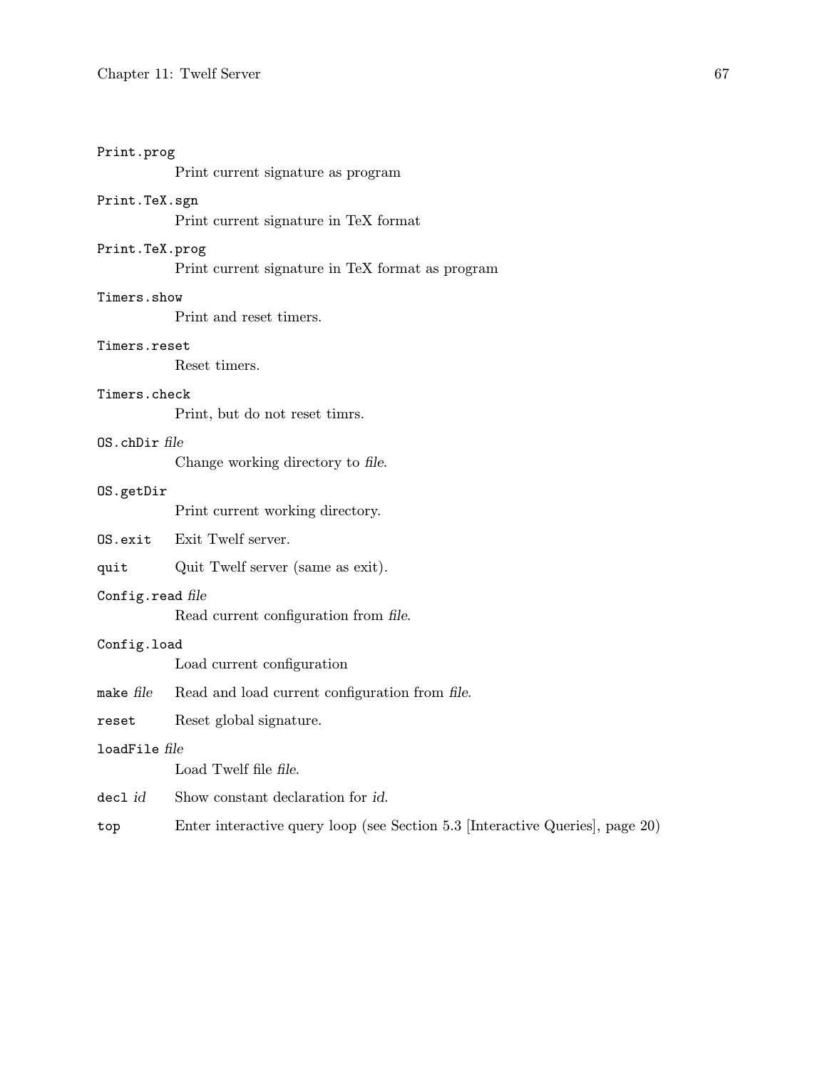`Print.prog`
: Print current signature as program

`Print.TeX.sgn`
: Print current signature in TeX format

`Print.TeX.prog`
: Print current signature in TeX format as program

`Timers.show`
: Print and reset timers.

`Timers.reset`
: Reset timers.

`Timers.check`
: Print, but do not reset timrs.

`OS.chDir` *file*
: Change working directory to *file*.

`OS.getDir`
: Print current working directory.

`OS.exit`
: Exit Twelf server.

`quit`
: Quit Twelf server (same as exit).

`Config.read` *file*
: Read current configuration from *file*.

`Config.load`
: Load current configuration

`make` *file*
: Read and load current configuration from *file*.

`reset`
: Reset global signature.

`loadFile` *file*
: Load Twelf file *file*.

`decl` *id*
: Show constant declaration for *id*.

`top`
: Enter interactive query loop (see Section 5.3 [Interactive Queries], page 20)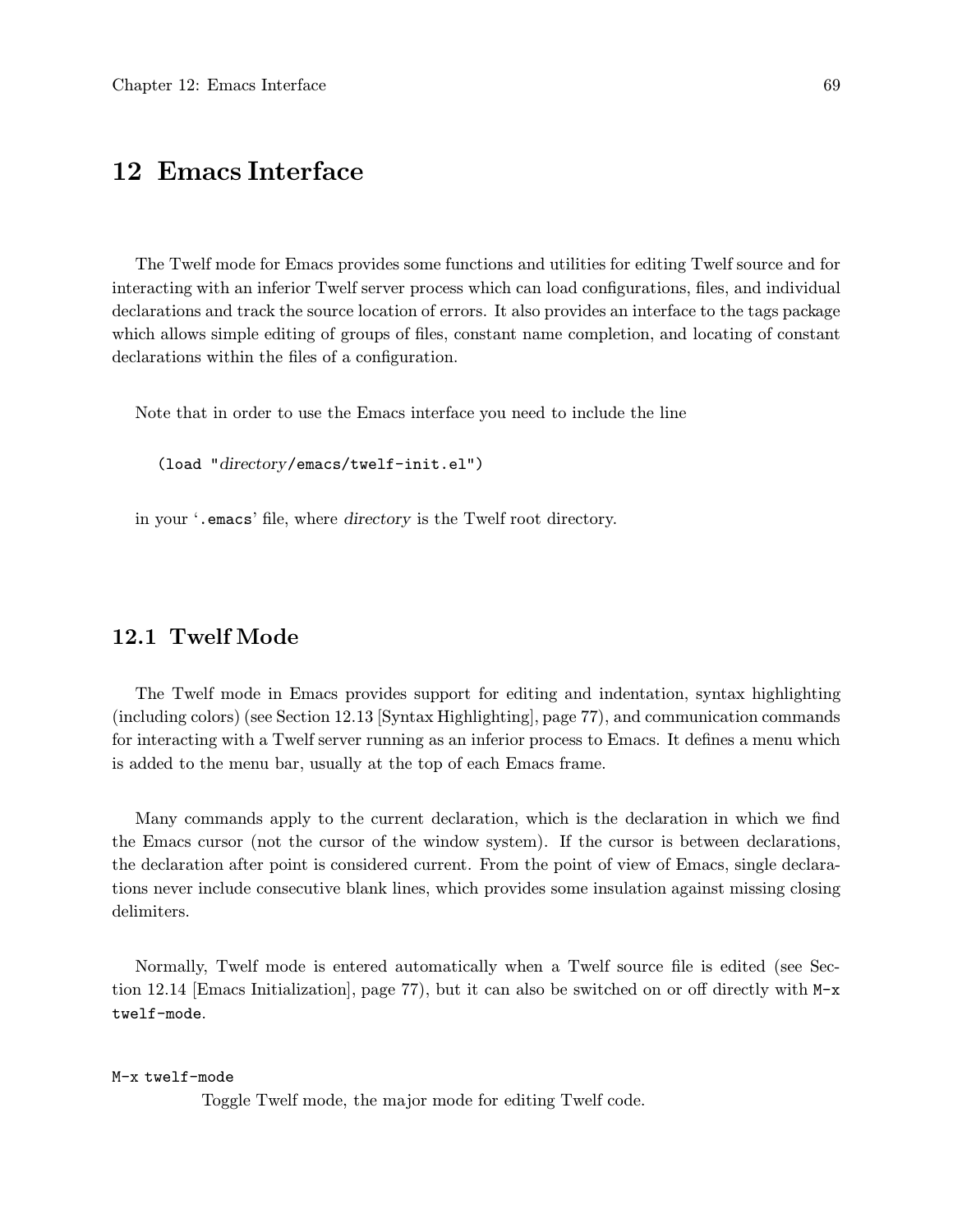# 12 Emacs Interface

The Twelf mode for Emacs provides some functions and utilities for editing Twelf source and for interacting with an inferior Twelf server process which can load configurations, files, and individual declarations and track the source location of errors. It also provides an interface to the tags package which allows simple editing of groups of files, constant name completion, and locating of constant declarations within the files of a configuration.

Note that in order to use the Emacs interface you need to include the line

```
(load "directory/emacs/twelf-init.el")
```

in your '`.emacs`' file, where *directory* is the Twelf root directory.

## 12.1 Twelf Mode

The Twelf mode in Emacs provides support for editing and indentation, syntax highlighting (including colors) (see Section 12.13 [Syntax Highlighting], page 77), and communication commands for interacting with a Twelf server running as an inferior process to Emacs. It defines a menu which is added to the menu bar, usually at the top of each Emacs frame.

Many commands apply to the current declaration, which is the declaration in which we find the Emacs cursor (not the cursor of the window system). If the cursor is between declarations, the declaration after point is considered current. From the point of view of Emacs, single declarations never include consecutive blank lines, which provides some insulation against missing closing delimiters.

Normally, Twelf mode is entered automatically when a Twelf source file is edited (see Section 12.14 [Emacs Initialization], page 77), but it can also be switched on or off directly with `M-x twelf-mode`.

`M-x twelf-mode`

Toggle Twelf mode, the major mode for editing Twelf code.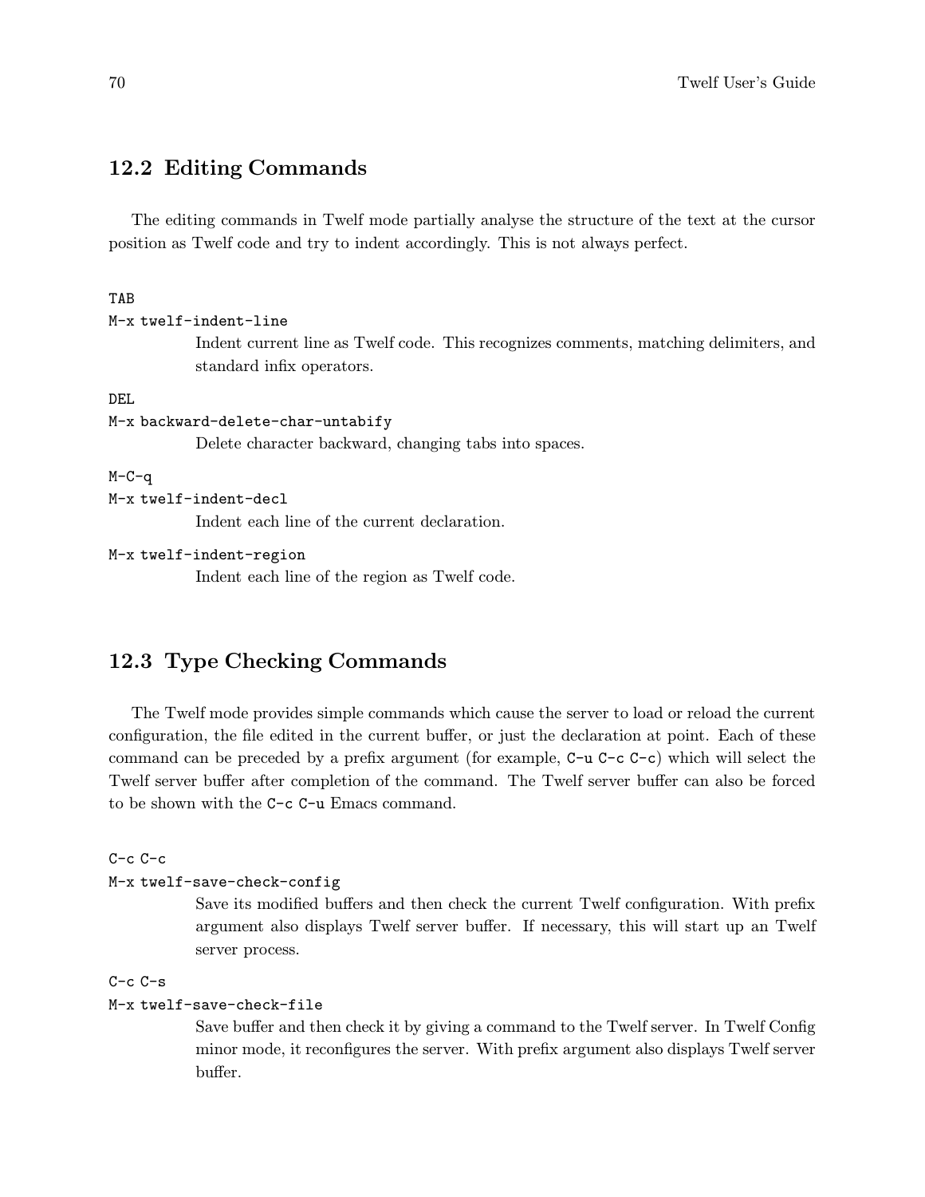## 12.2 Editing Commands

The editing commands in Twelf mode partially analyse the structure of the text at the cursor position as Twelf code and try to indent accordingly. This is not always perfect.

`TAB`

`M-x twelf-indent-line`

Indent current line as Twelf code. This recognizes comments, matching delimiters, and standard infix operators.

`DEL`

`M-x backward-delete-char-untabify`

Delete character backward, changing tabs into spaces.

`M-C-q`

`M-x twelf-indent-decl`

Indent each line of the current declaration.

`M-x twelf-indent-region`

Indent each line of the region as Twelf code.

## 12.3 Type Checking Commands

The Twelf mode provides simple commands which cause the server to load or reload the current configuration, the file edited in the current buffer, or just the declaration at point. Each of these command can be preceded by a prefix argument (for example, `C-u C-c C-c`) which will select the Twelf server buffer after completion of the command. The Twelf server buffer can also be forced to be shown with the `C-c C-u` Emacs command.

`C-c C-c`

`M-x twelf-save-check-config`

Save its modified buffers and then check the current Twelf configuration. With prefix argument also displays Twelf server buffer. If necessary, this will start up an Twelf server process.

`C-c C-s`

`M-x twelf-save-check-file`

Save buffer and then check it by giving a command to the Twelf server. In Twelf Config minor mode, it reconfigures the server. With prefix argument also displays Twelf server buffer.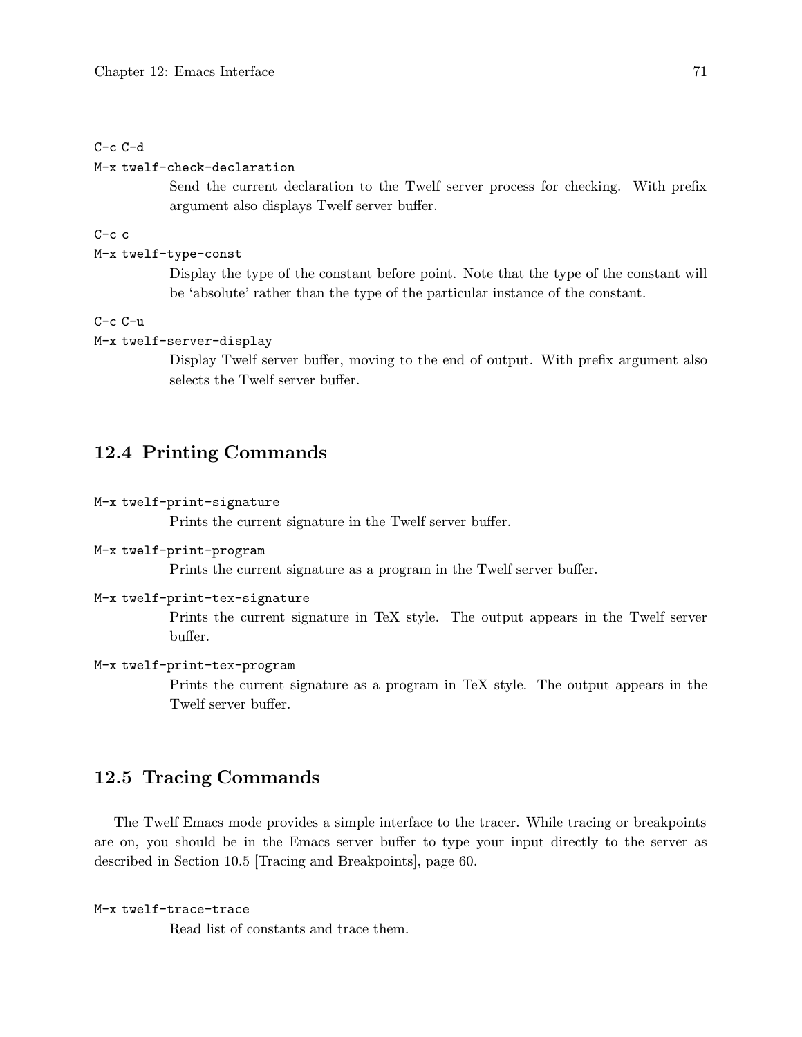`C-c C-d`

`M-x twelf-check-declaration`

Send the current declaration to the Twelf server process for checking. With prefix argument also displays Twelf server buffer.

`C-c c`

`M-x twelf-type-const`

Display the type of the constant before point. Note that the type of the constant will be 'absolute' rather than the type of the particular instance of the constant.

`C-c C-u`

`M-x twelf-server-display`

Display Twelf server buffer, moving to the end of output. With prefix argument also selects the Twelf server buffer.

## 12.4 Printing Commands

`M-x twelf-print-signature`

Prints the current signature in the Twelf server buffer.

`M-x twelf-print-program`

Prints the current signature as a program in the Twelf server buffer.

`M-x twelf-print-tex-signature`

Prints the current signature in TeX style. The output appears in the Twelf server buffer.

`M-x twelf-print-tex-program`

Prints the current signature as a program in TeX style. The output appears in the Twelf server buffer.

## 12.5 Tracing Commands

The Twelf Emacs mode provides a simple interface to the tracer. While tracing or breakpoints are on, you should be in the Emacs server buffer to type your input directly to the server as described in Section 10.5 [Tracing and Breakpoints], page 60.

`M-x twelf-trace-trace`

Read list of constants and trace them.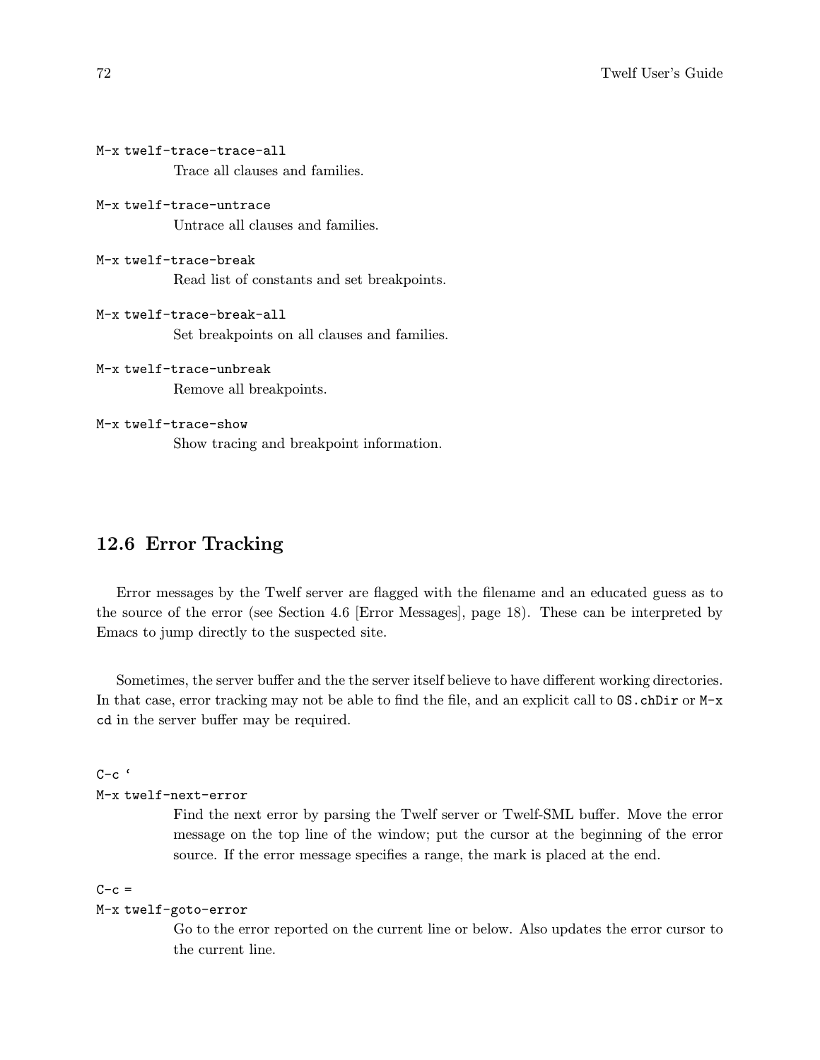`M-x twelf-trace-trace-all`
: Trace all clauses and families.

`M-x twelf-trace-untrace`
: Untrace all clauses and families.

`M-x twelf-trace-break`
: Read list of constants and set breakpoints.

`M-x twelf-trace-break-all`
: Set breakpoints on all clauses and families.

`M-x twelf-trace-unbreak`
: Remove all breakpoints.

`M-x twelf-trace-show`
: Show tracing and breakpoint information.

## 12.6 Error Tracking

Error messages by the Twelf server are flagged with the filename and an educated guess as to the source of the error (see Section 4.6 [Error Messages], page 18). These can be interpreted by Emacs to jump directly to the suspected site.

Sometimes, the server buffer and the the server itself believe to have different working directories. In that case, error tracking may not be able to find the file, and an explicit call to `OS.chDir` or `M-x cd` in the server buffer may be required.

`` C-c ` ``
`M-x twelf-next-error`
: Find the next error by parsing the Twelf server or Twelf-SML buffer. Move the error message on the top line of the window; put the cursor at the beginning of the error source. If the error message specifies a range, the mark is placed at the end.

`C-c =`
`M-x twelf-goto-error`
: Go to the error reported on the current line or below. Also updates the error cursor to the current line.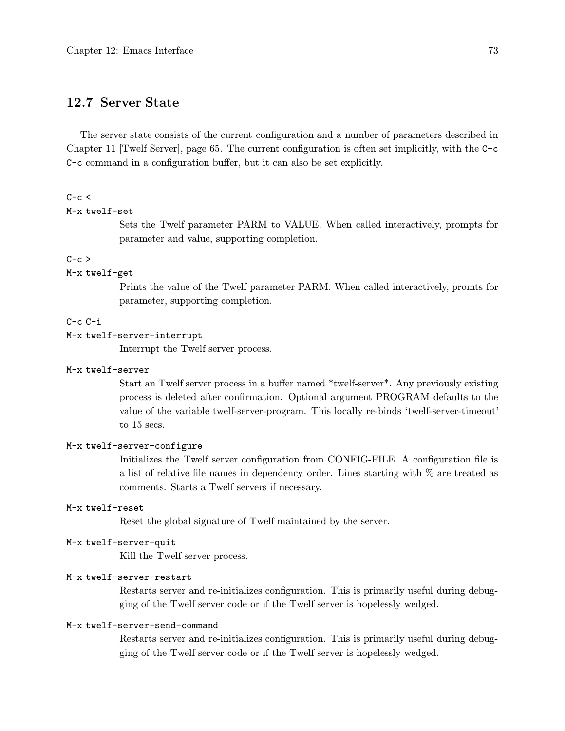## 12.7 Server State

The server state consists of the current configuration and a number of parameters described in Chapter 11 [Twelf Server], page 65. The current configuration is often set implicitly, with the `C-c C-c` command in a configuration buffer, but it can also be set explicitly.

`C-c <`
`M-x twelf-set`
: Sets the Twelf parameter PARM to VALUE. When called interactively, prompts for parameter and value, supporting completion.

`C-c >`
`M-x twelf-get`
: Prints the value of the Twelf parameter PARM. When called interactively, promts for parameter, supporting completion.

`C-c C-i`
`M-x twelf-server-interrupt`
: Interrupt the Twelf server process.

`M-x twelf-server`
: Start an Twelf server process in a buffer named *twelf-server*. Any previously existing process is deleted after confirmation. Optional argument PROGRAM defaults to the value of the variable twelf-server-program. This locally re-binds 'twelf-server-timeout' to 15 secs.

`M-x twelf-server-configure`
: Initializes the Twelf server configuration from CONFIG-FILE. A configuration file is a list of relative file names in dependency order. Lines starting with % are treated as comments. Starts a Twelf servers if necessary.

`M-x twelf-reset`
: Reset the global signature of Twelf maintained by the server.

`M-x twelf-server-quit`
: Kill the Twelf server process.

`M-x twelf-server-restart`
: Restarts server and re-initializes configuration. This is primarily useful during debugging of the Twelf server code or if the Twelf server is hopelessly wedged.

`M-x twelf-server-send-command`
: Restarts server and re-initializes configuration. This is primarily useful during debugging of the Twelf server code or if the Twelf server is hopelessly wedged.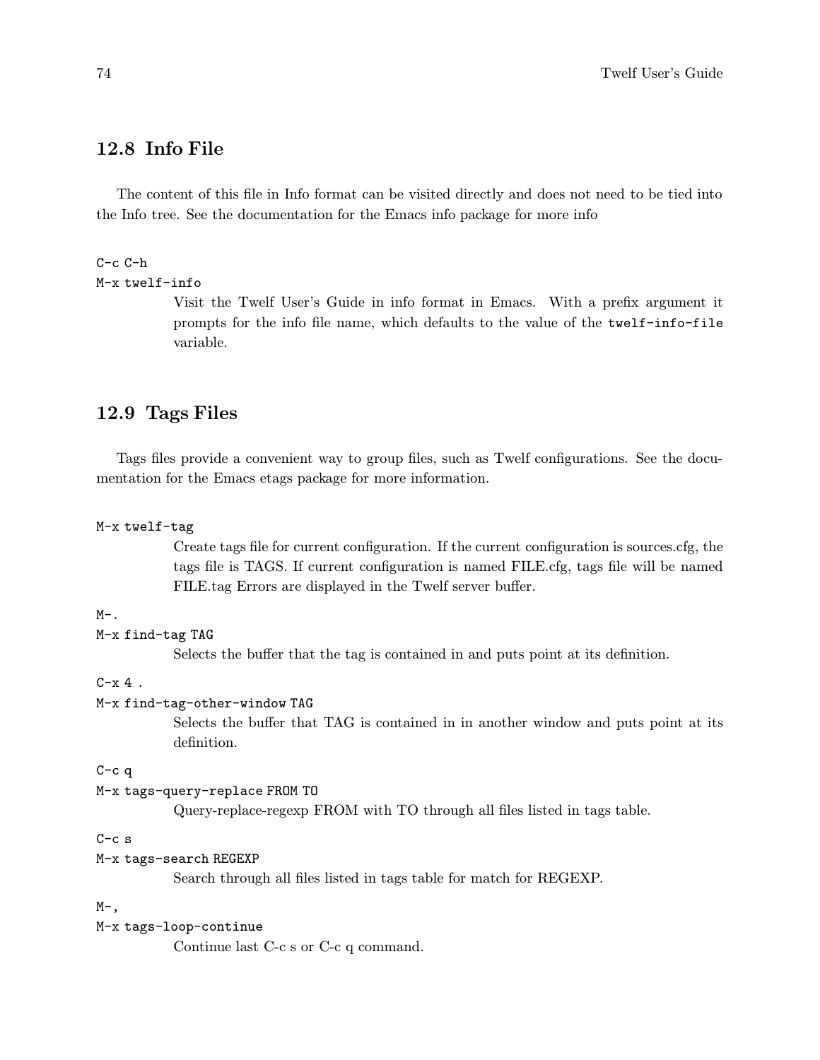## 12.8 Info File

The content of this file in Info format can be visited directly and does not need to be tied into the Info tree. See the documentation for the Emacs info package for more info

`C-c C-h`
`M-x twelf-info`

Visit the Twelf User's Guide in info format in Emacs. With a prefix argument it prompts for the info file name, which defaults to the value of the `twelf-info-file` variable.

## 12.9 Tags Files

Tags files provide a convenient way to group files, such as Twelf configurations. See the documentation for the Emacs etags package for more information.

`M-x twelf-tag`

Create tags file for current configuration. If the current configuration is sources.cfg, the tags file is TAGS. If current configuration is named FILE.cfg, tags file will be named FILE.tag Errors are displayed in the Twelf server buffer.

`M-.`
`M-x find-tag TAG`

Selects the buffer that the tag is contained in and puts point at its definition.

`C-x 4 .`
`M-x find-tag-other-window TAG`

Selects the buffer that TAG is contained in in another window and puts point at its definition.

`C-c q`
`M-x tags-query-replace FROM TO`

Query-replace-regexp FROM with TO through all files listed in tags table.

`C-c s`
`M-x tags-search REGEXP`

Search through all files listed in tags table for match for REGEXP.

`M-,`
`M-x tags-loop-continue`

Continue last C-c s or C-c q command.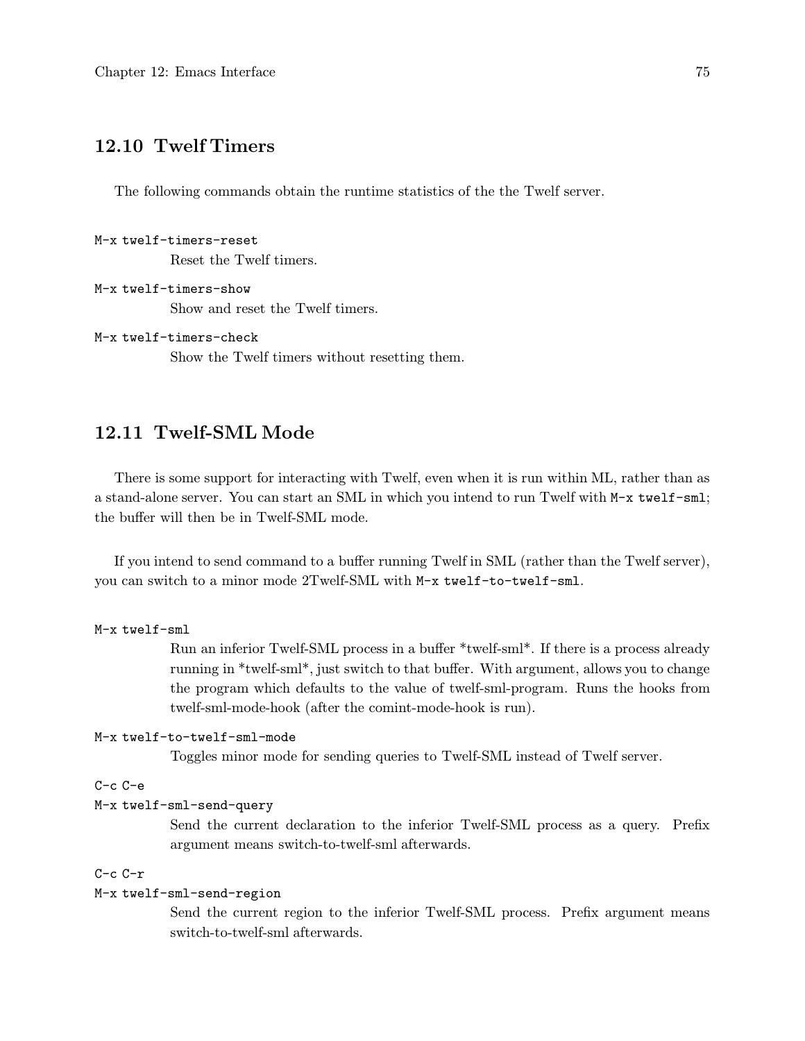## 12.10 Twelf Timers

The following commands obtain the runtime statistics of the the Twelf server.

`M-x twelf-timers-reset`
: Reset the Twelf timers.

`M-x twelf-timers-show`
: Show and reset the Twelf timers.

`M-x twelf-timers-check`
: Show the Twelf timers without resetting them.

## 12.11 Twelf-SML Mode

There is some support for interacting with Twelf, even when it is run within ML, rather than as a stand-alone server. You can start an SML in which you intend to run Twelf with `M-x twelf-sml`; the buffer will then be in Twelf-SML mode.

If you intend to send command to a buffer running Twelf in SML (rather than the Twelf server), you can switch to a minor mode 2Twelf-SML with `M-x twelf-to-twelf-sml`.

`M-x twelf-sml`
: Run an inferior Twelf-SML process in a buffer *twelf-sml*. If there is a process already running in *twelf-sml*, just switch to that buffer. With argument, allows you to change the program which defaults to the value of twelf-sml-program. Runs the hooks from twelf-sml-mode-hook (after the comint-mode-hook is run).

`M-x twelf-to-twelf-sml-mode`
: Toggles minor mode for sending queries to Twelf-SML instead of Twelf server.

`C-c C-e`
`M-x twelf-sml-send-query`
: Send the current declaration to the inferior Twelf-SML process as a query. Prefix argument means switch-to-twelf-sml afterwards.

`C-c C-r`
`M-x twelf-sml-send-region`
: Send the current region to the inferior Twelf-SML process. Prefix argument means switch-to-twelf-sml afterwards.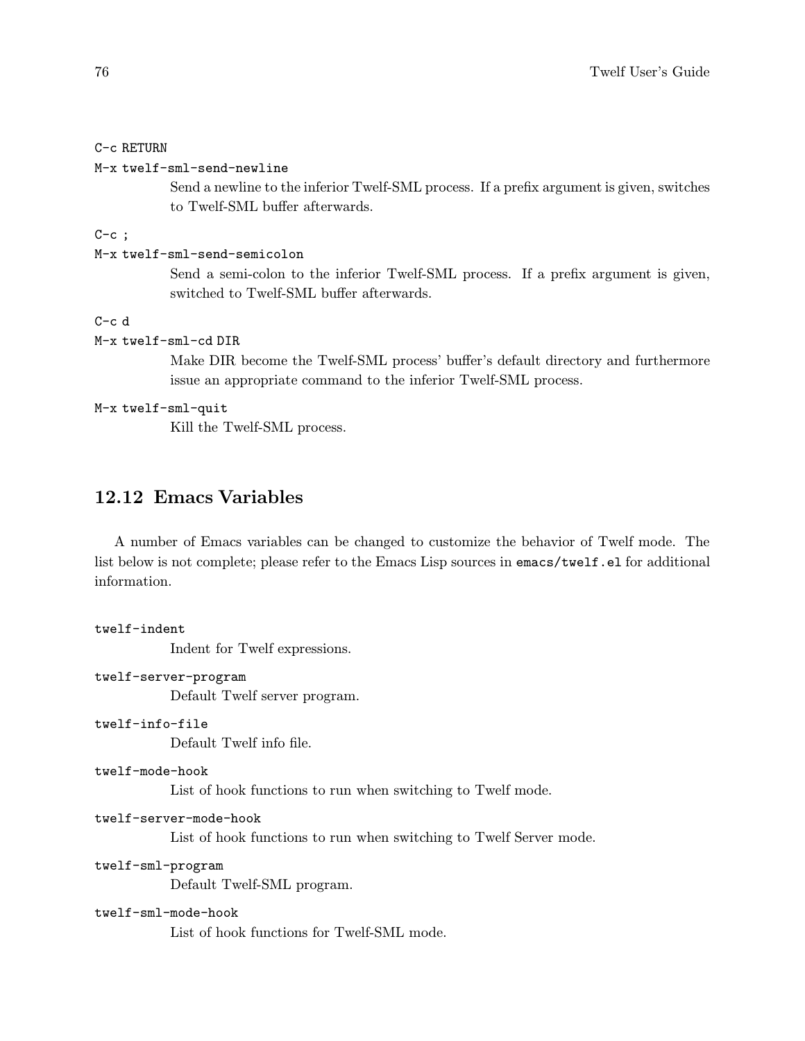`C-c RETURN`

`M-x twelf-sml-send-newline`

Send a newline to the inferior Twelf-SML process. If a prefix argument is given, switches to Twelf-SML buffer afterwards.

`C-c ;`

`M-x twelf-sml-send-semicolon`

Send a semi-colon to the inferior Twelf-SML process. If a prefix argument is given, switched to Twelf-SML buffer afterwards.

`C-c d`

`M-x twelf-sml-cd DIR`

Make DIR become the Twelf-SML process' buffer's default directory and furthermore issue an appropriate command to the inferior Twelf-SML process.

`M-x twelf-sml-quit`

Kill the Twelf-SML process.

## 12.12 Emacs Variables

A number of Emacs variables can be changed to customize the behavior of Twelf mode. The list below is not complete; please refer to the Emacs Lisp sources in `emacs/twelf.el` for additional information.

`twelf-indent`

Indent for Twelf expressions.

`twelf-server-program`

Default Twelf server program.

`twelf-info-file`

Default Twelf info file.

`twelf-mode-hook`

List of hook functions to run when switching to Twelf mode.

`twelf-server-mode-hook`

List of hook functions to run when switching to Twelf Server mode.

`twelf-sml-program`

Default Twelf-SML program.

`twelf-sml-mode-hook`

List of hook functions for Twelf-SML mode.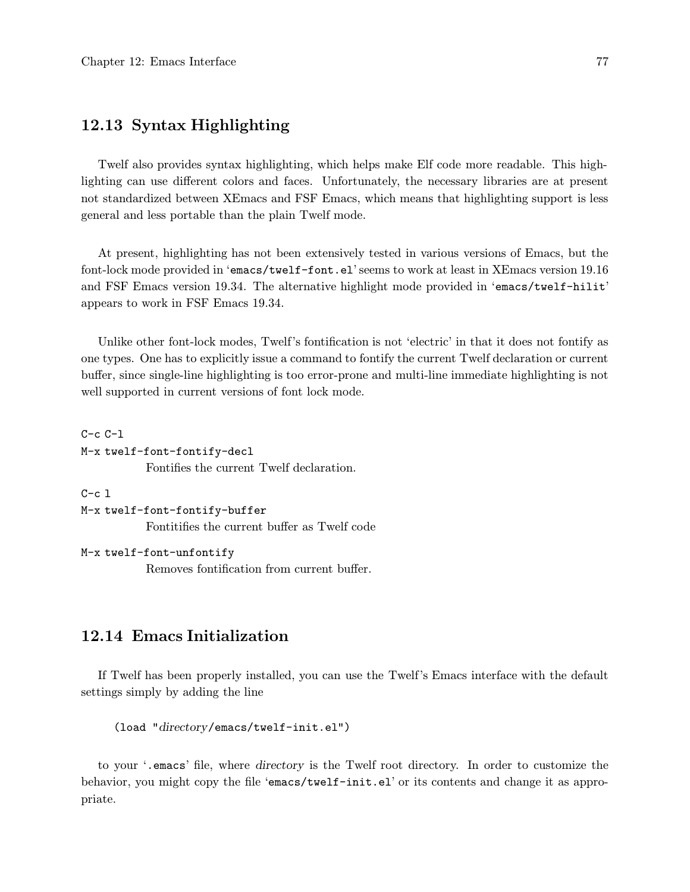## 12.13 Syntax Highlighting

Twelf also provides syntax highlighting, which helps make Elf code more readable. This highlighting can use different colors and faces. Unfortunately, the necessary libraries are at present not standardized between XEmacs and FSF Emacs, which means that highlighting support is less general and less portable than the plain Twelf mode.

At present, highlighting has not been extensively tested in various versions of Emacs, but the font-lock mode provided in '`emacs/twelf-font.el`' seems to work at least in XEmacs version 19.16 and FSF Emacs version 19.34. The alternative highlight mode provided in '`emacs/twelf-hilit`' appears to work in FSF Emacs 19.34.

Unlike other font-lock modes, Twelf's fontification is not 'electric' in that it does not fontify as one types. One has to explicitly issue a command to fontify the current Twelf declaration or current buffer, since single-line highlighting is too error-prone and multi-line immediate highlighting is not well supported in current versions of font lock mode.

`C-c C-l`  
`M-x twelf-font-fontify-decl`

  Fontifies the current Twelf declaration.

`C-c l`  
`M-x twelf-font-fontify-buffer`

  Fontitifies the current buffer as Twelf code

`M-x twelf-font-unfontify`

  Removes fontification from current buffer.

## 12.14 Emacs Initialization

If Twelf has been properly installed, you can use the Twelf's Emacs interface with the default settings simply by adding the line

```
(load "directory/emacs/twelf-init.el")
```

to your '`.emacs`' file, where *directory* is the Twelf root directory. In order to customize the behavior, you might copy the file '`emacs/twelf-init.el`' or its contents and change it as appropriate.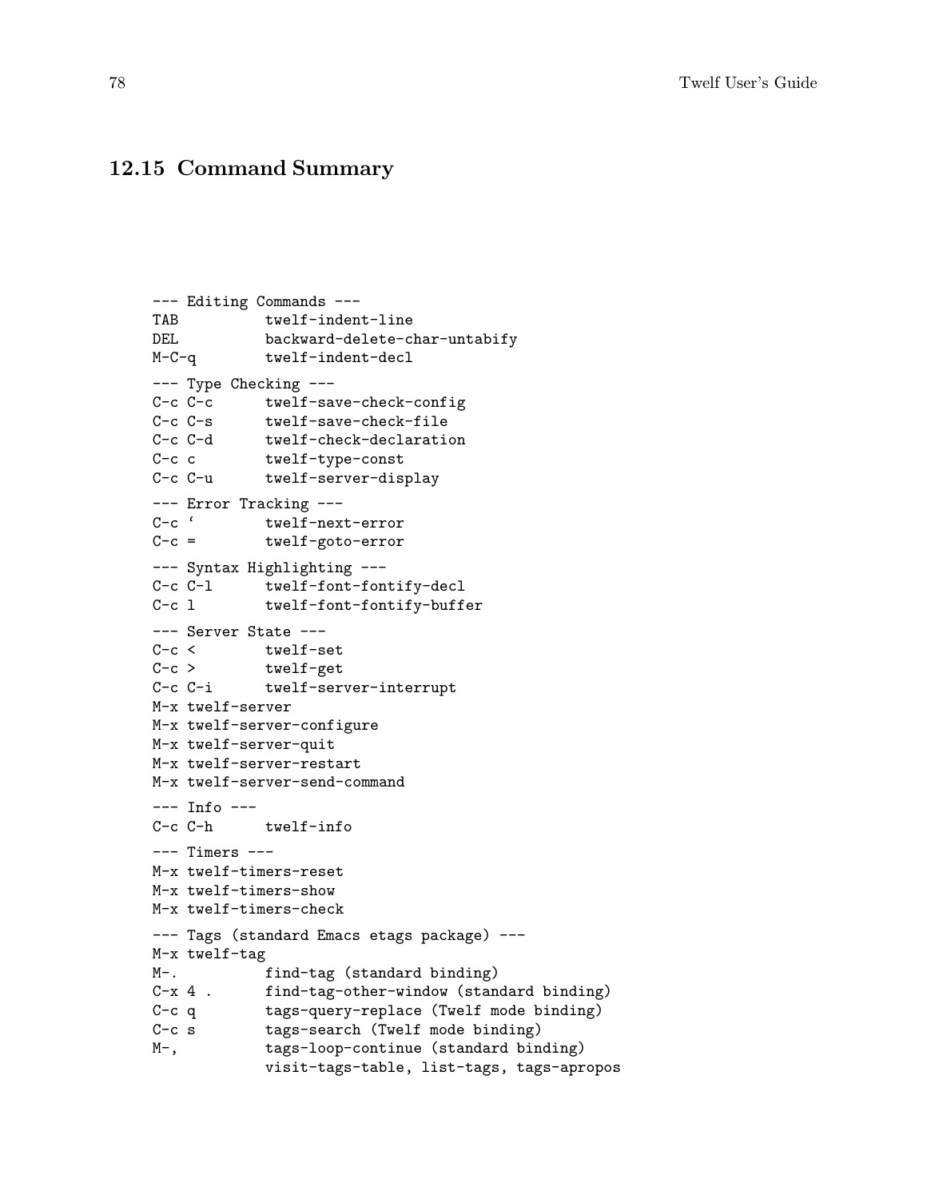## 12.15 Command Summary

```
--- Editing Commands ---
TAB          twelf-indent-line
DEL          backward-delete-char-untabify
M-C-q        twelf-indent-decl
--- Type Checking ---
C-c C-c      twelf-save-check-config
C-c C-s      twelf-save-check-file
C-c C-d      twelf-check-declaration
C-c c        twelf-type-const
C-c C-u      twelf-server-display
--- Error Tracking ---
C-c `        twelf-next-error
C-c =        twelf-goto-error
--- Syntax Highlighting ---
C-c C-l      twelf-font-fontify-decl
C-c l        twelf-font-fontify-buffer
--- Server State ---
C-c <        twelf-set
C-c >        twelf-get
C-c C-i      twelf-server-interrupt
M-x twelf-server
M-x twelf-server-configure
M-x twelf-server-quit
M-x twelf-server-restart
M-x twelf-server-send-command
--- Info ---
C-c C-h      twelf-info
--- Timers ---
M-x twelf-timers-reset
M-x twelf-timers-show
M-x twelf-timers-check
--- Tags (standard Emacs etags package) ---
M-x twelf-tag
M-.          find-tag (standard binding)
C-x 4 .      find-tag-other-window (standard binding)
C-c q        tags-query-replace (Twelf mode binding)
C-c s        tags-search (Twelf mode binding)
M-,          tags-loop-continue (standard binding)
             visit-tags-table, list-tags, tags-apropos
```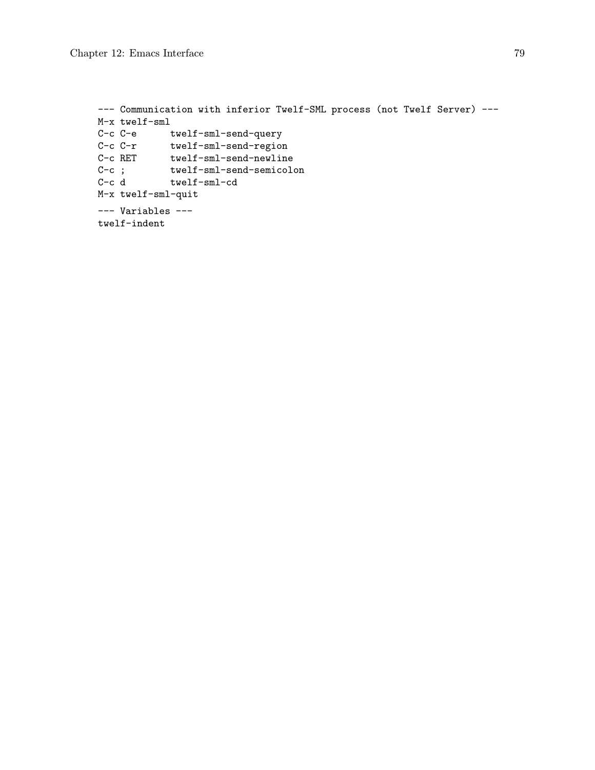```
--- Communication with inferior Twelf-SML process (not Twelf Server) ---
M-x twelf-sml
C-c C-e      twelf-sml-send-query
C-c C-r      twelf-sml-send-region
C-c RET      twelf-sml-send-newline
C-c ;        twelf-sml-send-semicolon
C-c d        twelf-sml-cd
M-x twelf-sml-quit

--- Variables ---
twelf-indent
```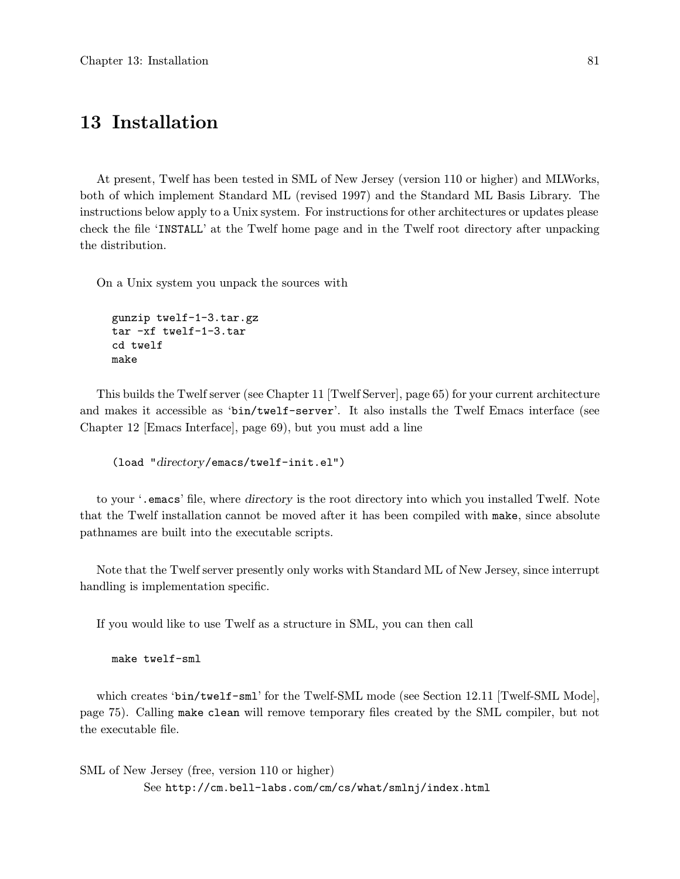# 13 Installation

At present, Twelf has been tested in SML of New Jersey (version 110 or higher) and MLWorks, both of which implement Standard ML (revised 1997) and the Standard ML Basis Library. The instructions below apply to a Unix system. For instructions for other architectures or updates please check the file '`INSTALL`' at the Twelf home page and in the Twelf root directory after unpacking the distribution.

On a Unix system you unpack the sources with

```
gunzip twelf-1-3.tar.gz
tar -xf twelf-1-3.tar
cd twelf
make
```

This builds the Twelf server (see Chapter 11 [Twelf Server], page 65) for your current architecture and makes it accessible as '`bin/twelf-server`'. It also installs the Twelf Emacs interface (see Chapter 12 [Emacs Interface], page 69), but you must add a line

```
(load "directory/emacs/twelf-init.el")
```

to your '`.emacs`' file, where *directory* is the root directory into which you installed Twelf. Note that the Twelf installation cannot be moved after it has been compiled with `make`, since absolute pathnames are built into the executable scripts.

Note that the Twelf server presently only works with Standard ML of New Jersey, since interrupt handling is implementation specific.

If you would like to use Twelf as a structure in SML, you can then call

```
make twelf-sml
```

which creates '`bin/twelf-sml`' for the Twelf-SML mode (see Section 12.11 [Twelf-SML Mode], page 75). Calling `make clean` will remove temporary files created by the SML compiler, but not the executable file.

SML of New Jersey (free, version 110 or higher)
: See `http://cm.bell-labs.com/cm/cs/what/smlnj/index.html`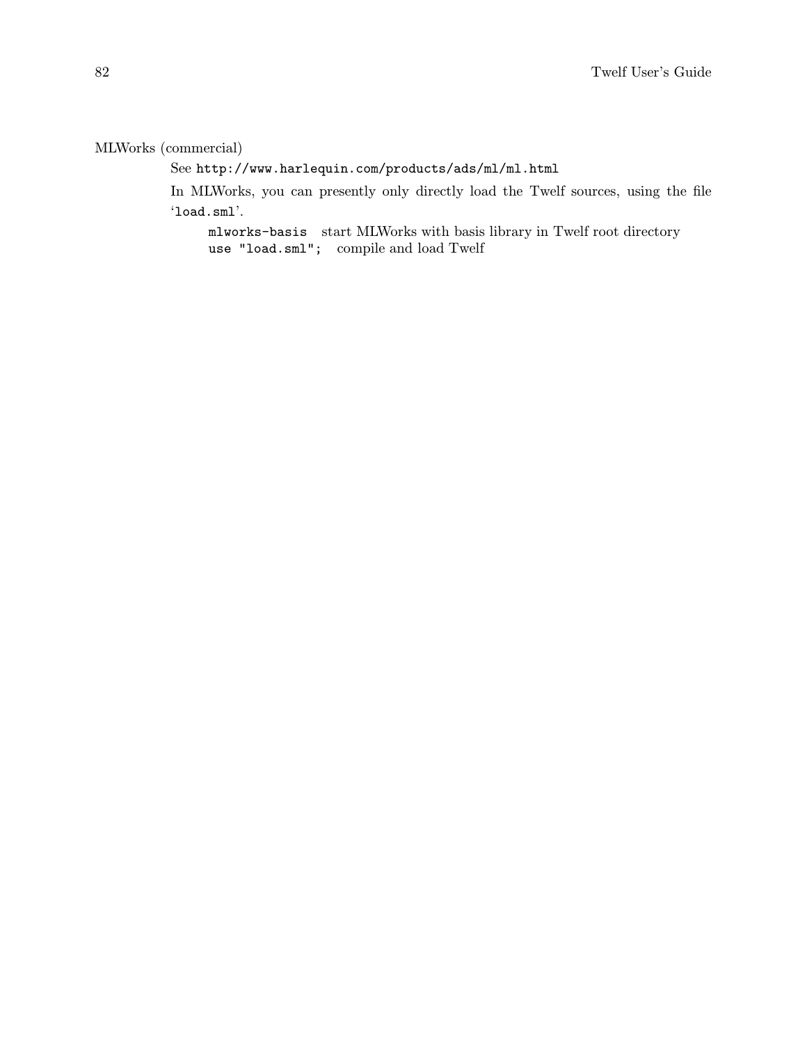MLWorks (commercial)

See `http://www.harlequin.com/products/ads/ml/ml.html`

In MLWorks, you can presently only directly load the Twelf sources, using the file '`load.sml`'.

| | |
|---|---|
| `mlworks-basis` | start MLWorks with basis library in Twelf root directory |
| `use "load.sml";` | compile and load Twelf |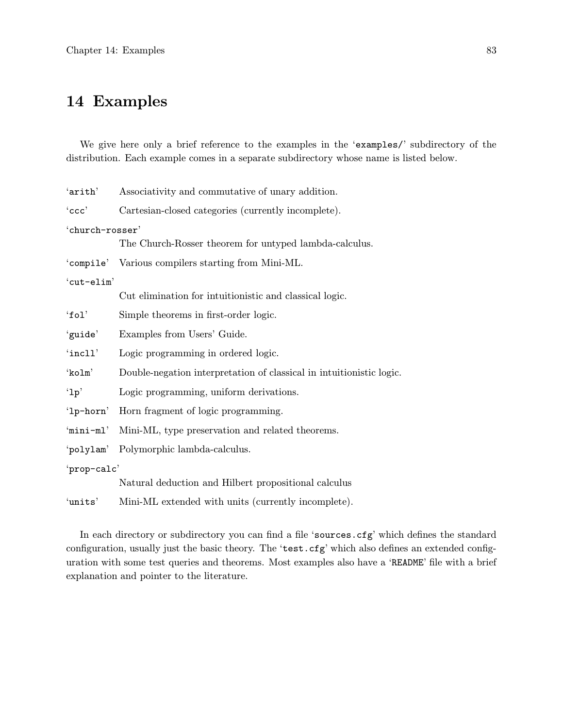# 14 Examples

We give here only a brief reference to the examples in the '`examples/`' subdirectory of the distribution. Each example comes in a separate subdirectory whose name is listed below.

'`arith`' Associativity and commutative of unary addition.

'`ccc`' Cartesian-closed categories (currently incomplete).

'`church-rosser`'
The Church-Rosser theorem for untyped lambda-calculus.

'`compile`' Various compilers starting from Mini-ML.

'`cut-elim`'
Cut elimination for intuitionistic and classical logic.

'`fol`' Simple theorems in first-order logic.

'`guide`' Examples from Users' Guide.

'`incll`' Logic programming in ordered logic.

'`kolm`' Double-negation interpretation of classical in intuitionistic logic.

'`lp`' Logic programming, uniform derivations.

'`lp-horn`' Horn fragment of logic programming.

'`mini-ml`' Mini-ML, type preservation and related theorems.

'`polylam`' Polymorphic lambda-calculus.

'`prop-calc`'
Natural deduction and Hilbert propositional calculus

'`units`' Mini-ML extended with units (currently incomplete).

In each directory or subdirectory you can find a file '`sources.cfg`' which defines the standard configuration, usually just the basic theory. The '`test.cfg`' which also defines an extended configuration with some test queries and theorems. Most examples also have a '`README`' file with a brief explanation and pointer to the literature.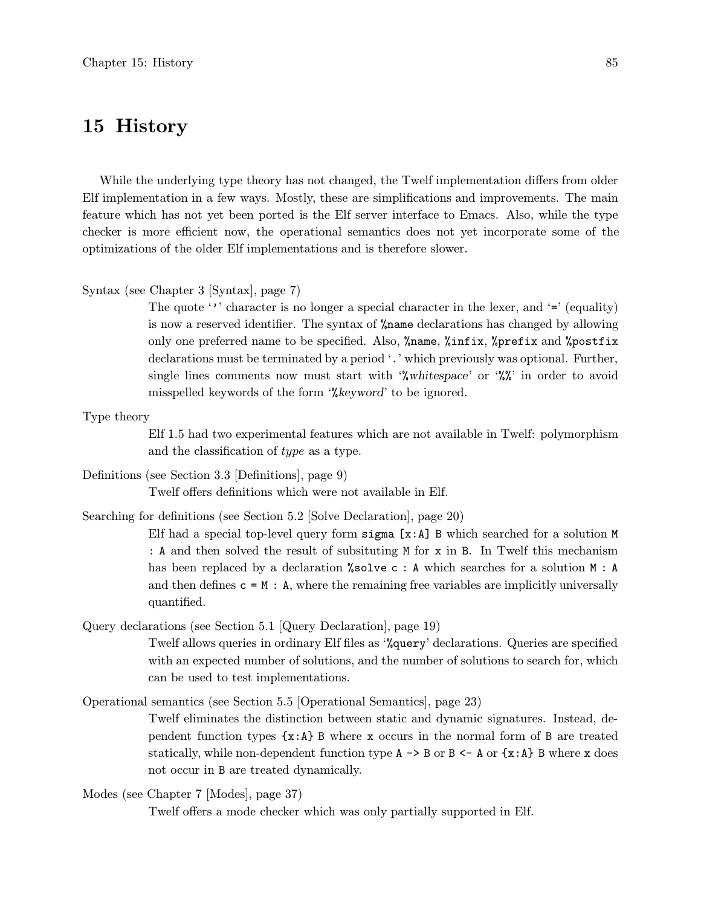# 15 History

While the underlying type theory has not changed, the Twelf implementation differs from older Elf implementation in a few ways. Mostly, these are simplifications and improvements. The main feature which has not yet been ported is the Elf server interface to Emacs. Also, while the type checker is more efficient now, the operational semantics does not yet incorporate some of the optimizations of the older Elf implementations and is therefore slower.

Syntax (see Chapter 3 [Syntax], page 7)

> The quote '`'`' character is no longer a special character in the lexer, and '`=`' (equality) is now a reserved identifier. The syntax of `%name` declarations has changed by allowing only one preferred name to be specified. Also, `%name`, `%infix`, `%prefix` and `%postfix` declarations must be terminated by a period '`.`' which previously was optional. Further, single lines comments now must start with '`%`*whitespace*' or '`%%`' in order to avoid misspelled keywords of the form '`%`*keyword*' to be ignored.

Type theory

> Elf 1.5 had two experimental features which are not available in Twelf: polymorphism and the classification of *type* as a type.

Definitions (see Section 3.3 [Definitions], page 9)

> Twelf offers definitions which were not available in Elf.

Searching for definitions (see Section 5.2 [Solve Declaration], page 20)

> Elf had a special top-level query form `sigma [x:A] B` which searched for a solution `M : A` and then solved the result of subsituting `M` for `x` in `B`. In Twelf this mechanism has been replaced by a declaration `%solve c : A` which searches for a solution `M : A` and then defines `c = M : A`, where the remaining free variables are implicitly universally quantified.

Query declarations (see Section 5.1 [Query Declaration], page 19)

> Twelf allows queries in ordinary Elf files as '`%query`' declarations. Queries are specified with an expected number of solutions, and the number of solutions to search for, which can be used to test implementations.

Operational semantics (see Section 5.5 [Operational Semantics], page 23)

> Twelf eliminates the distinction between static and dynamic signatures. Instead, dependent function types `{x:A} B` where `x` occurs in the normal form of `B` are treated statically, while non-dependent function type `A -> B` or `B <- A` or `{x:A} B` where `x` does not occur in `B` are treated dynamically.

Modes (see Chapter 7 [Modes], page 37)

> Twelf offers a mode checker which was only partially supported in Elf.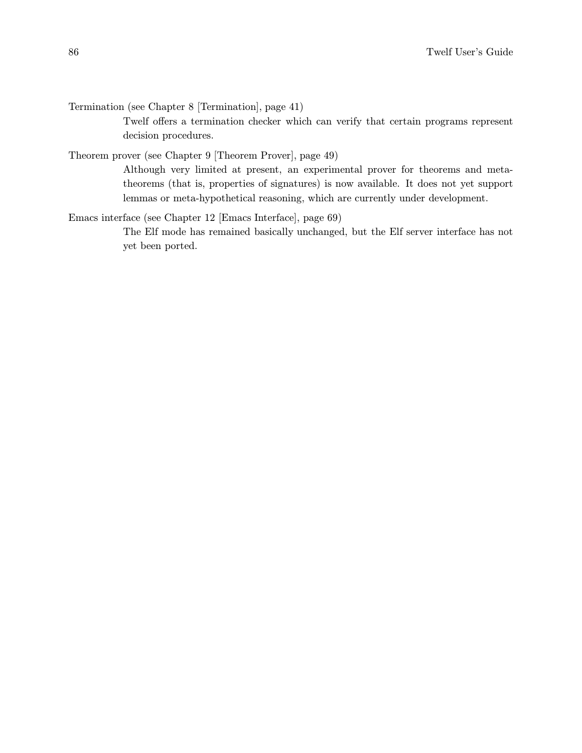Termination (see Chapter 8 [Termination], page 41)

Twelf offers a termination checker which can verify that certain programs represent decision procedures.

Theorem prover (see Chapter 9 [Theorem Prover], page 49)

Although very limited at present, an experimental prover for theorems and meta-theorems (that is, properties of signatures) is now available. It does not yet support lemmas or meta-hypothetical reasoning, which are currently under development.

Emacs interface (see Chapter 12 [Emacs Interface], page 69)

The Elf mode has remained basically unchanged, but the Elf server interface has not yet been ported.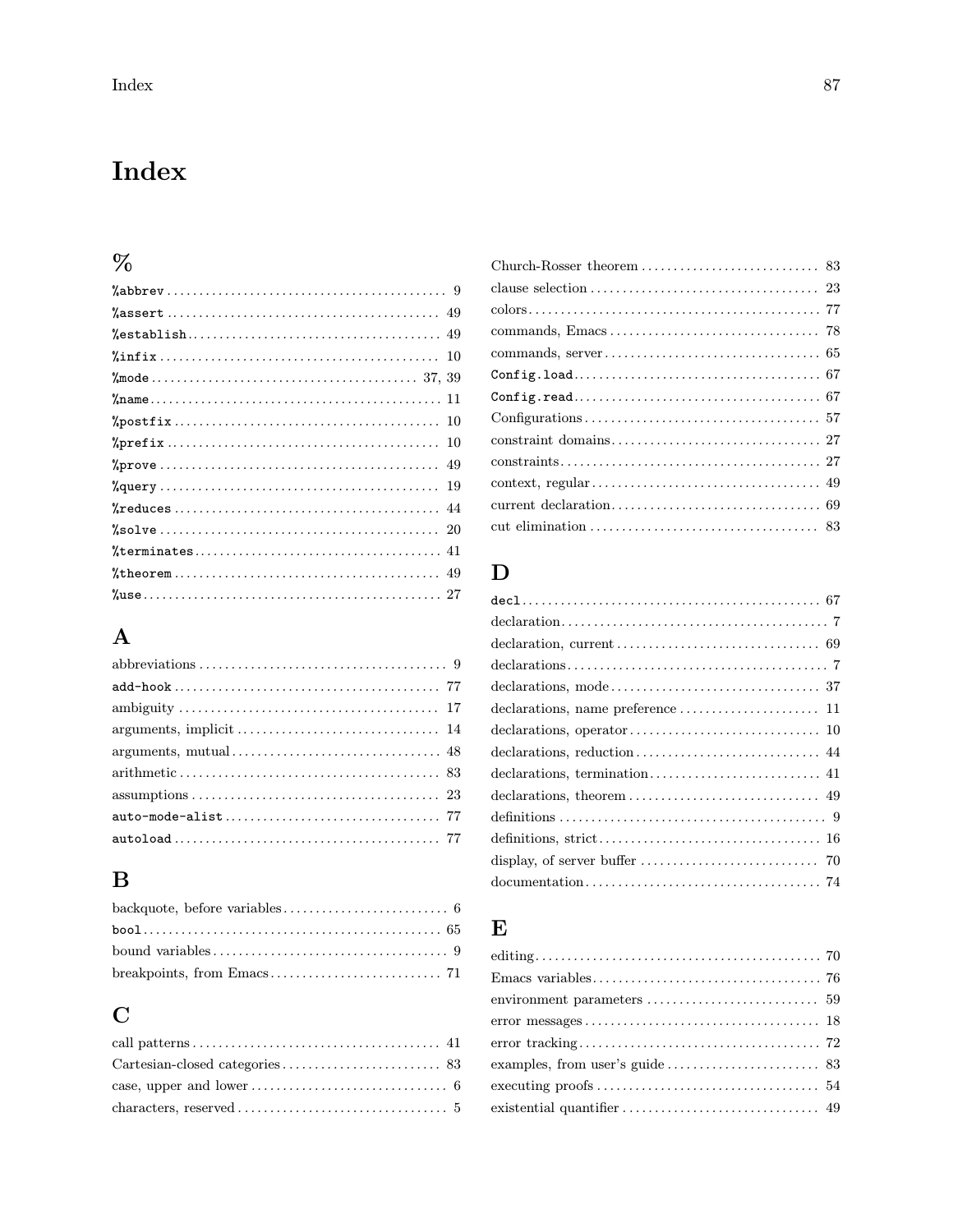# Index

## %

- `%abbrev` 9
- `%assert` 49
- `%establish` 49
- `%infix` 10
- `%mode` 37, 39
- `%name` 11
- `%postfix` 10
- `%prefix` 10
- `%prove` 49
- `%query` 19
- `%reduces` 44
- `%solve` 20
- `%terminates` 41
- `%theorem` 49
- `%use` 27

## A

- abbreviations 9
- `add-hook` 77
- ambiguity 17
- arguments, implicit 14
- arguments, mutual 48
- arithmetic 83
- assumptions 23
- `auto-mode-alist` 77
- `autoload` 77

## B

- backquote, before variables 6
- `bool` 65
- bound variables 9
- breakpoints, from Emacs 71

## C

- call patterns 41
- Cartesian-closed categories 83
- case, upper and lower 6
- characters, reserved 5
- Church-Rosser theorem 83
- clause selection 23
- colors 77
- commands, Emacs 78
- commands, server 65
- `Config.load` 67
- `Config.read` 67
- Configurations 57
- constraint domains 27
- constraints 27
- context, regular 49
- current declaration 69
- cut elimination 83

## D

- `decl` 67
- declaration 7
- declaration, current 69
- declarations 7
- declarations, mode 37
- declarations, name preference 11
- declarations, operator 10
- declarations, reduction 44
- declarations, termination 41
- declarations, theorem 49
- definitions 9
- definitions, strict 16
- display, of server buffer 70
- documentation 74

## E

- editing 70
- Emacs variables 76
- environment parameters 59
- error messages 18
- error tracking 72
- examples, from user's guide 83
- executing proofs 54
- existential quantifier 49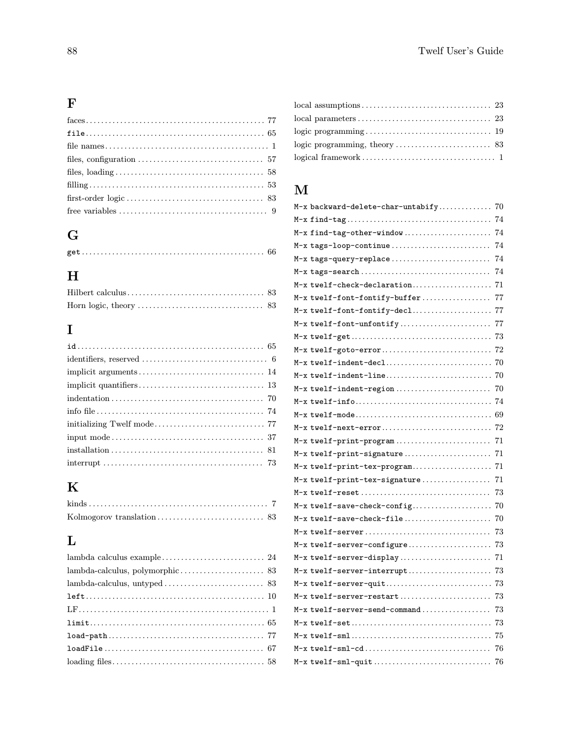## F

faces ... 77
`file` ... 65
file names ... 1
files, configuration ... 57
files, loading ... 58
filling ... 53
first-order logic ... 83
free variables ... 9

## G

`get` ... 66

## H

Hilbert calculus ... 83
Horn logic, theory ... 83

## I

`id` ... 65
identifiers, reserved ... 6
implicit arguments ... 14
implicit quantifiers ... 13
indentation ... 70
info file ... 74
initializing Twelf mode ... 77
input mode ... 37
installation ... 81
interrupt ... 73

## K

kinds ... 7
Kolmogorov translation ... 83

## L

lambda calculus example ... 24
lambda-calculus, polymorphic ... 83
lambda-calculus, untyped ... 83
`left` ... 10
LF ... 1
`limit` ... 65
`load-path` ... 77
`loadFile` ... 67
loading files ... 58
local assumptions ... 23
local parameters ... 23
logic programming ... 19
logic programming, theory ... 83
logical framework ... 1

## M

`M-x backward-delete-char-untabify` ... 70
`M-x find-tag` ... 74
`M-x find-tag-other-window` ... 74
`M-x tags-loop-continue` ... 74
`M-x tags-query-replace` ... 74
`M-x tags-search` ... 74
`M-x twelf-check-declaration` ... 71
`M-x twelf-font-fontify-buffer` ... 77
`M-x twelf-font-fontify-decl` ... 77
`M-x twelf-font-unfontify` ... 77
`M-x twelf-get` ... 73
`M-x twelf-goto-error` ... 72
`M-x twelf-indent-decl` ... 70
`M-x twelf-indent-line` ... 70
`M-x twelf-indent-region` ... 70
`M-x twelf-info` ... 74
`M-x twelf-mode` ... 69
`M-x twelf-next-error` ... 72
`M-x twelf-print-program` ... 71
`M-x twelf-print-signature` ... 71
`M-x twelf-print-tex-program` ... 71
`M-x twelf-print-tex-signature` ... 71
`M-x twelf-reset` ... 73
`M-x twelf-save-check-config` ... 70
`M-x twelf-save-check-file` ... 70
`M-x twelf-server` ... 73
`M-x twelf-server-configure` ... 73
`M-x twelf-server-display` ... 71
`M-x twelf-server-interrupt` ... 73
`M-x twelf-server-quit` ... 73
`M-x twelf-server-restart` ... 73
`M-x twelf-server-send-command` ... 73
`M-x twelf-set` ... 73
`M-x twelf-sml` ... 75
`M-x twelf-sml-cd` ... 76
`M-x twelf-sml-quit` ... 76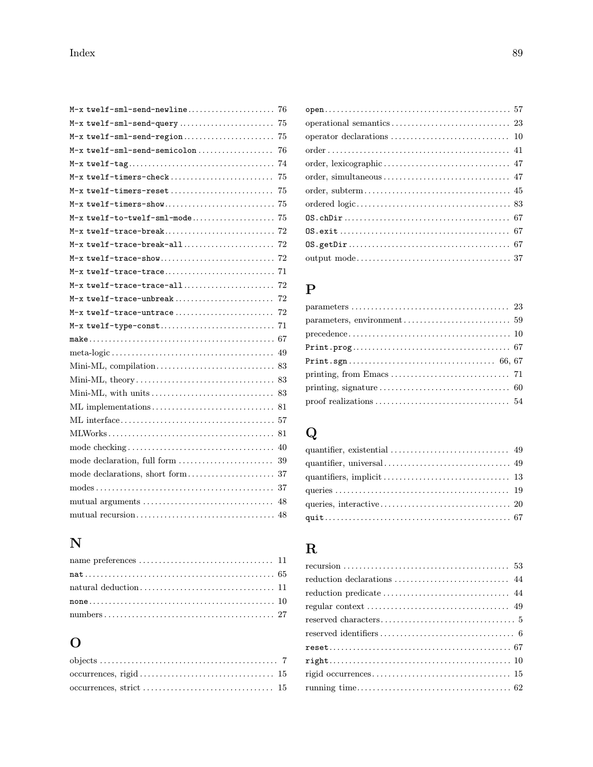`M-x twelf-sml-send-newline` .......... 76
`M-x twelf-sml-send-query` .......... 75
`M-x twelf-sml-send-region` .......... 75
`M-x twelf-sml-send-semicolon` .......... 76
`M-x twelf-tag` .......... 74
`M-x twelf-timers-check` .......... 75
`M-x twelf-timers-reset` .......... 75
`M-x twelf-timers-show` .......... 75
`M-x twelf-to-twelf-sml-mode` .......... 75
`M-x twelf-trace-break` .......... 72
`M-x twelf-trace-break-all` .......... 72
`M-x twelf-trace-show` .......... 72
`M-x twelf-trace-trace` .......... 71
`M-x twelf-trace-trace-all` .......... 72
`M-x twelf-trace-unbreak` .......... 72
`M-x twelf-trace-untrace` .......... 72
`M-x twelf-type-const` .......... 71
`make` .......... 67
meta-logic .......... 49
Mini-ML, compilation .......... 83
Mini-ML, theory .......... 83
Mini-ML, with units .......... 83
ML implementations .......... 81
ML interface .......... 57
MLWorks .......... 81
mode checking .......... 40
mode declaration, full form .......... 39
mode declarations, short form .......... 37
modes .......... 37
mutual arguments .......... 48
mutual recursion .......... 48

## N

name preferences .......... 11
`nat` .......... 65
natural deduction .......... 11
`none` .......... 10
numbers .......... 27

## O

objects .......... 7
occurrences, rigid .......... 15
occurrences, strict .......... 15
`open` .......... 57
operational semantics .......... 23
operator declarations .......... 10
order .......... 41
order, lexicographic .......... 47
order, simultaneous .......... 47
order, subterm .......... 45
ordered logic .......... 83
`OS.chDir` .......... 67
`OS.exit` .......... 67
`OS.getDir` .......... 67
output mode .......... 37

## P

parameters .......... 23
parameters, environment .......... 59
precedence .......... 10
`Print.prog` .......... 67
`Print.sgn` .......... 66, 67
printing, from Emacs .......... 71
printing, signature .......... 60
proof realizations .......... 54

## Q

quantifier, existential .......... 49
quantifier, universal .......... 49
quantifiers, implicit .......... 13
queries .......... 19
queries, interactive .......... 20
`quit` .......... 67

## R

recursion .......... 53
reduction declarations .......... 44
reduction predicate .......... 44
regular context .......... 49
reserved characters .......... 5
reserved identifiers .......... 6
`reset` .......... 67
`right` .......... 10
rigid occurrences .......... 15
running time .......... 62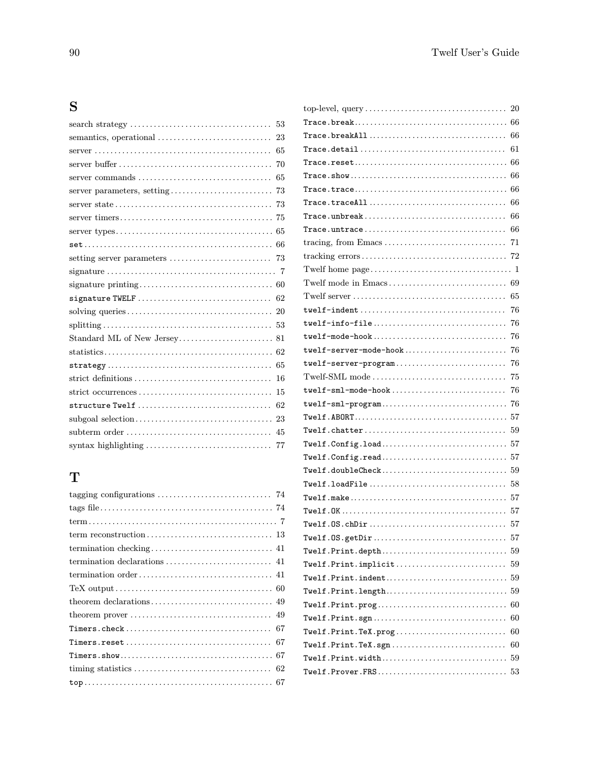## S

- search strategy ... 53
- semantics, operational ... 23
- server ... 65
- server buffer ... 70
- server commands ... 65
- server parameters, setting ... 73
- server state ... 73
- server timers ... 75
- server types ... 65
- `set` ... 66
- setting server parameters ... 73
- signature ... 7
- signature printing ... 60
- `signature TWELF` ... 62
- solving queries ... 20
- splitting ... 53
- Standard ML of New Jersey ... 81
- statistics ... 62
- `strategy` ... 65
- strict definitions ... 16
- strict occurrences ... 15
- `structure Twelf` ... 62
- subgoal selection ... 23
- subterm order ... 45
- syntax highlighting ... 77

## T

- tagging configurations ... 74
- tags file ... 74
- term ... 7
- term reconstruction ... 13
- termination checking ... 41
- termination declarations ... 41
- termination order ... 41
- TeX output ... 60
- theorem declarations ... 49
- theorem prover ... 49
- `Timers.check` ... 67
- `Timers.reset` ... 67
- `Timers.show` ... 67
- timing statistics ... 62
- `top` ... 67
- top-level, query ... 20
- `Trace.break` ... 66
- `Trace.breakAll` ... 66
- `Trace.detail` ... 61
- `Trace.reset` ... 66
- `Trace.show` ... 66
- `Trace.trace` ... 66
- `Trace.traceAll` ... 66
- `Trace.unbreak` ... 66
- `Trace.untrace` ... 66
- tracing, from Emacs ... 71
- tracking errors ... 72
- Twelf home page ... 1
- Twelf mode in Emacs ... 69
- Twelf server ... 65
- `twelf-indent` ... 76
- `twelf-info-file` ... 76
- `twelf-mode-hook` ... 76
- `twelf-server-mode-hook` ... 76
- `twelf-server-program` ... 76
- Twelf-SML mode ... 75
- `twelf-sml-mode-hook` ... 76
- `twelf-sml-program` ... 76
- `Twelf.ABORT` ... 57
- `Twelf.chatter` ... 59
- `Twelf.Config.load` ... 57
- `Twelf.Config.read` ... 57
- `Twelf.doubleCheck` ... 59
- `Twelf.loadFile` ... 58
- `Twelf.make` ... 57
- `Twelf.OK` ... 57
- `Twelf.OS.chDir` ... 57
- `Twelf.OS.getDir` ... 57
- `Twelf.Print.depth` ... 59
- `Twelf.Print.implicit` ... 59
- `Twelf.Print.indent` ... 59
- `Twelf.Print.length` ... 59
- `Twelf.Print.prog` ... 60
- `Twelf.Print.sgn` ... 60
- `Twelf.Print.TeX.prog` ... 60
- `Twelf.Print.TeX.sgn` ... 60
- `Twelf.Print.width` ... 59
- `Twelf.Prover.FRS` ... 53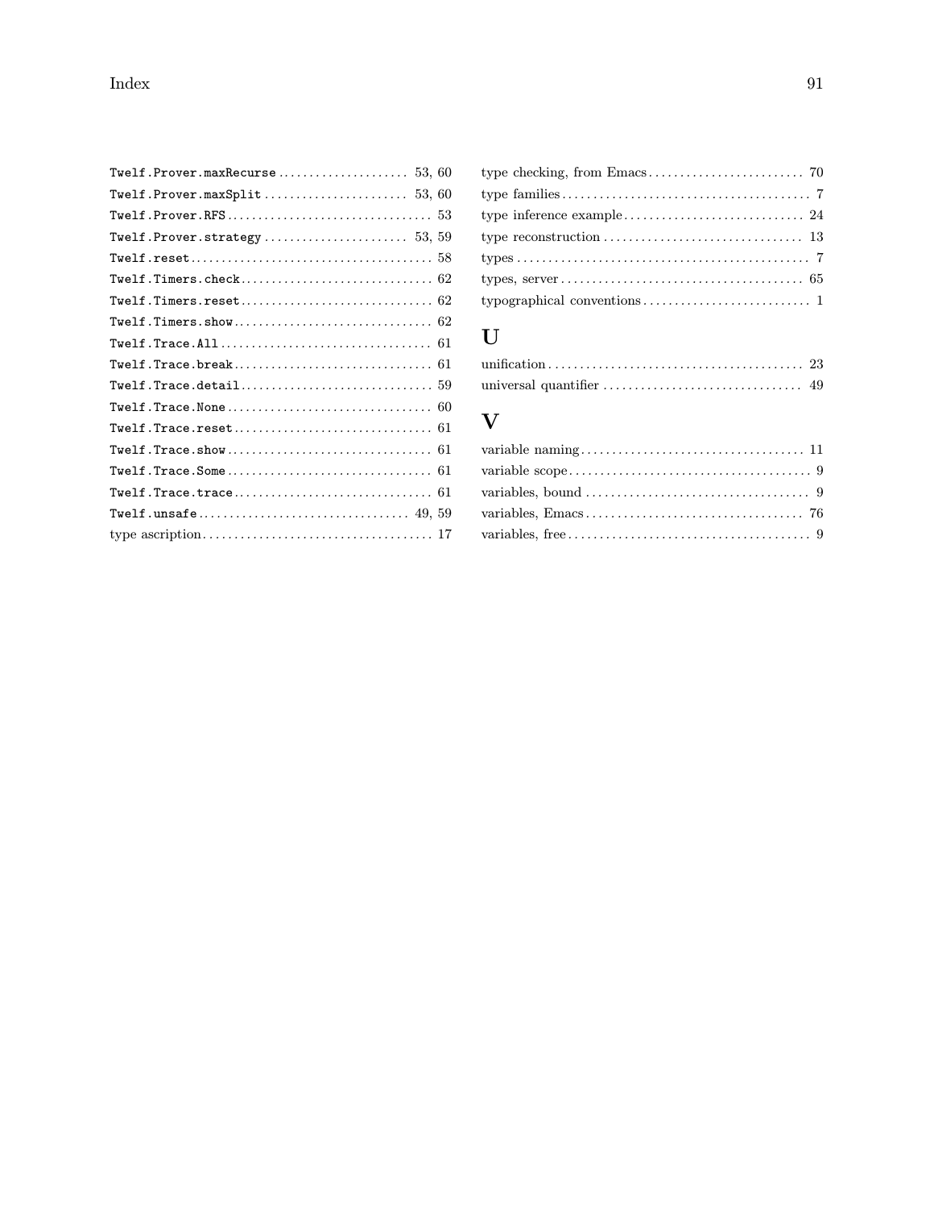`Twelf.Prover.maxRecurse` .................... 53, 60
`Twelf.Prover.maxSplit` ...................... 53, 60
`Twelf.Prover.RFS` ................................ 53
`Twelf.Prover.strategy` ...................... 53, 59
`Twelf.reset` ...................................... 58
`Twelf.Timers.check` .............................. 62
`Twelf.Timers.reset` .............................. 62
`Twelf.Timers.show` ............................... 62
`Twelf.Trace.All` ................................. 61
`Twelf.Trace.break` ............................... 61
`Twelf.Trace.detail` .............................. 59
`Twelf.Trace.None` ................................ 60
`Twelf.Trace.reset` ............................... 61
`Twelf.Trace.show` ................................ 61
`Twelf.Trace.Some` ................................ 61
`Twelf.Trace.trace` ............................... 61
`Twelf.unsafe` ................................. 49, 59
type ascription .................................... 17
type checking, from Emacs ........................ 70
type families ....................................... 7
type inference example ........................... 24
type reconstruction ............................... 13
types .............................................. 7
types, server ...................................... 65
typographical conventions .......................... 1

## U

unification ........................................ 23
universal quantifier ............................... 49

## V

variable naming .................................... 11
variable scope ...................................... 9
variables, bound .................................... 9
variables, Emacs .................................. 76
variables, free ..................................... 9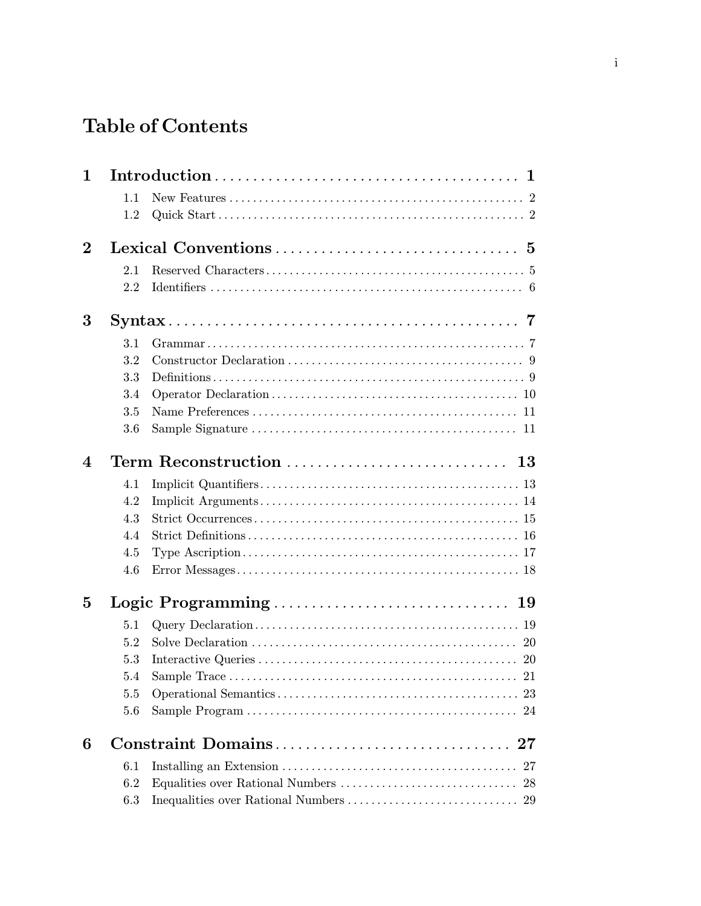# Table of Contents

**1 Introduction** ........................................ **1**

- 1.1 New Features ........................................ 2
- 1.2 Quick Start ........................................ 2

**2 Lexical Conventions** ........................................ **5**

- 2.1 Reserved Characters ........................................ 5
- 2.2 Identifiers ........................................ 6

**3 Syntax** ........................................ **7**

- 3.1 Grammar ........................................ 7
- 3.2 Constructor Declaration ........................................ 9
- 3.3 Definitions ........................................ 9
- 3.4 Operator Declaration ........................................ 10
- 3.5 Name Preferences ........................................ 11
- 3.6 Sample Signature ........................................ 11

**4 Term Reconstruction** ........................................ **13**

- 4.1 Implicit Quantifiers ........................................ 13
- 4.2 Implicit Arguments ........................................ 14
- 4.3 Strict Occurrences ........................................ 15
- 4.4 Strict Definitions ........................................ 16
- 4.5 Type Ascription ........................................ 17
- 4.6 Error Messages ........................................ 18

**5 Logic Programming** ........................................ **19**

- 5.1 Query Declaration ........................................ 19
- 5.2 Solve Declaration ........................................ 20
- 5.3 Interactive Queries ........................................ 20
- 5.4 Sample Trace ........................................ 21
- 5.5 Operational Semantics ........................................ 23
- 5.6 Sample Program ........................................ 24

**6 Constraint Domains** ........................................ **27**

- 6.1 Installing an Extension ........................................ 27
- 6.2 Equalities over Rational Numbers ........................................ 28
- 6.3 Inequalities over Rational Numbers ........................................ 29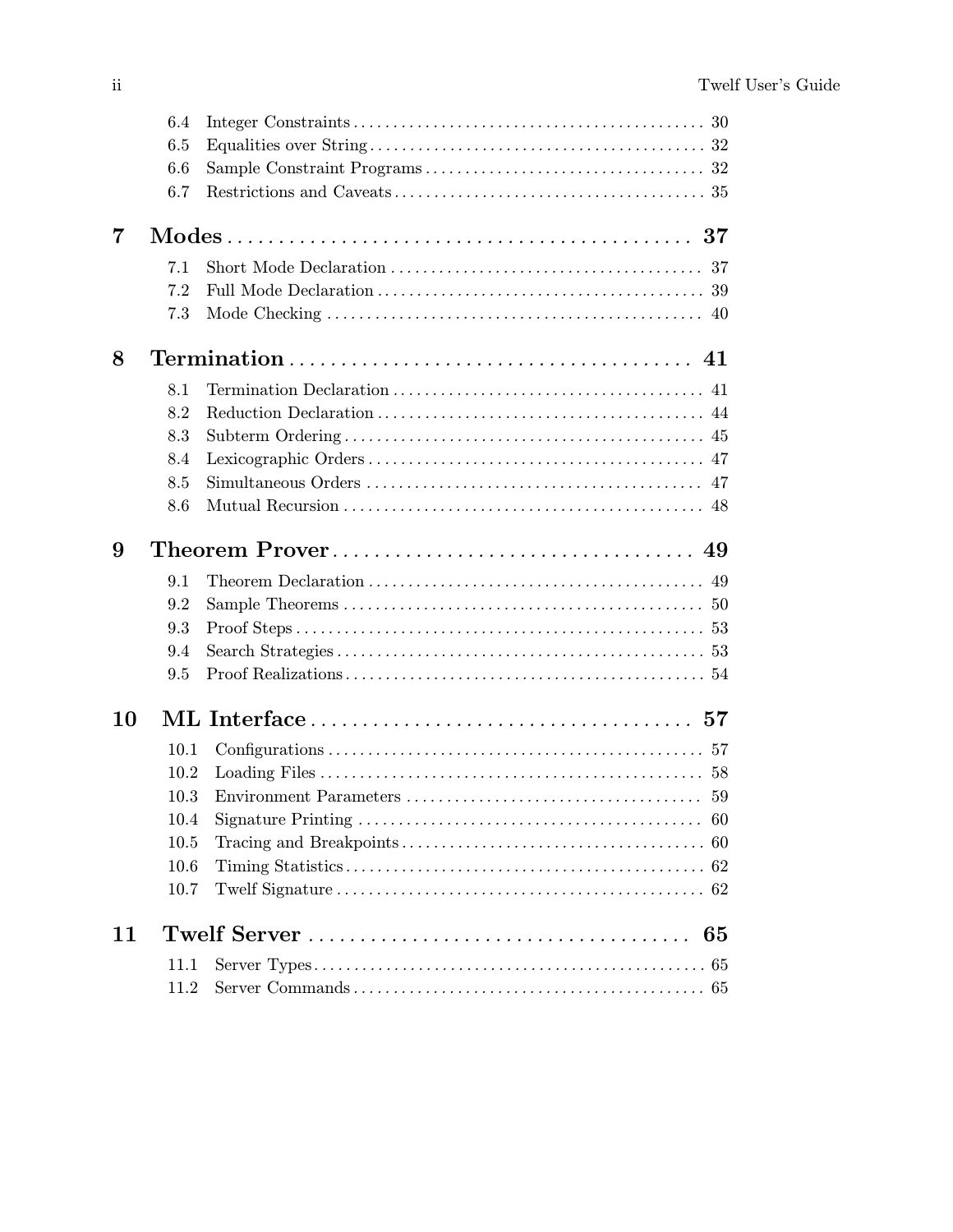6.4 Integer Constraints . . . . . . . . . . . . . . . . . . . . . . . . . . . . . . . . . . . . . . . . . . . 30
6.5 Equalities over String . . . . . . . . . . . . . . . . . . . . . . . . . . . . . . . . . . . . . . . . . 32
6.6 Sample Constraint Programs . . . . . . . . . . . . . . . . . . . . . . . . . . . . . . . . . . 32
6.7 Restrictions and Caveats . . . . . . . . . . . . . . . . . . . . . . . . . . . . . . . . . . . . . . 35

**7 Modes . . . . . . . . . . . . . . . . . . . . . . . . . . . . . . . . . . . . . . . . . . . . . . . 37**

7.1 Short Mode Declaration . . . . . . . . . . . . . . . . . . . . . . . . . . . . . . . . . . . . . . 37
7.2 Full Mode Declaration . . . . . . . . . . . . . . . . . . . . . . . . . . . . . . . . . . . . . . . . 39
7.3 Mode Checking . . . . . . . . . . . . . . . . . . . . . . . . . . . . . . . . . . . . . . . . . . . . . . 40

**8 Termination . . . . . . . . . . . . . . . . . . . . . . . . . . . . . . . . . . . . . . . 41**

8.1 Termination Declaration . . . . . . . . . . . . . . . . . . . . . . . . . . . . . . . . . . . . . . 41
8.2 Reduction Declaration . . . . . . . . . . . . . . . . . . . . . . . . . . . . . . . . . . . . . . . . 44
8.3 Subterm Ordering . . . . . . . . . . . . . . . . . . . . . . . . . . . . . . . . . . . . . . . . . . . . 45
8.4 Lexicographic Orders . . . . . . . . . . . . . . . . . . . . . . . . . . . . . . . . . . . . . . . . . 47
8.5 Simultaneous Orders . . . . . . . . . . . . . . . . . . . . . . . . . . . . . . . . . . . . . . . . . 47
8.6 Mutual Recursion . . . . . . . . . . . . . . . . . . . . . . . . . . . . . . . . . . . . . . . . . . . . 48

**9 Theorem Prover . . . . . . . . . . . . . . . . . . . . . . . . . . . . . . . . . . . 49**

9.1 Theorem Declaration . . . . . . . . . . . . . . . . . . . . . . . . . . . . . . . . . . . . . . . . . 49
9.2 Sample Theorems . . . . . . . . . . . . . . . . . . . . . . . . . . . . . . . . . . . . . . . . . . . . 50
9.3 Proof Steps . . . . . . . . . . . . . . . . . . . . . . . . . . . . . . . . . . . . . . . . . . . . . . . . . . 53
9.4 Search Strategies . . . . . . . . . . . . . . . . . . . . . . . . . . . . . . . . . . . . . . . . . . . . . 53
9.5 Proof Realizations . . . . . . . . . . . . . . . . . . . . . . . . . . . . . . . . . . . . . . . . . . . . 54

**10 ML Interface . . . . . . . . . . . . . . . . . . . . . . . . . . . . . . . . . . . . . . 57**

10.1 Configurations . . . . . . . . . . . . . . . . . . . . . . . . . . . . . . . . . . . . . . . . . . . . . . 57
10.2 Loading Files . . . . . . . . . . . . . . . . . . . . . . . . . . . . . . . . . . . . . . . . . . . . . . . 58
10.3 Environment Parameters . . . . . . . . . . . . . . . . . . . . . . . . . . . . . . . . . . . . 59
10.4 Signature Printing . . . . . . . . . . . . . . . . . . . . . . . . . . . . . . . . . . . . . . . . . . 60
10.5 Tracing and Breakpoints . . . . . . . . . . . . . . . . . . . . . . . . . . . . . . . . . . . . . 60
10.6 Timing Statistics . . . . . . . . . . . . . . . . . . . . . . . . . . . . . . . . . . . . . . . . . . . . 62
10.7 Twelf Signature . . . . . . . . . . . . . . . . . . . . . . . . . . . . . . . . . . . . . . . . . . . . . 62

**11 Twelf Server . . . . . . . . . . . . . . . . . . . . . . . . . . . . . . . . . . . . . . 65**

11.1 Server Types . . . . . . . . . . . . . . . . . . . . . . . . . . . . . . . . . . . . . . . . . . . . . . . . 65
11.2 Server Commands . . . . . . . . . . . . . . . . . . . . . . . . . . . . . . . . . . . . . . . . . . . 65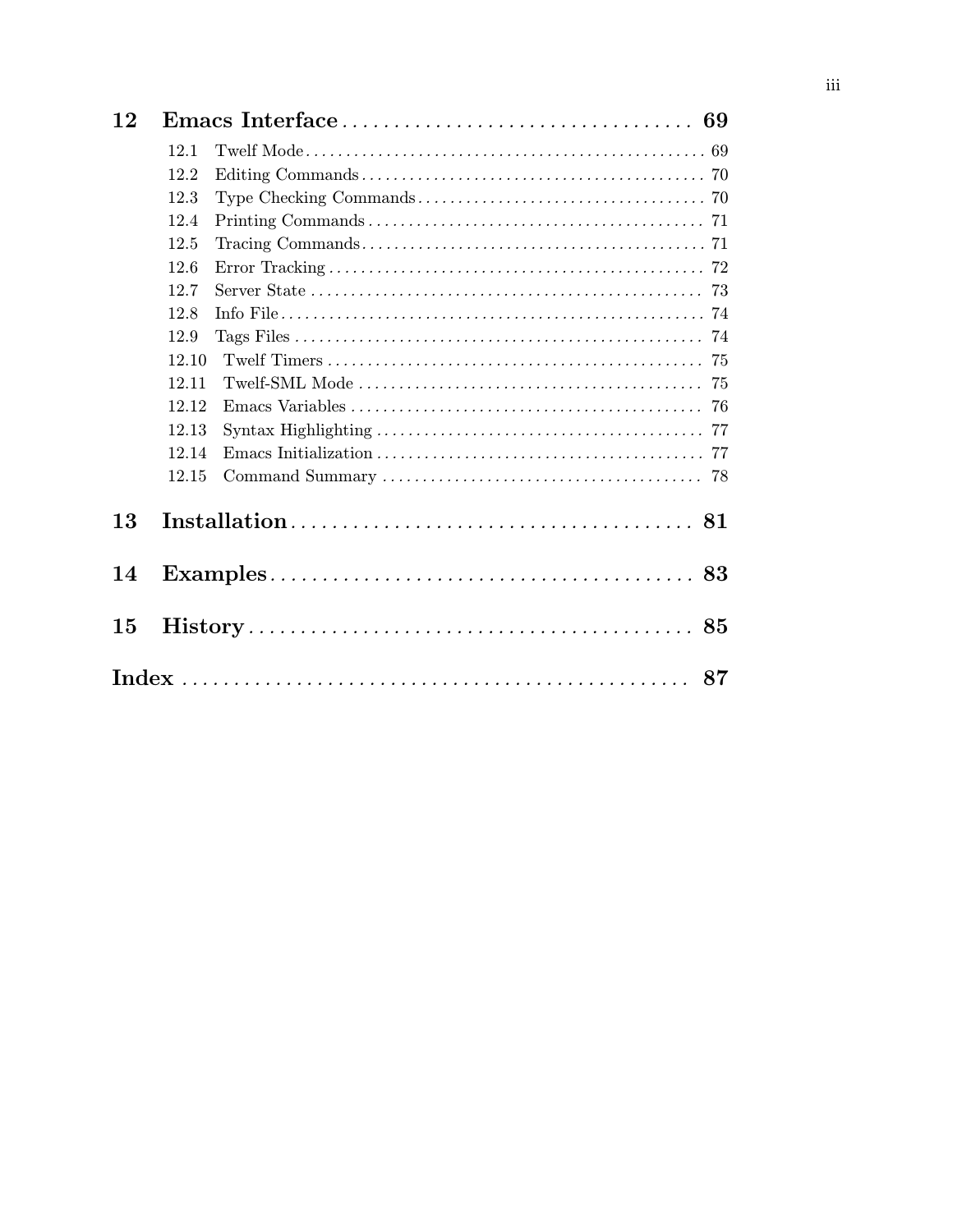**12 Emacs Interface** .................................. 69

- 12.1 Twelf Mode .................................. 69
- 12.2 Editing Commands .................................. 70
- 12.3 Type Checking Commands .................................. 70
- 12.4 Printing Commands .................................. 71
- 12.5 Tracing Commands .................................. 71
- 12.6 Error Tracking .................................. 72
- 12.7 Server State .................................. 73
- 12.8 Info File .................................. 74
- 12.9 Tags Files .................................. 74
- 12.10 Twelf Timers .................................. 75
- 12.11 Twelf-SML Mode .................................. 75
- 12.12 Emacs Variables .................................. 76
- 12.13 Syntax Highlighting .................................. 77
- 12.14 Emacs Initialization .................................. 77
- 12.15 Command Summary .................................. 78

**13 Installation** .................................. 81

**14 Examples** .................................. 83

**15 History** .................................. 85

**Index** .................................. 87